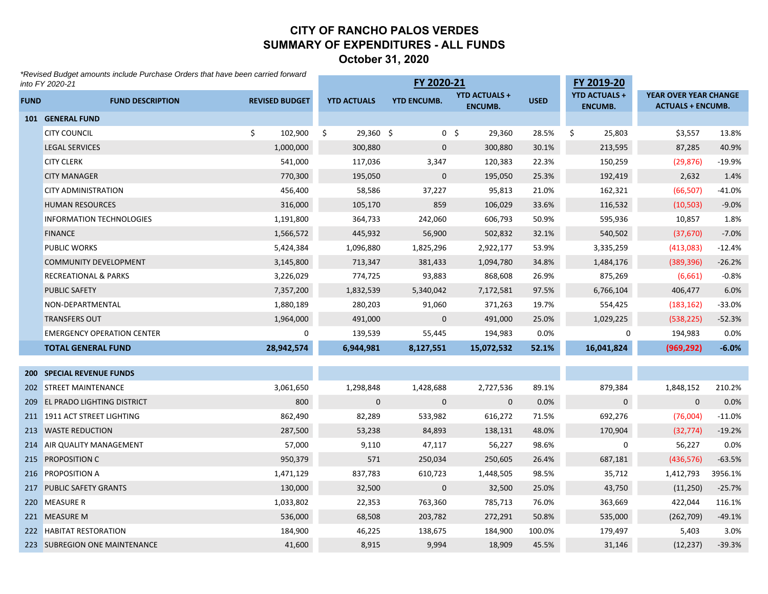# CITY OF RANCHO PALOS VERDES
## SUMMARY OF EXPENDITURES - ALL FUNDS
### October 31, 2020

*Revised Budget amounts include Purchase Orders that have been carried forward into FY 2020-21*

| | | | FY 2020-21 | | | | FY 2019-20 | | |
|---|---|---|---|---|---|---|---|---|---|
| **FUND** | **FUND DESCRIPTION** | **REVISED BUDGET** | **YTD ACTUALS** | **YTD ENCUMB.** | **YTD ACTUALS + ENCUMB.** | **USED** | **YTD ACTUALS + ENCUMB.** | **YEAR OVER YEAR CHANGE ACTUALS + ENCUMB.** | |
| **101** | **GENERAL FUND** | | | | | | | | |
| | CITY COUNCIL | $ 102,900 | $ 29,360 | $ 0 | $ 29,360 | 28.5% | $ 25,803 | $3,557 | 13.8% |
| | LEGAL SERVICES | 1,000,000 | 300,880 | 0 | 300,880 | 30.1% | 213,595 | 87,285 | 40.9% |
| | CITY CLERK | 541,000 | 117,036 | 3,347 | 120,383 | 22.3% | 150,259 | (29,876) | -19.9% |
| | CITY MANAGER | 770,300 | 195,050 | 0 | 195,050 | 25.3% | 192,419 | 2,632 | 1.4% |
| | CITY ADMINISTRATION | 456,400 | 58,586 | 37,227 | 95,813 | 21.0% | 162,321 | (66,507) | -41.0% |
| | HUMAN RESOURCES | 316,000 | 105,170 | 859 | 106,029 | 33.6% | 116,532 | (10,503) | -9.0% |
| | INFORMATION TECHNOLOGIES | 1,191,800 | 364,733 | 242,060 | 606,793 | 50.9% | 595,936 | 10,857 | 1.8% |
| | FINANCE | 1,566,572 | 445,932 | 56,900 | 502,832 | 32.1% | 540,502 | (37,670) | -7.0% |
| | PUBLIC WORKS | 5,424,384 | 1,096,880 | 1,825,296 | 2,922,177 | 53.9% | 3,335,259 | (413,083) | -12.4% |
| | COMMUNITY DEVELOPMENT | 3,145,800 | 713,347 | 381,433 | 1,094,780 | 34.8% | 1,484,176 | (389,396) | -26.2% |
| | RECREATIONAL & PARKS | 3,226,029 | 774,725 | 93,883 | 868,608 | 26.9% | 875,269 | (6,661) | -0.8% |
| | PUBLIC SAFETY | 7,357,200 | 1,832,539 | 5,340,042 | 7,172,581 | 97.5% | 6,766,104 | 406,477 | 6.0% |
| | NON-DEPARTMENTAL | 1,880,189 | 280,203 | 91,060 | 371,263 | 19.7% | 554,425 | (183,162) | -33.0% |
| | TRANSFERS OUT | 1,964,000 | 491,000 | 0 | 491,000 | 25.0% | 1,029,225 | (538,225) | -52.3% |
| | EMERGENCY OPERATION CENTER | 0 | 139,539 | 55,445 | 194,983 | 0.0% | 0 | 194,983 | 0.0% |
| | **TOTAL GENERAL FUND** | **28,942,574** | **6,944,981** | **8,127,551** | **15,072,532** | **52.1%** | **16,041,824** | **(969,292)** | **-6.0%** |
| **200** | **SPECIAL REVENUE FUNDS** | | | | | | | | |
| 202 | STREET MAINTENANCE | 3,061,650 | 1,298,848 | 1,428,688 | 2,727,536 | 89.1% | 879,384 | 1,848,152 | 210.2% |
| 209 | EL PRADO LIGHTING DISTRICT | 800 | 0 | 0 | 0 | 0.0% | 0 | 0 | 0.0% |
| 211 | 1911 ACT STREET LIGHTING | 862,490 | 82,289 | 533,982 | 616,272 | 71.5% | 692,276 | (76,004) | -11.0% |
| 213 | WASTE REDUCTION | 287,500 | 53,238 | 84,893 | 138,131 | 48.0% | 170,904 | (32,774) | -19.2% |
| 214 | AIR QUALITY MANAGEMENT | 57,000 | 9,110 | 47,117 | 56,227 | 98.6% | 0 | 56,227 | 0.0% |
| 215 | PROPOSITION C | 950,379 | 571 | 250,034 | 250,605 | 26.4% | 687,181 | (436,576) | -63.5% |
| 216 | PROPOSITION A | 1,471,129 | 837,783 | 610,723 | 1,448,505 | 98.5% | 35,712 | 1,412,793 | 3956.1% |
| 217 | PUBLIC SAFETY GRANTS | 130,000 | 32,500 | 0 | 32,500 | 25.0% | 43,750 | (11,250) | -25.7% |
| 220 | MEASURE R | 1,033,802 | 22,353 | 763,360 | 785,713 | 76.0% | 363,669 | 422,044 | 116.1% |
| 221 | MEASURE M | 536,000 | 68,508 | 203,782 | 272,291 | 50.8% | 535,000 | (262,709) | -49.1% |
| 222 | HABITAT RESTORATION | 184,900 | 46,225 | 138,675 | 184,900 | 100.0% | 179,497 | 5,403 | 3.0% |
| 223 | SUBREGION ONE MAINTENANCE | 41,600 | 8,915 | 9,994 | 18,909 | 45.5% | 31,146 | (12,237) | -39.3% |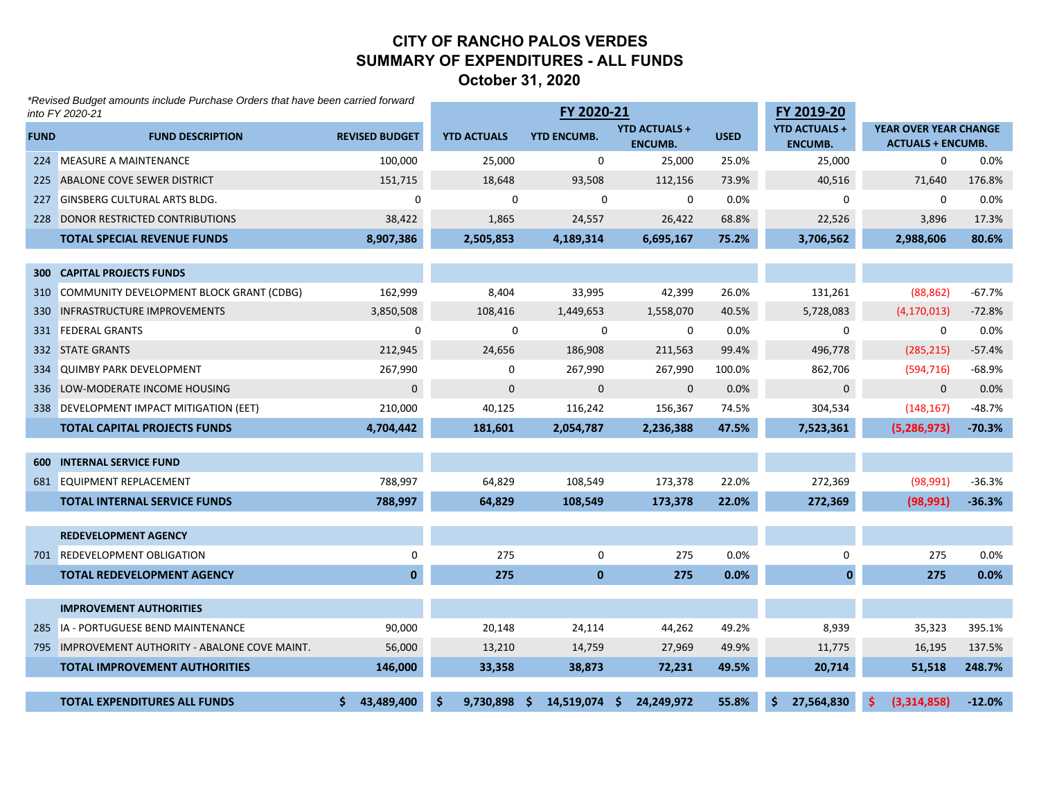# CITY OF RANCHO PALOS VERDES
## SUMMARY OF EXPENDITURES - ALL FUNDS
### October 31, 2020

*\*Revised Budget amounts include Purchase Orders that have been carried forward into FY 2020-21*

| FUND | FUND DESCRIPTION | REVISED BUDGET | FY 2020-21 YTD ACTUALS | FY 2020-21 YTD ENCUMB. | FY 2020-21 YTD ACTUALS + ENCUMB. | FY 2020-21 USED | FY 2019-20 YTD ACTUALS + ENCUMB. | YEAR OVER YEAR CHANGE ACTUALS + ENCUMB. | |
|---|---|---|---|---|---|---|---|---|---|
| 224 | MEASURE A MAINTENANCE | 100,000 | 25,000 | 0 | 25,000 | 25.0% | 25,000 | 0 | 0.0% |
| 225 | ABALONE COVE SEWER DISTRICT | 151,715 | 18,648 | 93,508 | 112,156 | 73.9% | 40,516 | 71,640 | 176.8% |
| 227 | GINSBERG CULTURAL ARTS BLDG. | 0 | 0 | 0 | 0 | 0.0% | 0 | 0 | 0.0% |
| 228 | DONOR RESTRICTED CONTRIBUTIONS | 38,422 | 1,865 | 24,557 | 26,422 | 68.8% | 22,526 | 3,896 | 17.3% |
| | **TOTAL SPECIAL REVENUE FUNDS** | **8,907,386** | **2,505,853** | **4,189,314** | **6,695,167** | **75.2%** | **3,706,562** | **2,988,606** | **80.6%** |
| **300** | **CAPITAL PROJECTS FUNDS** | | | | | | | | |
| 310 | COMMUNITY DEVELOPMENT BLOCK GRANT (CDBG) | 162,999 | 8,404 | 33,995 | 42,399 | 26.0% | 131,261 | (88,862) | -67.7% |
| 330 | INFRASTRUCTURE IMPROVEMENTS | 3,850,508 | 108,416 | 1,449,653 | 1,558,070 | 40.5% | 5,728,083 | (4,170,013) | -72.8% |
| 331 | FEDERAL GRANTS | 0 | 0 | 0 | 0 | 0.0% | 0 | 0 | 0.0% |
| 332 | STATE GRANTS | 212,945 | 24,656 | 186,908 | 211,563 | 99.4% | 496,778 | (285,215) | -57.4% |
| 334 | QUIMBY PARK DEVELOPMENT | 267,990 | 0 | 267,990 | 267,990 | 100.0% | 862,706 | (594,716) | -68.9% |
| 336 | LOW-MODERATE INCOME HOUSING | 0 | 0 | 0 | 0 | 0.0% | 0 | 0 | 0.0% |
| 338 | DEVELOPMENT IMPACT MITIGATION (EET) | 210,000 | 40,125 | 116,242 | 156,367 | 74.5% | 304,534 | (148,167) | -48.7% |
| | **TOTAL CAPITAL PROJECTS FUNDS** | **4,704,442** | **181,601** | **2,054,787** | **2,236,388** | **47.5%** | **7,523,361** | **(5,286,973)** | **-70.3%** |
| **600** | **INTERNAL SERVICE FUND** | | | | | | | | |
| 681 | EQUIPMENT REPLACEMENT | 788,997 | 64,829 | 108,549 | 173,378 | 22.0% | 272,369 | (98,991) | -36.3% |
| | **TOTAL INTERNAL SERVICE FUNDS** | **788,997** | **64,829** | **108,549** | **173,378** | **22.0%** | **272,369** | **(98,991)** | **-36.3%** |
| | **REDEVELOPMENT AGENCY** | | | | | | | | |
| 701 | REDEVELOPMENT OBLIGATION | 0 | 275 | 0 | 275 | 0.0% | 0 | 275 | 0.0% |
| | **TOTAL REDEVELOPMENT AGENCY** | **0** | **275** | **0** | **275** | **0.0%** | **0** | **275** | **0.0%** |
| | **IMPROVEMENT AUTHORITIES** | | | | | | | | |
| 285 | IA - PORTUGUESE BEND MAINTENANCE | 90,000 | 20,148 | 24,114 | 44,262 | 49.2% | 8,939 | 35,323 | 395.1% |
| 795 | IMPROVEMENT AUTHORITY - ABALONE COVE MAINT. | 56,000 | 13,210 | 14,759 | 27,969 | 49.9% | 11,775 | 16,195 | 137.5% |
| | **TOTAL IMPROVEMENT AUTHORITIES** | **146,000** | **33,358** | **38,873** | **72,231** | **49.5%** | **20,714** | **51,518** | **248.7%** |
| | **TOTAL EXPENDITURES ALL FUNDS** | **$ 43,489,400** | **$ 9,730,898** | **$ 14,519,074** | **$ 24,249,972** | **55.8%** | **$ 27,564,830** | **$ (3,314,858)** | **-12.0%** |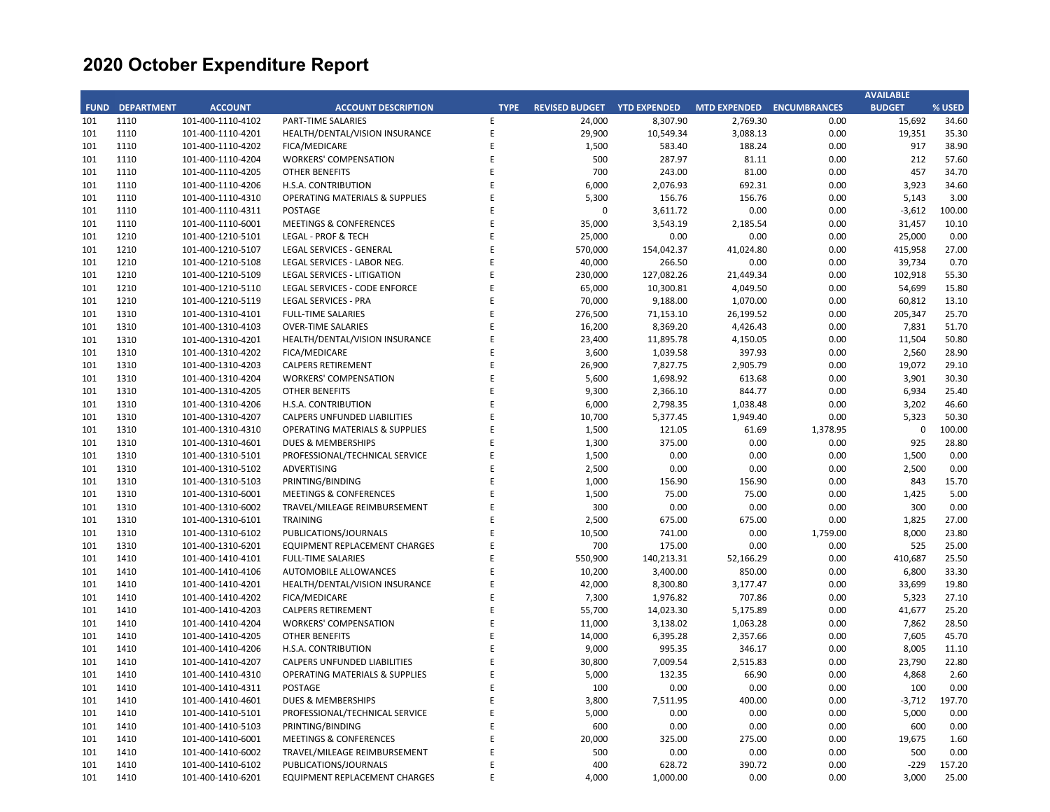# 2020 October Expenditure Report

| FUND | DEPARTMENT | ACCOUNT | ACCOUNT DESCRIPTION | TYPE | REVISED BUDGET | YTD EXPENDED | MTD EXPENDED | ENCUMBRANCES | AVAILABLE BUDGET | % USED |
|---|---|---|---|---|---|---|---|---|---|---|
| 101 | 1110 | 101-400-1110-4102 | PART-TIME SALARIES | E | 24,000 | 8,307.90 | 2,769.30 | 0.00 | 15,692 | 34.60 |
| 101 | 1110 | 101-400-1110-4201 | HEALTH/DENTAL/VISION INSURANCE | E | 29,900 | 10,549.34 | 3,088.13 | 0.00 | 19,351 | 35.30 |
| 101 | 1110 | 101-400-1110-4202 | FICA/MEDICARE | E | 1,500 | 583.40 | 188.24 | 0.00 | 917 | 38.90 |
| 101 | 1110 | 101-400-1110-4204 | WORKERS' COMPENSATION | E | 500 | 287.97 | 81.11 | 0.00 | 212 | 57.60 |
| 101 | 1110 | 101-400-1110-4205 | OTHER BENEFITS | E | 700 | 243.00 | 81.00 | 0.00 | 457 | 34.70 |
| 101 | 1110 | 101-400-1110-4206 | H.S.A. CONTRIBUTION | E | 6,000 | 2,076.93 | 692.31 | 0.00 | 3,923 | 34.60 |
| 101 | 1110 | 101-400-1110-4310 | OPERATING MATERIALS & SUPPLIES | E | 5,300 | 156.76 | 156.76 | 0.00 | 5,143 | 3.00 |
| 101 | 1110 | 101-400-1110-4311 | POSTAGE | E | 0 | 3,611.72 | 0.00 | 0.00 | -3,612 | 100.00 |
| 101 | 1110 | 101-400-1110-6001 | MEETINGS & CONFERENCES | E | 35,000 | 3,543.19 | 2,185.54 | 0.00 | 31,457 | 10.10 |
| 101 | 1210 | 101-400-1210-5101 | LEGAL - PROF & TECH | E | 25,000 | 0.00 | 0.00 | 0.00 | 25,000 | 0.00 |
| 101 | 1210 | 101-400-1210-5107 | LEGAL SERVICES - GENERAL | E | 570,000 | 154,042.37 | 41,024.80 | 0.00 | 415,958 | 27.00 |
| 101 | 1210 | 101-400-1210-5108 | LEGAL SERVICES - LABOR NEG. | E | 40,000 | 266.50 | 0.00 | 0.00 | 39,734 | 0.70 |
| 101 | 1210 | 101-400-1210-5109 | LEGAL SERVICES - LITIGATION | E | 230,000 | 127,082.26 | 21,449.34 | 0.00 | 102,918 | 55.30 |
| 101 | 1210 | 101-400-1210-5110 | LEGAL SERVICES - CODE ENFORCE | E | 65,000 | 10,300.81 | 4,049.50 | 0.00 | 54,699 | 15.80 |
| 101 | 1210 | 101-400-1210-5119 | LEGAL SERVICES - PRA | E | 70,000 | 9,188.00 | 1,070.00 | 0.00 | 60,812 | 13.10 |
| 101 | 1310 | 101-400-1310-4101 | FULL-TIME SALARIES | E | 276,500 | 71,153.10 | 26,199.52 | 0.00 | 205,347 | 25.70 |
| 101 | 1310 | 101-400-1310-4103 | OVER-TIME SALARIES | E | 16,200 | 8,369.20 | 4,426.43 | 0.00 | 7,831 | 51.70 |
| 101 | 1310 | 101-400-1310-4201 | HEALTH/DENTAL/VISION INSURANCE | E | 23,400 | 11,895.78 | 4,150.05 | 0.00 | 11,504 | 50.80 |
| 101 | 1310 | 101-400-1310-4202 | FICA/MEDICARE | E | 3,600 | 1,039.58 | 397.93 | 0.00 | 2,560 | 28.90 |
| 101 | 1310 | 101-400-1310-4203 | CALPERS RETIREMENT | E | 26,900 | 7,827.75 | 2,905.79 | 0.00 | 19,072 | 29.10 |
| 101 | 1310 | 101-400-1310-4204 | WORKERS' COMPENSATION | E | 5,600 | 1,698.92 | 613.68 | 0.00 | 3,901 | 30.30 |
| 101 | 1310 | 101-400-1310-4205 | OTHER BENEFITS | E | 9,300 | 2,366.10 | 844.77 | 0.00 | 6,934 | 25.40 |
| 101 | 1310 | 101-400-1310-4206 | H.S.A. CONTRIBUTION | E | 6,000 | 2,798.35 | 1,038.48 | 0.00 | 3,202 | 46.60 |
| 101 | 1310 | 101-400-1310-4207 | CALPERS UNFUNDED LIABILITIES | E | 10,700 | 5,377.45 | 1,949.40 | 0.00 | 5,323 | 50.30 |
| 101 | 1310 | 101-400-1310-4310 | OPERATING MATERIALS & SUPPLIES | E | 1,500 | 121.05 | 61.69 | 1,378.95 | 0 | 100.00 |
| 101 | 1310 | 101-400-1310-4601 | DUES & MEMBERSHIPS | E | 1,300 | 375.00 | 0.00 | 0.00 | 925 | 28.80 |
| 101 | 1310 | 101-400-1310-5101 | PROFESSIONAL/TECHNICAL SERVICE | E | 1,500 | 0.00 | 0.00 | 0.00 | 1,500 | 0.00 |
| 101 | 1310 | 101-400-1310-5102 | ADVERTISING | E | 2,500 | 0.00 | 0.00 | 0.00 | 2,500 | 0.00 |
| 101 | 1310 | 101-400-1310-5103 | PRINTING/BINDING | E | 1,000 | 156.90 | 156.90 | 0.00 | 843 | 15.70 |
| 101 | 1310 | 101-400-1310-6001 | MEETINGS & CONFERENCES | E | 1,500 | 75.00 | 75.00 | 0.00 | 1,425 | 5.00 |
| 101 | 1310 | 101-400-1310-6002 | TRAVEL/MILEAGE REIMBURSEMENT | E | 300 | 0.00 | 0.00 | 0.00 | 300 | 0.00 |
| 101 | 1310 | 101-400-1310-6101 | TRAINING | E | 2,500 | 675.00 | 675.00 | 0.00 | 1,825 | 27.00 |
| 101 | 1310 | 101-400-1310-6102 | PUBLICATIONS/JOURNALS | E | 10,500 | 741.00 | 0.00 | 1,759.00 | 8,000 | 23.80 |
| 101 | 1310 | 101-400-1310-6201 | EQUIPMENT REPLACEMENT CHARGES | E | 700 | 175.00 | 0.00 | 0.00 | 525 | 25.00 |
| 101 | 1410 | 101-400-1410-4101 | FULL-TIME SALARIES | E | 550,900 | 140,213.31 | 52,166.29 | 0.00 | 410,687 | 25.50 |
| 101 | 1410 | 101-400-1410-4106 | AUTOMOBILE ALLOWANCES | E | 10,200 | 3,400.00 | 850.00 | 0.00 | 6,800 | 33.30 |
| 101 | 1410 | 101-400-1410-4201 | HEALTH/DENTAL/VISION INSURANCE | E | 42,000 | 8,300.80 | 3,177.47 | 0.00 | 33,699 | 19.80 |
| 101 | 1410 | 101-400-1410-4202 | FICA/MEDICARE | E | 7,300 | 1,976.82 | 707.86 | 0.00 | 5,323 | 27.10 |
| 101 | 1410 | 101-400-1410-4203 | CALPERS RETIREMENT | E | 55,700 | 14,023.30 | 5,175.89 | 0.00 | 41,677 | 25.20 |
| 101 | 1410 | 101-400-1410-4204 | WORKERS' COMPENSATION | E | 11,000 | 3,138.02 | 1,063.28 | 0.00 | 7,862 | 28.50 |
| 101 | 1410 | 101-400-1410-4205 | OTHER BENEFITS | E | 14,000 | 6,395.28 | 2,357.66 | 0.00 | 7,605 | 45.70 |
| 101 | 1410 | 101-400-1410-4206 | H.S.A. CONTRIBUTION | E | 9,000 | 995.35 | 346.17 | 0.00 | 8,005 | 11.10 |
| 101 | 1410 | 101-400-1410-4207 | CALPERS UNFUNDED LIABILITIES | E | 30,800 | 7,009.54 | 2,515.83 | 0.00 | 23,790 | 22.80 |
| 101 | 1410 | 101-400-1410-4310 | OPERATING MATERIALS & SUPPLIES | E | 5,000 | 132.35 | 66.90 | 0.00 | 4,868 | 2.60 |
| 101 | 1410 | 101-400-1410-4311 | POSTAGE | E | 100 | 0.00 | 0.00 | 0.00 | 100 | 0.00 |
| 101 | 1410 | 101-400-1410-4601 | DUES & MEMBERSHIPS | E | 3,800 | 7,511.95 | 400.00 | 0.00 | -3,712 | 197.70 |
| 101 | 1410 | 101-400-1410-5101 | PROFESSIONAL/TECHNICAL SERVICE | E | 5,000 | 0.00 | 0.00 | 0.00 | 5,000 | 0.00 |
| 101 | 1410 | 101-400-1410-5103 | PRINTING/BINDING | E | 600 | 0.00 | 0.00 | 0.00 | 600 | 0.00 |
| 101 | 1410 | 101-400-1410-6001 | MEETINGS & CONFERENCES | E | 20,000 | 325.00 | 275.00 | 0.00 | 19,675 | 1.60 |
| 101 | 1410 | 101-400-1410-6002 | TRAVEL/MILEAGE REIMBURSEMENT | E | 500 | 0.00 | 0.00 | 0.00 | 500 | 0.00 |
| 101 | 1410 | 101-400-1410-6102 | PUBLICATIONS/JOURNALS | E | 400 | 628.72 | 390.72 | 0.00 | -229 | 157.20 |
| 101 | 1410 | 101-400-1410-6201 | EQUIPMENT REPLACEMENT CHARGES | E | 4,000 | 1,000.00 | 0.00 | 0.00 | 3,000 | 25.00 |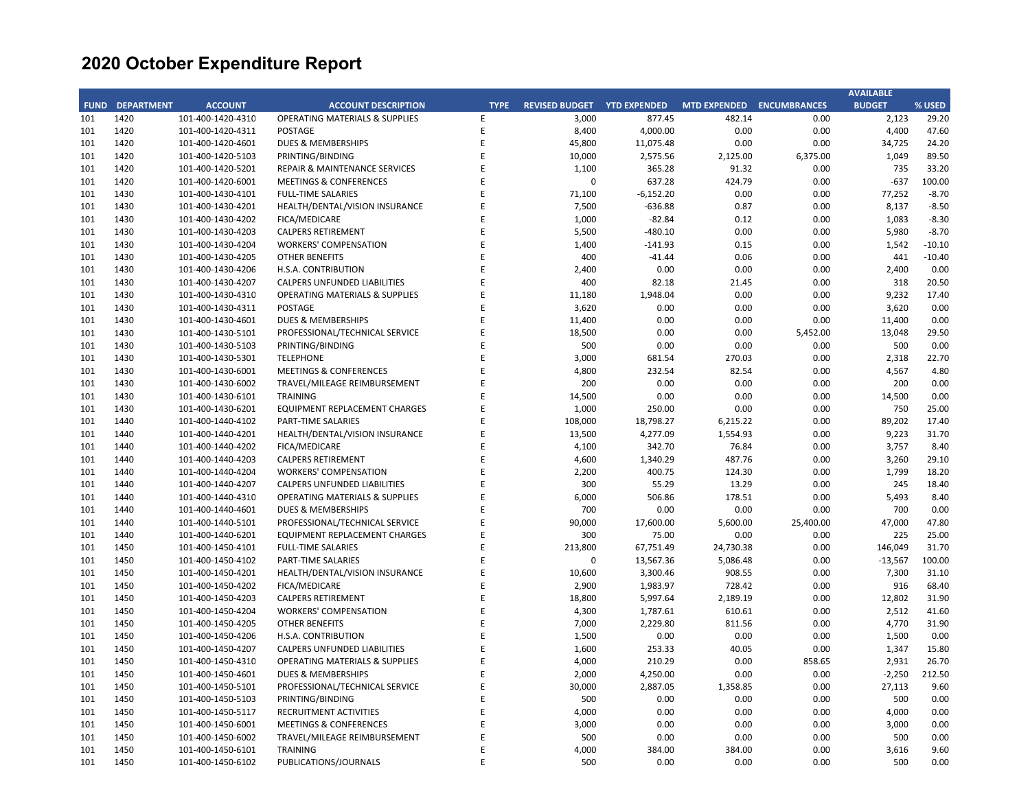# 2020 October Expenditure Report

| FUND | DEPARTMENT | ACCOUNT | ACCOUNT DESCRIPTION | TYPE | REVISED BUDGET | YTD EXPENDED | MTD EXPENDED | ENCUMBRANCES | AVAILABLE BUDGET | % USED |
|---|---|---|---|---|---|---|---|---|---|---|
| 101 | 1420 | 101-400-1420-4310 | OPERATING MATERIALS & SUPPLIES | E | 3,000 | 877.45 | 482.14 | 0.00 | 2,123 | 29.20 |
| 101 | 1420 | 101-400-1420-4311 | POSTAGE | E | 8,400 | 4,000.00 | 0.00 | 0.00 | 4,400 | 47.60 |
| 101 | 1420 | 101-400-1420-4601 | DUES & MEMBERSHIPS | E | 45,800 | 11,075.48 | 0.00 | 0.00 | 34,725 | 24.20 |
| 101 | 1420 | 101-400-1420-5103 | PRINTING/BINDING | E | 10,000 | 2,575.56 | 2,125.00 | 6,375.00 | 1,049 | 89.50 |
| 101 | 1420 | 101-400-1420-5201 | REPAIR & MAINTENANCE SERVICES | E | 1,100 | 365.28 | 91.32 | 0.00 | 735 | 33.20 |
| 101 | 1420 | 101-400-1420-6001 | MEETINGS & CONFERENCES | E | 0 | 637.28 | 424.79 | 0.00 | -637 | 100.00 |
| 101 | 1430 | 101-400-1430-4101 | FULL-TIME SALARIES | E | 71,100 | -6,152.20 | 0.00 | 0.00 | 77,252 | -8.70 |
| 101 | 1430 | 101-400-1430-4201 | HEALTH/DENTAL/VISION INSURANCE | E | 7,500 | -636.88 | 0.87 | 0.00 | 8,137 | -8.50 |
| 101 | 1430 | 101-400-1430-4202 | FICA/MEDICARE | E | 1,000 | -82.84 | 0.12 | 0.00 | 1,083 | -8.30 |
| 101 | 1430 | 101-400-1430-4203 | CALPERS RETIREMENT | E | 5,500 | -480.10 | 0.00 | 0.00 | 5,980 | -8.70 |
| 101 | 1430 | 101-400-1430-4204 | WORKERS' COMPENSATION | E | 1,400 | -141.93 | 0.15 | 0.00 | 1,542 | -10.10 |
| 101 | 1430 | 101-400-1430-4205 | OTHER BENEFITS | E | 400 | -41.44 | 0.06 | 0.00 | 441 | -10.40 |
| 101 | 1430 | 101-400-1430-4206 | H.S.A. CONTRIBUTION | E | 2,400 | 0.00 | 0.00 | 0.00 | 2,400 | 0.00 |
| 101 | 1430 | 101-400-1430-4207 | CALPERS UNFUNDED LIABILITIES | E | 400 | 82.18 | 21.45 | 0.00 | 318 | 20.50 |
| 101 | 1430 | 101-400-1430-4310 | OPERATING MATERIALS & SUPPLIES | E | 11,180 | 1,948.04 | 0.00 | 0.00 | 9,232 | 17.40 |
| 101 | 1430 | 101-400-1430-4311 | POSTAGE | E | 3,620 | 0.00 | 0.00 | 0.00 | 3,620 | 0.00 |
| 101 | 1430 | 101-400-1430-4601 | DUES & MEMBERSHIPS | E | 11,400 | 0.00 | 0.00 | 0.00 | 11,400 | 0.00 |
| 101 | 1430 | 101-400-1430-5101 | PROFESSIONAL/TECHNICAL SERVICE | E | 18,500 | 0.00 | 0.00 | 5,452.00 | 13,048 | 29.50 |
| 101 | 1430 | 101-400-1430-5103 | PRINTING/BINDING | E | 500 | 0.00 | 0.00 | 0.00 | 500 | 0.00 |
| 101 | 1430 | 101-400-1430-5301 | TELEPHONE | E | 3,000 | 681.54 | 270.03 | 0.00 | 2,318 | 22.70 |
| 101 | 1430 | 101-400-1430-6001 | MEETINGS & CONFERENCES | E | 4,800 | 232.54 | 82.54 | 0.00 | 4,567 | 4.80 |
| 101 | 1430 | 101-400-1430-6002 | TRAVEL/MILEAGE REIMBURSEMENT | E | 200 | 0.00 | 0.00 | 0.00 | 200 | 0.00 |
| 101 | 1430 | 101-400-1430-6101 | TRAINING | E | 14,500 | 0.00 | 0.00 | 0.00 | 14,500 | 0.00 |
| 101 | 1430 | 101-400-1430-6201 | EQUIPMENT REPLACEMENT CHARGES | E | 1,000 | 250.00 | 0.00 | 0.00 | 750 | 25.00 |
| 101 | 1440 | 101-400-1440-4102 | PART-TIME SALARIES | E | 108,000 | 18,798.27 | 6,215.22 | 0.00 | 89,202 | 17.40 |
| 101 | 1440 | 101-400-1440-4201 | HEALTH/DENTAL/VISION INSURANCE | E | 13,500 | 4,277.09 | 1,554.93 | 0.00 | 9,223 | 31.70 |
| 101 | 1440 | 101-400-1440-4202 | FICA/MEDICARE | E | 4,100 | 342.70 | 76.84 | 0.00 | 3,757 | 8.40 |
| 101 | 1440 | 101-400-1440-4203 | CALPERS RETIREMENT | E | 4,600 | 1,340.29 | 487.76 | 0.00 | 3,260 | 29.10 |
| 101 | 1440 | 101-400-1440-4204 | WORKERS' COMPENSATION | E | 2,200 | 400.75 | 124.30 | 0.00 | 1,799 | 18.20 |
| 101 | 1440 | 101-400-1440-4207 | CALPERS UNFUNDED LIABILITIES | E | 300 | 55.29 | 13.29 | 0.00 | 245 | 18.40 |
| 101 | 1440 | 101-400-1440-4310 | OPERATING MATERIALS & SUPPLIES | E | 6,000 | 506.86 | 178.51 | 0.00 | 5,493 | 8.40 |
| 101 | 1440 | 101-400-1440-4601 | DUES & MEMBERSHIPS | E | 700 | 0.00 | 0.00 | 0.00 | 700 | 0.00 |
| 101 | 1440 | 101-400-1440-5101 | PROFESSIONAL/TECHNICAL SERVICE | E | 90,000 | 17,600.00 | 5,600.00 | 25,400.00 | 47,000 | 47.80 |
| 101 | 1440 | 101-400-1440-6201 | EQUIPMENT REPLACEMENT CHARGES | E | 300 | 75.00 | 0.00 | 0.00 | 225 | 25.00 |
| 101 | 1450 | 101-400-1450-4101 | FULL-TIME SALARIES | E | 213,800 | 67,751.49 | 24,730.38 | 0.00 | 146,049 | 31.70 |
| 101 | 1450 | 101-400-1450-4102 | PART-TIME SALARIES | E | 0 | 13,567.36 | 5,086.48 | 0.00 | -13,567 | 100.00 |
| 101 | 1450 | 101-400-1450-4201 | HEALTH/DENTAL/VISION INSURANCE | E | 10,600 | 3,300.46 | 908.55 | 0.00 | 7,300 | 31.10 |
| 101 | 1450 | 101-400-1450-4202 | FICA/MEDICARE | E | 2,900 | 1,983.97 | 728.42 | 0.00 | 916 | 68.40 |
| 101 | 1450 | 101-400-1450-4203 | CALPERS RETIREMENT | E | 18,800 | 5,997.64 | 2,189.19 | 0.00 | 12,802 | 31.90 |
| 101 | 1450 | 101-400-1450-4204 | WORKERS' COMPENSATION | E | 4,300 | 1,787.61 | 610.61 | 0.00 | 2,512 | 41.60 |
| 101 | 1450 | 101-400-1450-4205 | OTHER BENEFITS | E | 7,000 | 2,229.80 | 811.56 | 0.00 | 4,770 | 31.90 |
| 101 | 1450 | 101-400-1450-4206 | H.S.A. CONTRIBUTION | E | 1,500 | 0.00 | 0.00 | 0.00 | 1,500 | 0.00 |
| 101 | 1450 | 101-400-1450-4207 | CALPERS UNFUNDED LIABILITIES | E | 1,600 | 253.33 | 40.05 | 0.00 | 1,347 | 15.80 |
| 101 | 1450 | 101-400-1450-4310 | OPERATING MATERIALS & SUPPLIES | E | 4,000 | 210.29 | 0.00 | 858.65 | 2,931 | 26.70 |
| 101 | 1450 | 101-400-1450-4601 | DUES & MEMBERSHIPS | E | 2,000 | 4,250.00 | 0.00 | 0.00 | -2,250 | 212.50 |
| 101 | 1450 | 101-400-1450-5101 | PROFESSIONAL/TECHNICAL SERVICE | E | 30,000 | 2,887.05 | 1,358.85 | 0.00 | 27,113 | 9.60 |
| 101 | 1450 | 101-400-1450-5103 | PRINTING/BINDING | E | 500 | 0.00 | 0.00 | 0.00 | 500 | 0.00 |
| 101 | 1450 | 101-400-1450-5117 | RECRUITMENT ACTIVITIES | E | 4,000 | 0.00 | 0.00 | 0.00 | 4,000 | 0.00 |
| 101 | 1450 | 101-400-1450-6001 | MEETINGS & CONFERENCES | E | 3,000 | 0.00 | 0.00 | 0.00 | 3,000 | 0.00 |
| 101 | 1450 | 101-400-1450-6002 | TRAVEL/MILEAGE REIMBURSEMENT | E | 500 | 0.00 | 0.00 | 0.00 | 500 | 0.00 |
| 101 | 1450 | 101-400-1450-6101 | TRAINING | E | 4,000 | 384.00 | 384.00 | 0.00 | 3,616 | 9.60 |
| 101 | 1450 | 101-400-1450-6102 | PUBLICATIONS/JOURNALS | E | 500 | 0.00 | 0.00 | 0.00 | 500 | 0.00 |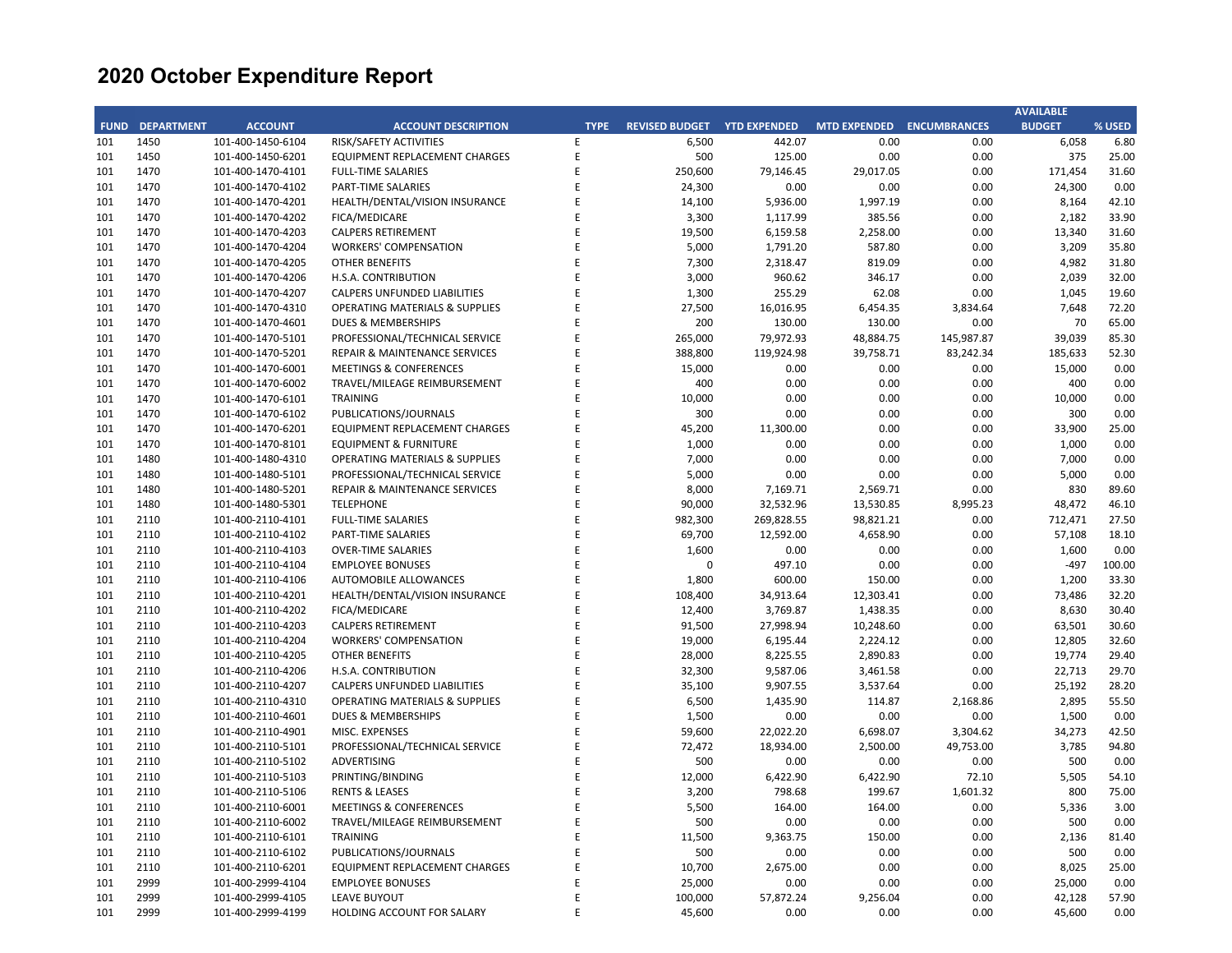# 2020 October Expenditure Report

| FUND | DEPARTMENT | ACCOUNT | ACCOUNT DESCRIPTION | TYPE | REVISED BUDGET | YTD EXPENDED | MTD EXPENDED | ENCUMBRANCES | AVAILABLE BUDGET | % USED |
|---|---|---|---|---|---|---|---|---|---|---|
| 101 | 1450 | 101-400-1450-6104 | RISK/SAFETY ACTIVITIES | E | 6,500 | 442.07 | 0.00 | 0.00 | 6,058 | 6.80 |
| 101 | 1450 | 101-400-1450-6201 | EQUIPMENT REPLACEMENT CHARGES | E | 500 | 125.00 | 0.00 | 0.00 | 375 | 25.00 |
| 101 | 1470 | 101-400-1470-4101 | FULL-TIME SALARIES | E | 250,600 | 79,146.45 | 29,017.05 | 0.00 | 171,454 | 31.60 |
| 101 | 1470 | 101-400-1470-4102 | PART-TIME SALARIES | E | 24,300 | 0.00 | 0.00 | 0.00 | 24,300 | 0.00 |
| 101 | 1470 | 101-400-1470-4201 | HEALTH/DENTAL/VISION INSURANCE | E | 14,100 | 5,936.00 | 1,997.19 | 0.00 | 8,164 | 42.10 |
| 101 | 1470 | 101-400-1470-4202 | FICA/MEDICARE | E | 3,300 | 1,117.99 | 385.56 | 0.00 | 2,182 | 33.90 |
| 101 | 1470 | 101-400-1470-4203 | CALPERS RETIREMENT | E | 19,500 | 6,159.58 | 2,258.00 | 0.00 | 13,340 | 31.60 |
| 101 | 1470 | 101-400-1470-4204 | WORKERS' COMPENSATION | E | 5,000 | 1,791.20 | 587.80 | 0.00 | 3,209 | 35.80 |
| 101 | 1470 | 101-400-1470-4205 | OTHER BENEFITS | E | 7,300 | 2,318.47 | 819.09 | 0.00 | 4,982 | 31.80 |
| 101 | 1470 | 101-400-1470-4206 | H.S.A. CONTRIBUTION | E | 3,000 | 960.62 | 346.17 | 0.00 | 2,039 | 32.00 |
| 101 | 1470 | 101-400-1470-4207 | CALPERS UNFUNDED LIABILITIES | E | 1,300 | 255.29 | 62.08 | 0.00 | 1,045 | 19.60 |
| 101 | 1470 | 101-400-1470-4310 | OPERATING MATERIALS & SUPPLIES | E | 27,500 | 16,016.95 | 6,454.35 | 3,834.64 | 7,648 | 72.20 |
| 101 | 1470 | 101-400-1470-4601 | DUES & MEMBERSHIPS | E | 200 | 130.00 | 130.00 | 0.00 | 70 | 65.00 |
| 101 | 1470 | 101-400-1470-5101 | PROFESSIONAL/TECHNICAL SERVICE | E | 265,000 | 79,972.93 | 48,884.75 | 145,987.87 | 39,039 | 85.30 |
| 101 | 1470 | 101-400-1470-5201 | REPAIR & MAINTENANCE SERVICES | E | 388,800 | 119,924.98 | 39,758.71 | 83,242.34 | 185,633 | 52.30 |
| 101 | 1470 | 101-400-1470-6001 | MEETINGS & CONFERENCES | E | 15,000 | 0.00 | 0.00 | 0.00 | 15,000 | 0.00 |
| 101 | 1470 | 101-400-1470-6002 | TRAVEL/MILEAGE REIMBURSEMENT | E | 400 | 0.00 | 0.00 | 0.00 | 400 | 0.00 |
| 101 | 1470 | 101-400-1470-6101 | TRAINING | E | 10,000 | 0.00 | 0.00 | 0.00 | 10,000 | 0.00 |
| 101 | 1470 | 101-400-1470-6102 | PUBLICATIONS/JOURNALS | E | 300 | 0.00 | 0.00 | 0.00 | 300 | 0.00 |
| 101 | 1470 | 101-400-1470-6201 | EQUIPMENT REPLACEMENT CHARGES | E | 45,200 | 11,300.00 | 0.00 | 0.00 | 33,900 | 25.00 |
| 101 | 1470 | 101-400-1470-8101 | EQUIPMENT & FURNITURE | E | 1,000 | 0.00 | 0.00 | 0.00 | 1,000 | 0.00 |
| 101 | 1480 | 101-400-1480-4310 | OPERATING MATERIALS & SUPPLIES | E | 7,000 | 0.00 | 0.00 | 0.00 | 7,000 | 0.00 |
| 101 | 1480 | 101-400-1480-5101 | PROFESSIONAL/TECHNICAL SERVICE | E | 5,000 | 0.00 | 0.00 | 0.00 | 5,000 | 0.00 |
| 101 | 1480 | 101-400-1480-5201 | REPAIR & MAINTENANCE SERVICES | E | 8,000 | 7,169.71 | 2,569.71 | 0.00 | 830 | 89.60 |
| 101 | 1480 | 101-400-1480-5301 | TELEPHONE | E | 90,000 | 32,532.96 | 13,530.85 | 8,995.23 | 48,472 | 46.10 |
| 101 | 2110 | 101-400-2110-4101 | FULL-TIME SALARIES | E | 982,300 | 269,828.55 | 98,821.21 | 0.00 | 712,471 | 27.50 |
| 101 | 2110 | 101-400-2110-4102 | PART-TIME SALARIES | E | 69,700 | 12,592.00 | 4,658.90 | 0.00 | 57,108 | 18.10 |
| 101 | 2110 | 101-400-2110-4103 | OVER-TIME SALARIES | E | 1,600 | 0.00 | 0.00 | 0.00 | 1,600 | 0.00 |
| 101 | 2110 | 101-400-2110-4104 | EMPLOYEE BONUSES | E | 0 | 497.10 | 0.00 | 0.00 | -497 | 100.00 |
| 101 | 2110 | 101-400-2110-4106 | AUTOMOBILE ALLOWANCES | E | 1,800 | 600.00 | 150.00 | 0.00 | 1,200 | 33.30 |
| 101 | 2110 | 101-400-2110-4201 | HEALTH/DENTAL/VISION INSURANCE | E | 108,400 | 34,913.64 | 12,303.41 | 0.00 | 73,486 | 32.20 |
| 101 | 2110 | 101-400-2110-4202 | FICA/MEDICARE | E | 12,400 | 3,769.87 | 1,438.35 | 0.00 | 8,630 | 30.40 |
| 101 | 2110 | 101-400-2110-4203 | CALPERS RETIREMENT | E | 91,500 | 27,998.94 | 10,248.60 | 0.00 | 63,501 | 30.60 |
| 101 | 2110 | 101-400-2110-4204 | WORKERS' COMPENSATION | E | 19,000 | 6,195.44 | 2,224.12 | 0.00 | 12,805 | 32.60 |
| 101 | 2110 | 101-400-2110-4205 | OTHER BENEFITS | E | 28,000 | 8,225.55 | 2,890.83 | 0.00 | 19,774 | 29.40 |
| 101 | 2110 | 101-400-2110-4206 | H.S.A. CONTRIBUTION | E | 32,300 | 9,587.06 | 3,461.58 | 0.00 | 22,713 | 29.70 |
| 101 | 2110 | 101-400-2110-4207 | CALPERS UNFUNDED LIABILITIES | E | 35,100 | 9,907.55 | 3,537.64 | 0.00 | 25,192 | 28.20 |
| 101 | 2110 | 101-400-2110-4310 | OPERATING MATERIALS & SUPPLIES | E | 6,500 | 1,435.90 | 114.87 | 2,168.86 | 2,895 | 55.50 |
| 101 | 2110 | 101-400-2110-4601 | DUES & MEMBERSHIPS | E | 1,500 | 0.00 | 0.00 | 0.00 | 1,500 | 0.00 |
| 101 | 2110 | 101-400-2110-4901 | MISC. EXPENSES | E | 59,600 | 22,022.20 | 6,698.07 | 3,304.62 | 34,273 | 42.50 |
| 101 | 2110 | 101-400-2110-5101 | PROFESSIONAL/TECHNICAL SERVICE | E | 72,472 | 18,934.00 | 2,500.00 | 49,753.00 | 3,785 | 94.80 |
| 101 | 2110 | 101-400-2110-5102 | ADVERTISING | E | 500 | 0.00 | 0.00 | 0.00 | 500 | 0.00 |
| 101 | 2110 | 101-400-2110-5103 | PRINTING/BINDING | E | 12,000 | 6,422.90 | 6,422.90 | 72.10 | 5,505 | 54.10 |
| 101 | 2110 | 101-400-2110-5106 | RENTS & LEASES | E | 3,200 | 798.68 | 199.67 | 1,601.32 | 800 | 75.00 |
| 101 | 2110 | 101-400-2110-6001 | MEETINGS & CONFERENCES | E | 5,500 | 164.00 | 164.00 | 0.00 | 5,336 | 3.00 |
| 101 | 2110 | 101-400-2110-6002 | TRAVEL/MILEAGE REIMBURSEMENT | E | 500 | 0.00 | 0.00 | 0.00 | 500 | 0.00 |
| 101 | 2110 | 101-400-2110-6101 | TRAINING | E | 11,500 | 9,363.75 | 150.00 | 0.00 | 2,136 | 81.40 |
| 101 | 2110 | 101-400-2110-6102 | PUBLICATIONS/JOURNALS | E | 500 | 0.00 | 0.00 | 0.00 | 500 | 0.00 |
| 101 | 2110 | 101-400-2110-6201 | EQUIPMENT REPLACEMENT CHARGES | E | 10,700 | 2,675.00 | 0.00 | 0.00 | 8,025 | 25.00 |
| 101 | 2999 | 101-400-2999-4104 | EMPLOYEE BONUSES | E | 25,000 | 0.00 | 0.00 | 0.00 | 25,000 | 0.00 |
| 101 | 2999 | 101-400-2999-4105 | LEAVE BUYOUT | E | 100,000 | 57,872.24 | 9,256.04 | 0.00 | 42,128 | 57.90 |
| 101 | 2999 | 101-400-2999-4199 | HOLDING ACCOUNT FOR SALARY | E | 45,600 | 0.00 | 0.00 | 0.00 | 45,600 | 0.00 |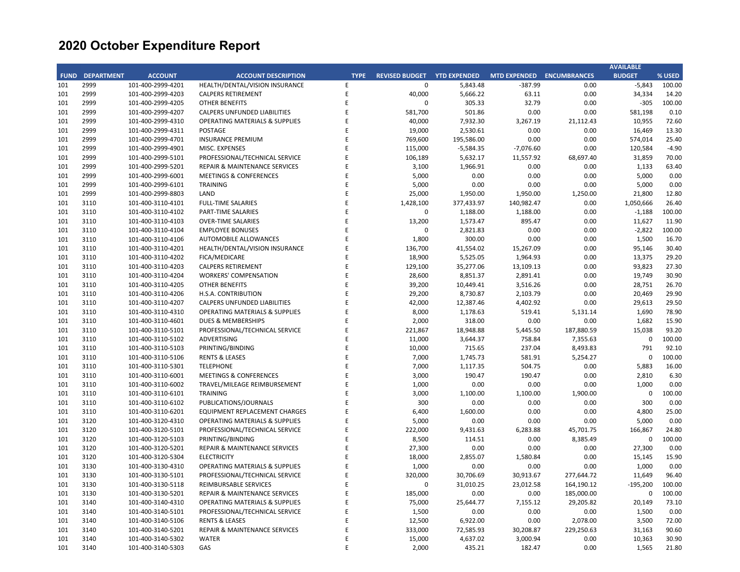# 2020 October Expenditure Report

| FUND | DEPARTMENT | ACCOUNT | ACCOUNT DESCRIPTION | TYPE | REVISED BUDGET | YTD EXPENDED | MTD EXPENDED | ENCUMBRANCES | AVAILABLE BUDGET | % USED |
|---|---|---|---|---|---|---|---|---|---|---|
| 101 | 2999 | 101-400-2999-4201 | HEALTH/DENTAL/VISION INSURANCE | E | 0 | 5,843.48 | -387.99 | 0.00 | -5,843 | 100.00 |
| 101 | 2999 | 101-400-2999-4203 | CALPERS RETIREMENT | E | 40,000 | 5,666.22 | 63.11 | 0.00 | 34,334 | 14.20 |
| 101 | 2999 | 101-400-2999-4205 | OTHER BENEFITS | E | 0 | 305.33 | 32.79 | 0.00 | -305 | 100.00 |
| 101 | 2999 | 101-400-2999-4207 | CALPERS UNFUNDED LIABILITIES | E | 581,700 | 501.86 | 0.00 | 0.00 | 581,198 | 0.10 |
| 101 | 2999 | 101-400-2999-4310 | OPERATING MATERIALS & SUPPLIES | E | 40,000 | 7,932.30 | 3,267.19 | 21,112.43 | 10,955 | 72.60 |
| 101 | 2999 | 101-400-2999-4311 | POSTAGE | E | 19,000 | 2,530.61 | 0.00 | 0.00 | 16,469 | 13.30 |
| 101 | 2999 | 101-400-2999-4701 | INSURANCE PREMIUM | E | 769,600 | 195,586.00 | 0.00 | 0.00 | 574,014 | 25.40 |
| 101 | 2999 | 101-400-2999-4901 | MISC. EXPENSES | E | 115,000 | -5,584.35 | -7,076.60 | 0.00 | 120,584 | -4.90 |
| 101 | 2999 | 101-400-2999-5101 | PROFESSIONAL/TECHNICAL SERVICE | E | 106,189 | 5,632.17 | 11,557.92 | 68,697.40 | 31,859 | 70.00 |
| 101 | 2999 | 101-400-2999-5201 | REPAIR & MAINTENANCE SERVICES | E | 3,100 | 1,966.91 | 0.00 | 0.00 | 1,133 | 63.40 |
| 101 | 2999 | 101-400-2999-6001 | MEETINGS & CONFERENCES | E | 5,000 | 0.00 | 0.00 | 0.00 | 5,000 | 0.00 |
| 101 | 2999 | 101-400-2999-6101 | TRAINING | E | 5,000 | 0.00 | 0.00 | 0.00 | 5,000 | 0.00 |
| 101 | 2999 | 101-400-2999-8803 | LAND | E | 25,000 | 1,950.00 | 1,950.00 | 1,250.00 | 21,800 | 12.80 |
| 101 | 3110 | 101-400-3110-4101 | FULL-TIME SALARIES | E | 1,428,100 | 377,433.97 | 140,982.47 | 0.00 | 1,050,666 | 26.40 |
| 101 | 3110 | 101-400-3110-4102 | PART-TIME SALARIES | E | 0 | 1,188.00 | 1,188.00 | 0.00 | -1,188 | 100.00 |
| 101 | 3110 | 101-400-3110-4103 | OVER-TIME SALARIES | E | 13,200 | 1,573.47 | 895.47 | 0.00 | 11,627 | 11.90 |
| 101 | 3110 | 101-400-3110-4104 | EMPLOYEE BONUSES | E | 0 | 2,821.83 | 0.00 | 0.00 | -2,822 | 100.00 |
| 101 | 3110 | 101-400-3110-4106 | AUTOMOBILE ALLOWANCES | E | 1,800 | 300.00 | 0.00 | 0.00 | 1,500 | 16.70 |
| 101 | 3110 | 101-400-3110-4201 | HEALTH/DENTAL/VISION INSURANCE | E | 136,700 | 41,554.02 | 15,267.09 | 0.00 | 95,146 | 30.40 |
| 101 | 3110 | 101-400-3110-4202 | FICA/MEDICARE | E | 18,900 | 5,525.05 | 1,964.93 | 0.00 | 13,375 | 29.20 |
| 101 | 3110 | 101-400-3110-4203 | CALPERS RETIREMENT | E | 129,100 | 35,277.06 | 13,109.13 | 0.00 | 93,823 | 27.30 |
| 101 | 3110 | 101-400-3110-4204 | WORKERS' COMPENSATION | E | 28,600 | 8,851.37 | 2,891.41 | 0.00 | 19,749 | 30.90 |
| 101 | 3110 | 101-400-3110-4205 | OTHER BENEFITS | E | 39,200 | 10,449.41 | 3,516.26 | 0.00 | 28,751 | 26.70 |
| 101 | 3110 | 101-400-3110-4206 | H.S.A. CONTRIBUTION | E | 29,200 | 8,730.87 | 2,103.79 | 0.00 | 20,469 | 29.90 |
| 101 | 3110 | 101-400-3110-4207 | CALPERS UNFUNDED LIABILITIES | E | 42,000 | 12,387.46 | 4,402.92 | 0.00 | 29,613 | 29.50 |
| 101 | 3110 | 101-400-3110-4310 | OPERATING MATERIALS & SUPPLIES | E | 8,000 | 1,178.63 | 519.41 | 5,131.14 | 1,690 | 78.90 |
| 101 | 3110 | 101-400-3110-4601 | DUES & MEMBERSHIPS | E | 2,000 | 318.00 | 0.00 | 0.00 | 1,682 | 15.90 |
| 101 | 3110 | 101-400-3110-5101 | PROFESSIONAL/TECHNICAL SERVICE | E | 221,867 | 18,948.88 | 5,445.50 | 187,880.59 | 15,038 | 93.20 |
| 101 | 3110 | 101-400-3110-5102 | ADVERTISING | E | 11,000 | 3,644.37 | 758.84 | 7,355.63 | 0 | 100.00 |
| 101 | 3110 | 101-400-3110-5103 | PRINTING/BINDING | E | 10,000 | 715.65 | 237.04 | 8,493.83 | 791 | 92.10 |
| 101 | 3110 | 101-400-3110-5106 | RENTS & LEASES | E | 7,000 | 1,745.73 | 581.91 | 5,254.27 | 0 | 100.00 |
| 101 | 3110 | 101-400-3110-5301 | TELEPHONE | E | 7,000 | 1,117.35 | 504.75 | 0.00 | 5,883 | 16.00 |
| 101 | 3110 | 101-400-3110-6001 | MEETINGS & CONFERENCES | E | 3,000 | 190.47 | 190.47 | 0.00 | 2,810 | 6.30 |
| 101 | 3110 | 101-400-3110-6002 | TRAVEL/MILEAGE REIMBURSEMENT | E | 1,000 | 0.00 | 0.00 | 0.00 | 1,000 | 0.00 |
| 101 | 3110 | 101-400-3110-6101 | TRAINING | E | 3,000 | 1,100.00 | 1,100.00 | 1,900.00 | 0 | 100.00 |
| 101 | 3110 | 101-400-3110-6102 | PUBLICATIONS/JOURNALS | E | 300 | 0.00 | 0.00 | 0.00 | 300 | 0.00 |
| 101 | 3110 | 101-400-3110-6201 | EQUIPMENT REPLACEMENT CHARGES | E | 6,400 | 1,600.00 | 0.00 | 0.00 | 4,800 | 25.00 |
| 101 | 3120 | 101-400-3120-4310 | OPERATING MATERIALS & SUPPLIES | E | 5,000 | 0.00 | 0.00 | 0.00 | 5,000 | 0.00 |
| 101 | 3120 | 101-400-3120-5101 | PROFESSIONAL/TECHNICAL SERVICE | E | 222,000 | 9,431.63 | 6,283.88 | 45,701.75 | 166,867 | 24.80 |
| 101 | 3120 | 101-400-3120-5103 | PRINTING/BINDING | E | 8,500 | 114.51 | 0.00 | 8,385.49 | 0 | 100.00 |
| 101 | 3120 | 101-400-3120-5201 | REPAIR & MAINTENANCE SERVICES | E | 27,300 | 0.00 | 0.00 | 0.00 | 27,300 | 0.00 |
| 101 | 3120 | 101-400-3120-5304 | ELECTRICITY | E | 18,000 | 2,855.07 | 1,580.84 | 0.00 | 15,145 | 15.90 |
| 101 | 3130 | 101-400-3130-4310 | OPERATING MATERIALS & SUPPLIES | E | 1,000 | 0.00 | 0.00 | 0.00 | 1,000 | 0.00 |
| 101 | 3130 | 101-400-3130-5101 | PROFESSIONAL/TECHNICAL SERVICE | E | 320,000 | 30,706.69 | 30,913.67 | 277,644.72 | 11,649 | 96.40 |
| 101 | 3130 | 101-400-3130-5118 | REIMBURSABLE SERVICES | E | 0 | 31,010.25 | 23,012.58 | 164,190.12 | -195,200 | 100.00 |
| 101 | 3130 | 101-400-3130-5201 | REPAIR & MAINTENANCE SERVICES | E | 185,000 | 0.00 | 0.00 | 185,000.00 | 0 | 100.00 |
| 101 | 3140 | 101-400-3140-4310 | OPERATING MATERIALS & SUPPLIES | E | 75,000 | 25,644.77 | 7,155.12 | 29,205.82 | 20,149 | 73.10 |
| 101 | 3140 | 101-400-3140-5101 | PROFESSIONAL/TECHNICAL SERVICE | E | 1,500 | 0.00 | 0.00 | 0.00 | 1,500 | 0.00 |
| 101 | 3140 | 101-400-3140-5106 | RENTS & LEASES | E | 12,500 | 6,922.00 | 0.00 | 2,078.00 | 3,500 | 72.00 |
| 101 | 3140 | 101-400-3140-5201 | REPAIR & MAINTENANCE SERVICES | E | 333,000 | 72,585.93 | 30,208.87 | 229,250.63 | 31,163 | 90.60 |
| 101 | 3140 | 101-400-3140-5302 | WATER | E | 15,000 | 4,637.02 | 3,000.94 | 0.00 | 10,363 | 30.90 |
| 101 | 3140 | 101-400-3140-5303 | GAS | E | 2,000 | 435.21 | 182.47 | 0.00 | 1,565 | 21.80 |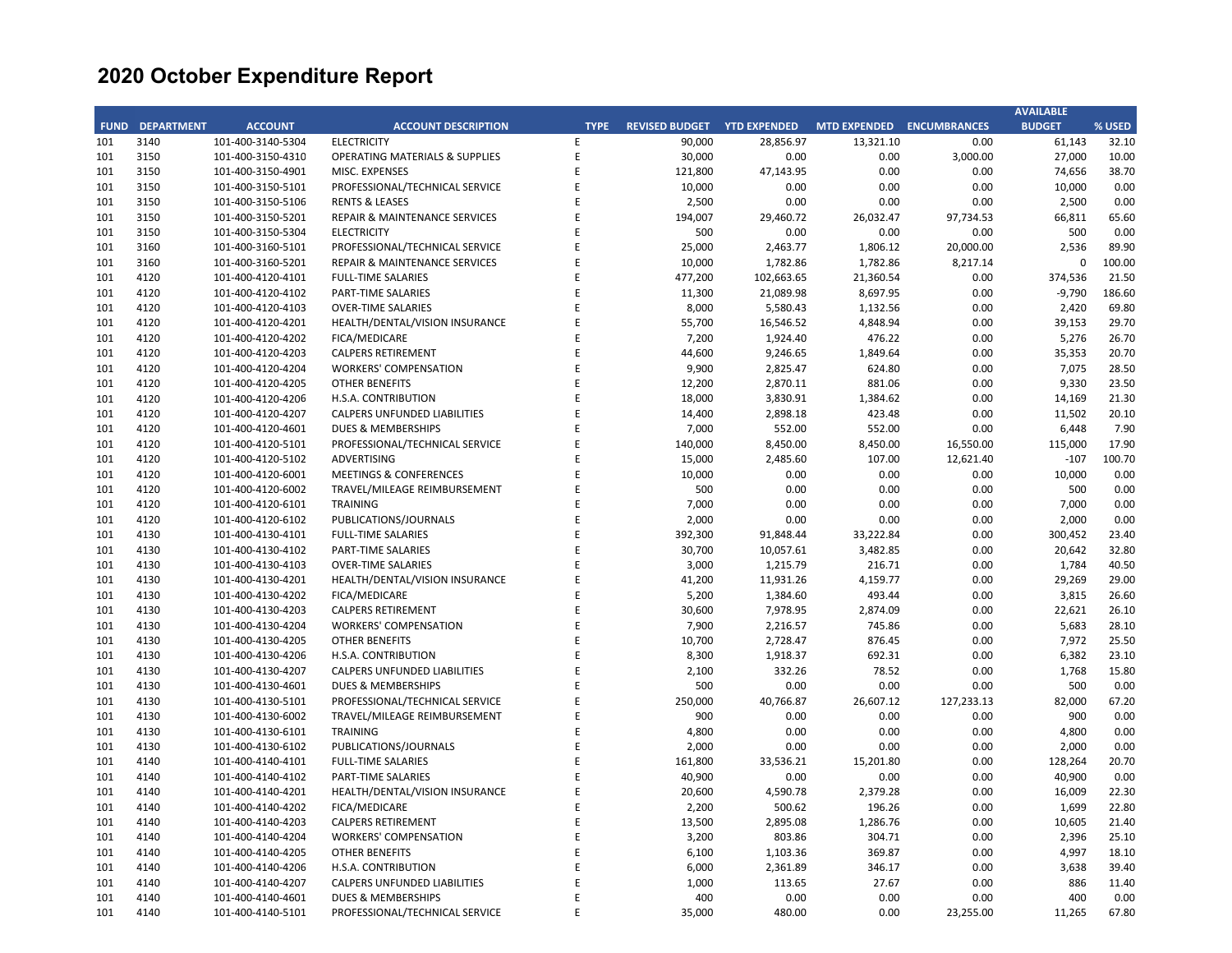# 2020 October Expenditure Report

| FUND | DEPARTMENT | ACCOUNT | ACCOUNT DESCRIPTION | TYPE | REVISED BUDGET | YTD EXPENDED | MTD EXPENDED | ENCUMBRANCES | AVAILABLE BUDGET | % USED |
|---|---|---|---|---|---|---|---|---|---|---|
| 101 | 3140 | 101-400-3140-5304 | ELECTRICITY | E | 90,000 | 28,856.97 | 13,321.10 | 0.00 | 61,143 | 32.10 |
| 101 | 3150 | 101-400-3150-4310 | OPERATING MATERIALS & SUPPLIES | E | 30,000 | 0.00 | 0.00 | 3,000.00 | 27,000 | 10.00 |
| 101 | 3150 | 101-400-3150-4901 | MISC. EXPENSES | E | 121,800 | 47,143.95 | 0.00 | 0.00 | 74,656 | 38.70 |
| 101 | 3150 | 101-400-3150-5101 | PROFESSIONAL/TECHNICAL SERVICE | E | 10,000 | 0.00 | 0.00 | 0.00 | 10,000 | 0.00 |
| 101 | 3150 | 101-400-3150-5106 | RENTS & LEASES | E | 2,500 | 0.00 | 0.00 | 0.00 | 2,500 | 0.00 |
| 101 | 3150 | 101-400-3150-5201 | REPAIR & MAINTENANCE SERVICES | E | 194,007 | 29,460.72 | 26,032.47 | 97,734.53 | 66,811 | 65.60 |
| 101 | 3150 | 101-400-3150-5304 | ELECTRICITY | E | 500 | 0.00 | 0.00 | 0.00 | 500 | 0.00 |
| 101 | 3160 | 101-400-3160-5101 | PROFESSIONAL/TECHNICAL SERVICE | E | 25,000 | 2,463.77 | 1,806.12 | 20,000.00 | 2,536 | 89.90 |
| 101 | 3160 | 101-400-3160-5201 | REPAIR & MAINTENANCE SERVICES | E | 10,000 | 1,782.86 | 1,782.86 | 8,217.14 | 0 | 100.00 |
| 101 | 4120 | 101-400-4120-4101 | FULL-TIME SALARIES | E | 477,200 | 102,663.65 | 21,360.54 | 0.00 | 374,536 | 21.50 |
| 101 | 4120 | 101-400-4120-4102 | PART-TIME SALARIES | E | 11,300 | 21,089.98 | 8,697.95 | 0.00 | -9,790 | 186.60 |
| 101 | 4120 | 101-400-4120-4103 | OVER-TIME SALARIES | E | 8,000 | 5,580.43 | 1,132.56 | 0.00 | 2,420 | 69.80 |
| 101 | 4120 | 101-400-4120-4201 | HEALTH/DENTAL/VISION INSURANCE | E | 55,700 | 16,546.52 | 4,848.94 | 0.00 | 39,153 | 29.70 |
| 101 | 4120 | 101-400-4120-4202 | FICA/MEDICARE | E | 7,200 | 1,924.40 | 476.22 | 0.00 | 5,276 | 26.70 |
| 101 | 4120 | 101-400-4120-4203 | CALPERS RETIREMENT | E | 44,600 | 9,246.65 | 1,849.64 | 0.00 | 35,353 | 20.70 |
| 101 | 4120 | 101-400-4120-4204 | WORKERS' COMPENSATION | E | 9,900 | 2,825.47 | 624.80 | 0.00 | 7,075 | 28.50 |
| 101 | 4120 | 101-400-4120-4205 | OTHER BENEFITS | E | 12,200 | 2,870.11 | 881.06 | 0.00 | 9,330 | 23.50 |
| 101 | 4120 | 101-400-4120-4206 | H.S.A. CONTRIBUTION | E | 18,000 | 3,830.91 | 1,384.62 | 0.00 | 14,169 | 21.30 |
| 101 | 4120 | 101-400-4120-4207 | CALPERS UNFUNDED LIABILITIES | E | 14,400 | 2,898.18 | 423.48 | 0.00 | 11,502 | 20.10 |
| 101 | 4120 | 101-400-4120-4601 | DUES & MEMBERSHIPS | E | 7,000 | 552.00 | 552.00 | 0.00 | 6,448 | 7.90 |
| 101 | 4120 | 101-400-4120-5101 | PROFESSIONAL/TECHNICAL SERVICE | E | 140,000 | 8,450.00 | 8,450.00 | 16,550.00 | 115,000 | 17.90 |
| 101 | 4120 | 101-400-4120-5102 | ADVERTISING | E | 15,000 | 2,485.60 | 107.00 | 12,621.40 | -107 | 100.70 |
| 101 | 4120 | 101-400-4120-6001 | MEETINGS & CONFERENCES | E | 10,000 | 0.00 | 0.00 | 0.00 | 10,000 | 0.00 |
| 101 | 4120 | 101-400-4120-6002 | TRAVEL/MILEAGE REIMBURSEMENT | E | 500 | 0.00 | 0.00 | 0.00 | 500 | 0.00 |
| 101 | 4120 | 101-400-4120-6101 | TRAINING | E | 7,000 | 0.00 | 0.00 | 0.00 | 7,000 | 0.00 |
| 101 | 4120 | 101-400-4120-6102 | PUBLICATIONS/JOURNALS | E | 2,000 | 0.00 | 0.00 | 0.00 | 2,000 | 0.00 |
| 101 | 4130 | 101-400-4130-4101 | FULL-TIME SALARIES | E | 392,300 | 91,848.44 | 33,222.84 | 0.00 | 300,452 | 23.40 |
| 101 | 4130 | 101-400-4130-4102 | PART-TIME SALARIES | E | 30,700 | 10,057.61 | 3,482.85 | 0.00 | 20,642 | 32.80 |
| 101 | 4130 | 101-400-4130-4103 | OVER-TIME SALARIES | E | 3,000 | 1,215.79 | 216.71 | 0.00 | 1,784 | 40.50 |
| 101 | 4130 | 101-400-4130-4201 | HEALTH/DENTAL/VISION INSURANCE | E | 41,200 | 11,931.26 | 4,159.77 | 0.00 | 29,269 | 29.00 |
| 101 | 4130 | 101-400-4130-4202 | FICA/MEDICARE | E | 5,200 | 1,384.60 | 493.44 | 0.00 | 3,815 | 26.60 |
| 101 | 4130 | 101-400-4130-4203 | CALPERS RETIREMENT | E | 30,600 | 7,978.95 | 2,874.09 | 0.00 | 22,621 | 26.10 |
| 101 | 4130 | 101-400-4130-4204 | WORKERS' COMPENSATION | E | 7,900 | 2,216.57 | 745.86 | 0.00 | 5,683 | 28.10 |
| 101 | 4130 | 101-400-4130-4205 | OTHER BENEFITS | E | 10,700 | 2,728.47 | 876.45 | 0.00 | 7,972 | 25.50 |
| 101 | 4130 | 101-400-4130-4206 | H.S.A. CONTRIBUTION | E | 8,300 | 1,918.37 | 692.31 | 0.00 | 6,382 | 23.10 |
| 101 | 4130 | 101-400-4130-4207 | CALPERS UNFUNDED LIABILITIES | E | 2,100 | 332.26 | 78.52 | 0.00 | 1,768 | 15.80 |
| 101 | 4130 | 101-400-4130-4601 | DUES & MEMBERSHIPS | E | 500 | 0.00 | 0.00 | 0.00 | 500 | 0.00 |
| 101 | 4130 | 101-400-4130-5101 | PROFESSIONAL/TECHNICAL SERVICE | E | 250,000 | 40,766.87 | 26,607.12 | 127,233.13 | 82,000 | 67.20 |
| 101 | 4130 | 101-400-4130-6002 | TRAVEL/MILEAGE REIMBURSEMENT | E | 900 | 0.00 | 0.00 | 0.00 | 900 | 0.00 |
| 101 | 4130 | 101-400-4130-6101 | TRAINING | E | 4,800 | 0.00 | 0.00 | 0.00 | 4,800 | 0.00 |
| 101 | 4130 | 101-400-4130-6102 | PUBLICATIONS/JOURNALS | E | 2,000 | 0.00 | 0.00 | 0.00 | 2,000 | 0.00 |
| 101 | 4140 | 101-400-4140-4101 | FULL-TIME SALARIES | E | 161,800 | 33,536.21 | 15,201.80 | 0.00 | 128,264 | 20.70 |
| 101 | 4140 | 101-400-4140-4102 | PART-TIME SALARIES | E | 40,900 | 0.00 | 0.00 | 0.00 | 40,900 | 0.00 |
| 101 | 4140 | 101-400-4140-4201 | HEALTH/DENTAL/VISION INSURANCE | E | 20,600 | 4,590.78 | 2,379.28 | 0.00 | 16,009 | 22.30 |
| 101 | 4140 | 101-400-4140-4202 | FICA/MEDICARE | E | 2,200 | 500.62 | 196.26 | 0.00 | 1,699 | 22.80 |
| 101 | 4140 | 101-400-4140-4203 | CALPERS RETIREMENT | E | 13,500 | 2,895.08 | 1,286.76 | 0.00 | 10,605 | 21.40 |
| 101 | 4140 | 101-400-4140-4204 | WORKERS' COMPENSATION | E | 3,200 | 803.86 | 304.71 | 0.00 | 2,396 | 25.10 |
| 101 | 4140 | 101-400-4140-4205 | OTHER BENEFITS | E | 6,100 | 1,103.36 | 369.87 | 0.00 | 4,997 | 18.10 |
| 101 | 4140 | 101-400-4140-4206 | H.S.A. CONTRIBUTION | E | 6,000 | 2,361.89 | 346.17 | 0.00 | 3,638 | 39.40 |
| 101 | 4140 | 101-400-4140-4207 | CALPERS UNFUNDED LIABILITIES | E | 1,000 | 113.65 | 27.67 | 0.00 | 886 | 11.40 |
| 101 | 4140 | 101-400-4140-4601 | DUES & MEMBERSHIPS | E | 400 | 0.00 | 0.00 | 0.00 | 400 | 0.00 |
| 101 | 4140 | 101-400-4140-5101 | PROFESSIONAL/TECHNICAL SERVICE | E | 35,000 | 480.00 | 0.00 | 23,255.00 | 11,265 | 67.80 |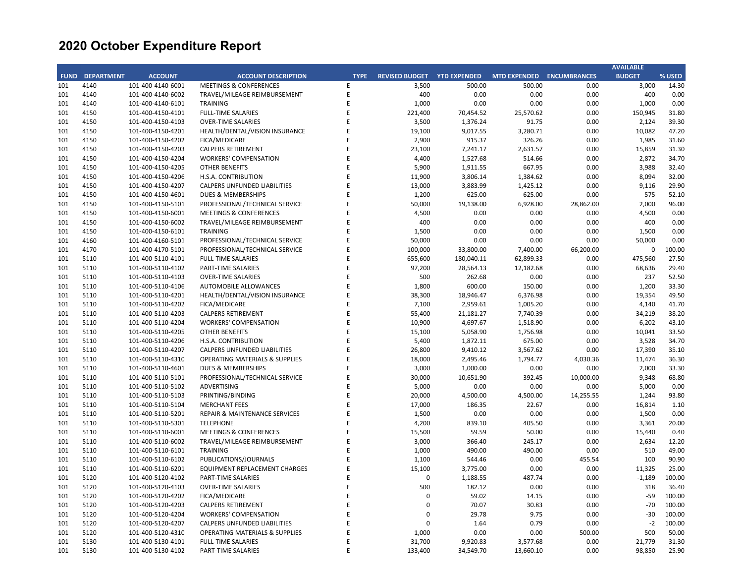# 2020 October Expenditure Report

| FUND | DEPARTMENT | ACCOUNT | ACCOUNT DESCRIPTION | TYPE | REVISED BUDGET | YTD EXPENDED | MTD EXPENDED | ENCUMBRANCES | AVAILABLE BUDGET | % USED |
|---|---|---|---|---|---|---|---|---|---|---|
| 101 | 4140 | 101-400-4140-6001 | MEETINGS & CONFERENCES | E | 3,500 | 500.00 | 500.00 | 0.00 | 3,000 | 14.30 |
| 101 | 4140 | 101-400-4140-6002 | TRAVEL/MILEAGE REIMBURSEMENT | E | 400 | 0.00 | 0.00 | 0.00 | 400 | 0.00 |
| 101 | 4140 | 101-400-4140-6101 | TRAINING | E | 1,000 | 0.00 | 0.00 | 0.00 | 1,000 | 0.00 |
| 101 | 4150 | 101-400-4150-4101 | FULL-TIME SALARIES | E | 221,400 | 70,454.52 | 25,570.62 | 0.00 | 150,945 | 31.80 |
| 101 | 4150 | 101-400-4150-4103 | OVER-TIME SALARIES | E | 3,500 | 1,376.24 | 91.75 | 0.00 | 2,124 | 39.30 |
| 101 | 4150 | 101-400-4150-4201 | HEALTH/DENTAL/VISION INSURANCE | E | 19,100 | 9,017.55 | 3,280.71 | 0.00 | 10,082 | 47.20 |
| 101 | 4150 | 101-400-4150-4202 | FICA/MEDICARE | E | 2,900 | 915.37 | 326.26 | 0.00 | 1,985 | 31.60 |
| 101 | 4150 | 101-400-4150-4203 | CALPERS RETIREMENT | E | 23,100 | 7,241.17 | 2,631.57 | 0.00 | 15,859 | 31.30 |
| 101 | 4150 | 101-400-4150-4204 | WORKERS' COMPENSATION | E | 4,400 | 1,527.68 | 514.66 | 0.00 | 2,872 | 34.70 |
| 101 | 4150 | 101-400-4150-4205 | OTHER BENEFITS | E | 5,900 | 1,911.55 | 667.95 | 0.00 | 3,988 | 32.40 |
| 101 | 4150 | 101-400-4150-4206 | H.S.A. CONTRIBUTION | E | 11,900 | 3,806.14 | 1,384.62 | 0.00 | 8,094 | 32.00 |
| 101 | 4150 | 101-400-4150-4207 | CALPERS UNFUNDED LIABILITIES | E | 13,000 | 3,883.99 | 1,425.12 | 0.00 | 9,116 | 29.90 |
| 101 | 4150 | 101-400-4150-4601 | DUES & MEMBERSHIPS | E | 1,200 | 625.00 | 625.00 | 0.00 | 575 | 52.10 |
| 101 | 4150 | 101-400-4150-5101 | PROFESSIONAL/TECHNICAL SERVICE | E | 50,000 | 19,138.00 | 6,928.00 | 28,862.00 | 2,000 | 96.00 |
| 101 | 4150 | 101-400-4150-6001 | MEETINGS & CONFERENCES | E | 4,500 | 0.00 | 0.00 | 0.00 | 4,500 | 0.00 |
| 101 | 4150 | 101-400-4150-6002 | TRAVEL/MILEAGE REIMBURSEMENT | E | 400 | 0.00 | 0.00 | 0.00 | 400 | 0.00 |
| 101 | 4150 | 101-400-4150-6101 | TRAINING | E | 1,500 | 0.00 | 0.00 | 0.00 | 1,500 | 0.00 |
| 101 | 4160 | 101-400-4160-5101 | PROFESSIONAL/TECHNICAL SERVICE | E | 50,000 | 0.00 | 0.00 | 0.00 | 50,000 | 0.00 |
| 101 | 4170 | 101-400-4170-5101 | PROFESSIONAL/TECHNICAL SERVICE | E | 100,000 | 33,800.00 | 7,400.00 | 66,200.00 | 0 | 100.00 |
| 101 | 5110 | 101-400-5110-4101 | FULL-TIME SALARIES | E | 655,600 | 180,040.11 | 62,899.33 | 0.00 | 475,560 | 27.50 |
| 101 | 5110 | 101-400-5110-4102 | PART-TIME SALARIES | E | 97,200 | 28,564.13 | 12,182.68 | 0.00 | 68,636 | 29.40 |
| 101 | 5110 | 101-400-5110-4103 | OVER-TIME SALARIES | E | 500 | 262.68 | 0.00 | 0.00 | 237 | 52.50 |
| 101 | 5110 | 101-400-5110-4106 | AUTOMOBILE ALLOWANCES | E | 1,800 | 600.00 | 150.00 | 0.00 | 1,200 | 33.30 |
| 101 | 5110 | 101-400-5110-4201 | HEALTH/DENTAL/VISION INSURANCE | E | 38,300 | 18,946.47 | 6,376.98 | 0.00 | 19,354 | 49.50 |
| 101 | 5110 | 101-400-5110-4202 | FICA/MEDICARE | E | 7,100 | 2,959.61 | 1,005.20 | 0.00 | 4,140 | 41.70 |
| 101 | 5110 | 101-400-5110-4203 | CALPERS RETIREMENT | E | 55,400 | 21,181.27 | 7,740.39 | 0.00 | 34,219 | 38.20 |
| 101 | 5110 | 101-400-5110-4204 | WORKERS' COMPENSATION | E | 10,900 | 4,697.67 | 1,518.90 | 0.00 | 6,202 | 43.10 |
| 101 | 5110 | 101-400-5110-4205 | OTHER BENEFITS | E | 15,100 | 5,058.90 | 1,756.98 | 0.00 | 10,041 | 33.50 |
| 101 | 5110 | 101-400-5110-4206 | H.S.A. CONTRIBUTION | E | 5,400 | 1,872.11 | 675.00 | 0.00 | 3,528 | 34.70 |
| 101 | 5110 | 101-400-5110-4207 | CALPERS UNFUNDED LIABILITIES | E | 26,800 | 9,410.12 | 3,567.62 | 0.00 | 17,390 | 35.10 |
| 101 | 5110 | 101-400-5110-4310 | OPERATING MATERIALS & SUPPLIES | E | 18,000 | 2,495.46 | 1,794.77 | 4,030.36 | 11,474 | 36.30 |
| 101 | 5110 | 101-400-5110-4601 | DUES & MEMBERSHIPS | E | 3,000 | 1,000.00 | 0.00 | 0.00 | 2,000 | 33.30 |
| 101 | 5110 | 101-400-5110-5101 | PROFESSIONAL/TECHNICAL SERVICE | E | 30,000 | 10,651.90 | 392.45 | 10,000.00 | 9,348 | 68.80 |
| 101 | 5110 | 101-400-5110-5102 | ADVERTISING | E | 5,000 | 0.00 | 0.00 | 0.00 | 5,000 | 0.00 |
| 101 | 5110 | 101-400-5110-5103 | PRINTING/BINDING | E | 20,000 | 4,500.00 | 4,500.00 | 14,255.55 | 1,244 | 93.80 |
| 101 | 5110 | 101-400-5110-5104 | MERCHANT FEES | E | 17,000 | 186.35 | 22.67 | 0.00 | 16,814 | 1.10 |
| 101 | 5110 | 101-400-5110-5201 | REPAIR & MAINTENANCE SERVICES | E | 1,500 | 0.00 | 0.00 | 0.00 | 1,500 | 0.00 |
| 101 | 5110 | 101-400-5110-5301 | TELEPHONE | E | 4,200 | 839.10 | 405.50 | 0.00 | 3,361 | 20.00 |
| 101 | 5110 | 101-400-5110-6001 | MEETINGS & CONFERENCES | E | 15,500 | 59.59 | 50.00 | 0.00 | 15,440 | 0.40 |
| 101 | 5110 | 101-400-5110-6002 | TRAVEL/MILEAGE REIMBURSEMENT | E | 3,000 | 366.40 | 245.17 | 0.00 | 2,634 | 12.20 |
| 101 | 5110 | 101-400-5110-6101 | TRAINING | E | 1,000 | 490.00 | 490.00 | 0.00 | 510 | 49.00 |
| 101 | 5110 | 101-400-5110-6102 | PUBLICATIONS/JOURNALS | E | 1,100 | 544.46 | 0.00 | 455.54 | 100 | 90.90 |
| 101 | 5110 | 101-400-5110-6201 | EQUIPMENT REPLACEMENT CHARGES | E | 15,100 | 3,775.00 | 0.00 | 0.00 | 11,325 | 25.00 |
| 101 | 5120 | 101-400-5120-4102 | PART-TIME SALARIES | E | 0 | 1,188.55 | 487.74 | 0.00 | -1,189 | 100.00 |
| 101 | 5120 | 101-400-5120-4103 | OVER-TIME SALARIES | E | 500 | 182.12 | 0.00 | 0.00 | 318 | 36.40 |
| 101 | 5120 | 101-400-5120-4202 | FICA/MEDICARE | E | 0 | 59.02 | 14.15 | 0.00 | -59 | 100.00 |
| 101 | 5120 | 101-400-5120-4203 | CALPERS RETIREMENT | E | 0 | 70.07 | 30.83 | 0.00 | -70 | 100.00 |
| 101 | 5120 | 101-400-5120-4204 | WORKERS' COMPENSATION | E | 0 | 29.78 | 9.75 | 0.00 | -30 | 100.00 |
| 101 | 5120 | 101-400-5120-4207 | CALPERS UNFUNDED LIABILITIES | E | 0 | 1.64 | 0.79 | 0.00 | -2 | 100.00 |
| 101 | 5120 | 101-400-5120-4310 | OPERATING MATERIALS & SUPPLIES | E | 1,000 | 0.00 | 0.00 | 500.00 | 500 | 50.00 |
| 101 | 5130 | 101-400-5130-4101 | FULL-TIME SALARIES | E | 31,700 | 9,920.83 | 3,577.68 | 0.00 | 21,779 | 31.30 |
| 101 | 5130 | 101-400-5130-4102 | PART-TIME SALARIES | E | 133,400 | 34,549.70 | 13,660.10 | 0.00 | 98,850 | 25.90 |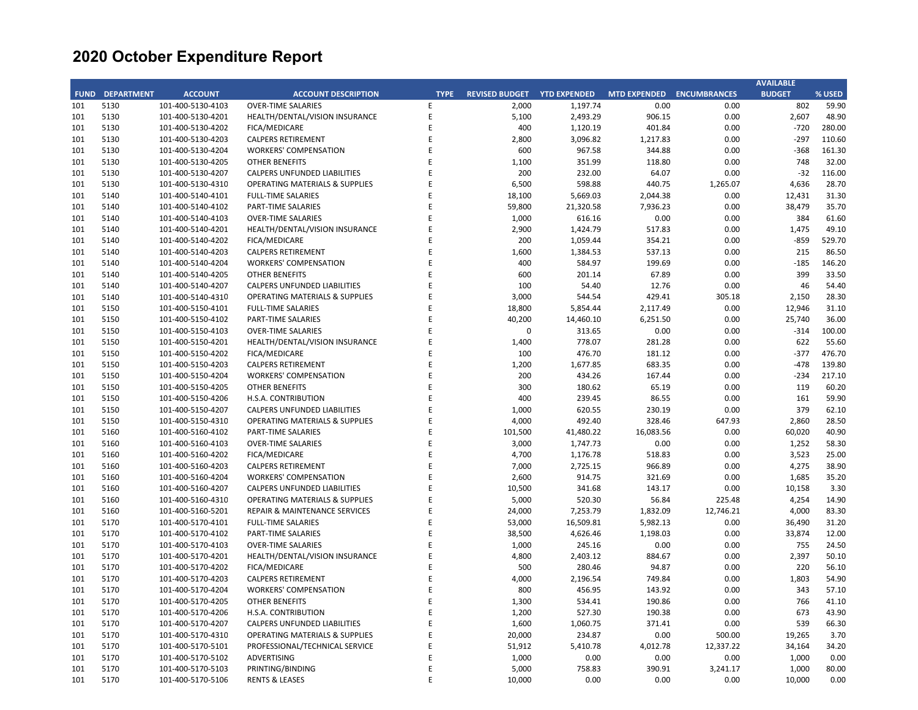# 2020 October Expenditure Report

| FUND | DEPARTMENT | ACCOUNT | ACCOUNT DESCRIPTION | TYPE | REVISED BUDGET | YTD EXPENDED | MTD EXPENDED | ENCUMBRANCES | AVAILABLE BUDGET | % USED |
|---|---|---|---|---|---|---|---|---|---|---|
| 101 | 5130 | 101-400-5130-4103 | OVER-TIME SALARIES | E | 2,000 | 1,197.74 | 0.00 | 0.00 | 802 | 59.90 |
| 101 | 5130 | 101-400-5130-4201 | HEALTH/DENTAL/VISION INSURANCE | E | 5,100 | 2,493.29 | 906.15 | 0.00 | 2,607 | 48.90 |
| 101 | 5130 | 101-400-5130-4202 | FICA/MEDICARE | E | 400 | 1,120.19 | 401.84 | 0.00 | -720 | 280.00 |
| 101 | 5130 | 101-400-5130-4203 | CALPERS RETIREMENT | E | 2,800 | 3,096.82 | 1,217.83 | 0.00 | -297 | 110.60 |
| 101 | 5130 | 101-400-5130-4204 | WORKERS' COMPENSATION | E | 600 | 967.58 | 344.88 | 0.00 | -368 | 161.30 |
| 101 | 5130 | 101-400-5130-4205 | OTHER BENEFITS | E | 1,100 | 351.99 | 118.80 | 0.00 | 748 | 32.00 |
| 101 | 5130 | 101-400-5130-4207 | CALPERS UNFUNDED LIABILITIES | E | 200 | 232.00 | 64.07 | 0.00 | -32 | 116.00 |
| 101 | 5130 | 101-400-5130-4310 | OPERATING MATERIALS & SUPPLIES | E | 6,500 | 598.88 | 440.75 | 1,265.07 | 4,636 | 28.70 |
| 101 | 5140 | 101-400-5140-4101 | FULL-TIME SALARIES | E | 18,100 | 5,669.03 | 2,044.38 | 0.00 | 12,431 | 31.30 |
| 101 | 5140 | 101-400-5140-4102 | PART-TIME SALARIES | E | 59,800 | 21,320.58 | 7,936.23 | 0.00 | 38,479 | 35.70 |
| 101 | 5140 | 101-400-5140-4103 | OVER-TIME SALARIES | E | 1,000 | 616.16 | 0.00 | 0.00 | 384 | 61.60 |
| 101 | 5140 | 101-400-5140-4201 | HEALTH/DENTAL/VISION INSURANCE | E | 2,900 | 1,424.79 | 517.83 | 0.00 | 1,475 | 49.10 |
| 101 | 5140 | 101-400-5140-4202 | FICA/MEDICARE | E | 200 | 1,059.44 | 354.21 | 0.00 | -859 | 529.70 |
| 101 | 5140 | 101-400-5140-4203 | CALPERS RETIREMENT | E | 1,600 | 1,384.53 | 537.13 | 0.00 | 215 | 86.50 |
| 101 | 5140 | 101-400-5140-4204 | WORKERS' COMPENSATION | E | 400 | 584.97 | 199.69 | 0.00 | -185 | 146.20 |
| 101 | 5140 | 101-400-5140-4205 | OTHER BENEFITS | E | 600 | 201.14 | 67.89 | 0.00 | 399 | 33.50 |
| 101 | 5140 | 101-400-5140-4207 | CALPERS UNFUNDED LIABILITIES | E | 100 | 54.40 | 12.76 | 0.00 | 46 | 54.40 |
| 101 | 5140 | 101-400-5140-4310 | OPERATING MATERIALS & SUPPLIES | E | 3,000 | 544.54 | 429.41 | 305.18 | 2,150 | 28.30 |
| 101 | 5150 | 101-400-5150-4101 | FULL-TIME SALARIES | E | 18,800 | 5,854.44 | 2,117.49 | 0.00 | 12,946 | 31.10 |
| 101 | 5150 | 101-400-5150-4102 | PART-TIME SALARIES | E | 40,200 | 14,460.10 | 6,251.50 | 0.00 | 25,740 | 36.00 |
| 101 | 5150 | 101-400-5150-4103 | OVER-TIME SALARIES | E | 0 | 313.65 | 0.00 | 0.00 | -314 | 100.00 |
| 101 | 5150 | 101-400-5150-4201 | HEALTH/DENTAL/VISION INSURANCE | E | 1,400 | 778.07 | 281.28 | 0.00 | 622 | 55.60 |
| 101 | 5150 | 101-400-5150-4202 | FICA/MEDICARE | E | 100 | 476.70 | 181.12 | 0.00 | -377 | 476.70 |
| 101 | 5150 | 101-400-5150-4203 | CALPERS RETIREMENT | E | 1,200 | 1,677.85 | 683.35 | 0.00 | -478 | 139.80 |
| 101 | 5150 | 101-400-5150-4204 | WORKERS' COMPENSATION | E | 200 | 434.26 | 167.44 | 0.00 | -234 | 217.10 |
| 101 | 5150 | 101-400-5150-4205 | OTHER BENEFITS | E | 300 | 180.62 | 65.19 | 0.00 | 119 | 60.20 |
| 101 | 5150 | 101-400-5150-4206 | H.S.A. CONTRIBUTION | E | 400 | 239.45 | 86.55 | 0.00 | 161 | 59.90 |
| 101 | 5150 | 101-400-5150-4207 | CALPERS UNFUNDED LIABILITIES | E | 1,000 | 620.55 | 230.19 | 0.00 | 379 | 62.10 |
| 101 | 5150 | 101-400-5150-4310 | OPERATING MATERIALS & SUPPLIES | E | 4,000 | 492.40 | 328.46 | 647.93 | 2,860 | 28.50 |
| 101 | 5160 | 101-400-5160-4102 | PART-TIME SALARIES | E | 101,500 | 41,480.22 | 16,083.56 | 0.00 | 60,020 | 40.90 |
| 101 | 5160 | 101-400-5160-4103 | OVER-TIME SALARIES | E | 3,000 | 1,747.73 | 0.00 | 0.00 | 1,252 | 58.30 |
| 101 | 5160 | 101-400-5160-4202 | FICA/MEDICARE | E | 4,700 | 1,176.78 | 518.83 | 0.00 | 3,523 | 25.00 |
| 101 | 5160 | 101-400-5160-4203 | CALPERS RETIREMENT | E | 7,000 | 2,725.15 | 966.89 | 0.00 | 4,275 | 38.90 |
| 101 | 5160 | 101-400-5160-4204 | WORKERS' COMPENSATION | E | 2,600 | 914.75 | 321.69 | 0.00 | 1,685 | 35.20 |
| 101 | 5160 | 101-400-5160-4207 | CALPERS UNFUNDED LIABILITIES | E | 10,500 | 341.68 | 143.17 | 0.00 | 10,158 | 3.30 |
| 101 | 5160 | 101-400-5160-4310 | OPERATING MATERIALS & SUPPLIES | E | 5,000 | 520.30 | 56.84 | 225.48 | 4,254 | 14.90 |
| 101 | 5160 | 101-400-5160-5201 | REPAIR & MAINTENANCE SERVICES | E | 24,000 | 7,253.79 | 1,832.09 | 12,746.21 | 4,000 | 83.30 |
| 101 | 5170 | 101-400-5170-4101 | FULL-TIME SALARIES | E | 53,000 | 16,509.81 | 5,982.13 | 0.00 | 36,490 | 31.20 |
| 101 | 5170 | 101-400-5170-4102 | PART-TIME SALARIES | E | 38,500 | 4,626.46 | 1,198.03 | 0.00 | 33,874 | 12.00 |
| 101 | 5170 | 101-400-5170-4103 | OVER-TIME SALARIES | E | 1,000 | 245.16 | 0.00 | 0.00 | 755 | 24.50 |
| 101 | 5170 | 101-400-5170-4201 | HEALTH/DENTAL/VISION INSURANCE | E | 4,800 | 2,403.12 | 884.67 | 0.00 | 2,397 | 50.10 |
| 101 | 5170 | 101-400-5170-4202 | FICA/MEDICARE | E | 500 | 280.46 | 94.87 | 0.00 | 220 | 56.10 |
| 101 | 5170 | 101-400-5170-4203 | CALPERS RETIREMENT | E | 4,000 | 2,196.54 | 749.84 | 0.00 | 1,803 | 54.90 |
| 101 | 5170 | 101-400-5170-4204 | WORKERS' COMPENSATION | E | 800 | 456.95 | 143.92 | 0.00 | 343 | 57.10 |
| 101 | 5170 | 101-400-5170-4205 | OTHER BENEFITS | E | 1,300 | 534.41 | 190.86 | 0.00 | 766 | 41.10 |
| 101 | 5170 | 101-400-5170-4206 | H.S.A. CONTRIBUTION | E | 1,200 | 527.30 | 190.38 | 0.00 | 673 | 43.90 |
| 101 | 5170 | 101-400-5170-4207 | CALPERS UNFUNDED LIABILITIES | E | 1,600 | 1,060.75 | 371.41 | 0.00 | 539 | 66.30 |
| 101 | 5170 | 101-400-5170-4310 | OPERATING MATERIALS & SUPPLIES | E | 20,000 | 234.87 | 0.00 | 500.00 | 19,265 | 3.70 |
| 101 | 5170 | 101-400-5170-5101 | PROFESSIONAL/TECHNICAL SERVICE | E | 51,912 | 5,410.78 | 4,012.78 | 12,337.22 | 34,164 | 34.20 |
| 101 | 5170 | 101-400-5170-5102 | ADVERTISING | E | 1,000 | 0.00 | 0.00 | 0.00 | 1,000 | 0.00 |
| 101 | 5170 | 101-400-5170-5103 | PRINTING/BINDING | E | 5,000 | 758.83 | 390.91 | 3,241.17 | 1,000 | 80.00 |
| 101 | 5170 | 101-400-5170-5106 | RENTS & LEASES | E | 10,000 | 0.00 | 0.00 | 0.00 | 10,000 | 0.00 |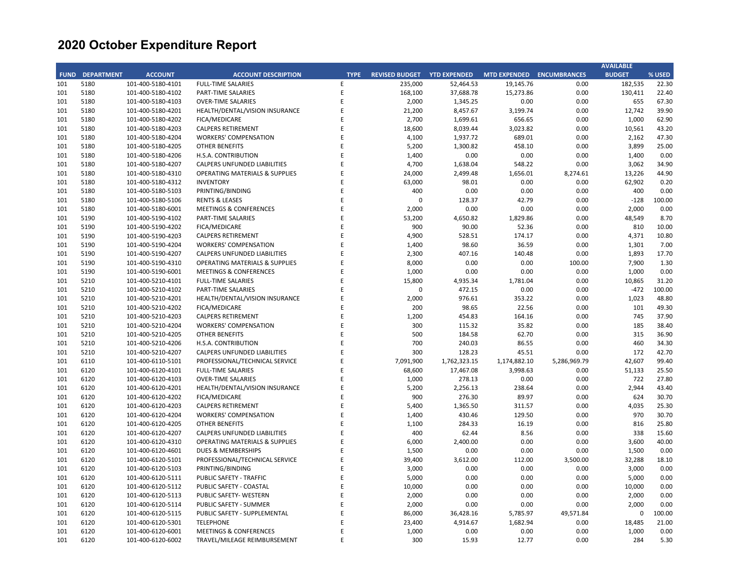# 2020 October Expenditure Report

| FUND | DEPARTMENT | ACCOUNT | ACCOUNT DESCRIPTION | TYPE | REVISED BUDGET | YTD EXPENDED | MTD EXPENDED | ENCUMBRANCES | AVAILABLE BUDGET | % USED |
|---|---|---|---|---|---|---|---|---|---|---|
| 101 | 5180 | 101-400-5180-4101 | FULL-TIME SALARIES | E | 235,000 | 52,464.53 | 19,145.76 | 0.00 | 182,535 | 22.30 |
| 101 | 5180 | 101-400-5180-4102 | PART-TIME SALARIES | E | 168,100 | 37,688.78 | 15,273.86 | 0.00 | 130,411 | 22.40 |
| 101 | 5180 | 101-400-5180-4103 | OVER-TIME SALARIES | E | 2,000 | 1,345.25 | 0.00 | 0.00 | 655 | 67.30 |
| 101 | 5180 | 101-400-5180-4201 | HEALTH/DENTAL/VISION INSURANCE | E | 21,200 | 8,457.67 | 3,199.74 | 0.00 | 12,742 | 39.90 |
| 101 | 5180 | 101-400-5180-4202 | FICA/MEDICARE | E | 2,700 | 1,699.61 | 656.65 | 0.00 | 1,000 | 62.90 |
| 101 | 5180 | 101-400-5180-4203 | CALPERS RETIREMENT | E | 18,600 | 8,039.44 | 3,023.82 | 0.00 | 10,561 | 43.20 |
| 101 | 5180 | 101-400-5180-4204 | WORKERS' COMPENSATION | E | 4,100 | 1,937.72 | 689.01 | 0.00 | 2,162 | 47.30 |
| 101 | 5180 | 101-400-5180-4205 | OTHER BENEFITS | E | 5,200 | 1,300.82 | 458.10 | 0.00 | 3,899 | 25.00 |
| 101 | 5180 | 101-400-5180-4206 | H.S.A. CONTRIBUTION | E | 1,400 | 0.00 | 0.00 | 0.00 | 1,400 | 0.00 |
| 101 | 5180 | 101-400-5180-4207 | CALPERS UNFUNDED LIABILITIES | E | 4,700 | 1,638.04 | 548.22 | 0.00 | 3,062 | 34.90 |
| 101 | 5180 | 101-400-5180-4310 | OPERATING MATERIALS & SUPPLIES | E | 24,000 | 2,499.48 | 1,656.01 | 8,274.61 | 13,226 | 44.90 |
| 101 | 5180 | 101-400-5180-4312 | INVENTORY | E | 63,000 | 98.01 | 0.00 | 0.00 | 62,902 | 0.20 |
| 101 | 5180 | 101-400-5180-5103 | PRINTING/BINDING | E | 400 | 0.00 | 0.00 | 0.00 | 400 | 0.00 |
| 101 | 5180 | 101-400-5180-5106 | RENTS & LEASES | E | 0 | 128.37 | 42.79 | 0.00 | -128 | 100.00 |
| 101 | 5180 | 101-400-5180-6001 | MEETINGS & CONFERENCES | E | 2,000 | 0.00 | 0.00 | 0.00 | 2,000 | 0.00 |
| 101 | 5190 | 101-400-5190-4102 | PART-TIME SALARIES | E | 53,200 | 4,650.82 | 1,829.86 | 0.00 | 48,549 | 8.70 |
| 101 | 5190 | 101-400-5190-4202 | FICA/MEDICARE | E | 900 | 90.00 | 52.36 | 0.00 | 810 | 10.00 |
| 101 | 5190 | 101-400-5190-4203 | CALPERS RETIREMENT | E | 4,900 | 528.51 | 174.17 | 0.00 | 4,371 | 10.80 |
| 101 | 5190 | 101-400-5190-4204 | WORKERS' COMPENSATION | E | 1,400 | 98.60 | 36.59 | 0.00 | 1,301 | 7.00 |
| 101 | 5190 | 101-400-5190-4207 | CALPERS UNFUNDED LIABILITIES | E | 2,300 | 407.16 | 140.48 | 0.00 | 1,893 | 17.70 |
| 101 | 5190 | 101-400-5190-4310 | OPERATING MATERIALS & SUPPLIES | E | 8,000 | 0.00 | 0.00 | 100.00 | 7,900 | 1.30 |
| 101 | 5190 | 101-400-5190-6001 | MEETINGS & CONFERENCES | E | 1,000 | 0.00 | 0.00 | 0.00 | 1,000 | 0.00 |
| 101 | 5210 | 101-400-5210-4101 | FULL-TIME SALARIES | E | 15,800 | 4,935.34 | 1,781.04 | 0.00 | 10,865 | 31.20 |
| 101 | 5210 | 101-400-5210-4102 | PART-TIME SALARIES | E | 0 | 472.15 | 0.00 | 0.00 | -472 | 100.00 |
| 101 | 5210 | 101-400-5210-4201 | HEALTH/DENTAL/VISION INSURANCE | E | 2,000 | 976.61 | 353.22 | 0.00 | 1,023 | 48.80 |
| 101 | 5210 | 101-400-5210-4202 | FICA/MEDICARE | E | 200 | 98.65 | 22.56 | 0.00 | 101 | 49.30 |
| 101 | 5210 | 101-400-5210-4203 | CALPERS RETIREMENT | E | 1,200 | 454.83 | 164.16 | 0.00 | 745 | 37.90 |
| 101 | 5210 | 101-400-5210-4204 | WORKERS' COMPENSATION | E | 300 | 115.32 | 35.82 | 0.00 | 185 | 38.40 |
| 101 | 5210 | 101-400-5210-4205 | OTHER BENEFITS | E | 500 | 184.58 | 62.70 | 0.00 | 315 | 36.90 |
| 101 | 5210 | 101-400-5210-4206 | H.S.A. CONTRIBUTION | E | 700 | 240.03 | 86.55 | 0.00 | 460 | 34.30 |
| 101 | 5210 | 101-400-5210-4207 | CALPERS UNFUNDED LIABILITIES | E | 300 | 128.23 | 45.51 | 0.00 | 172 | 42.70 |
| 101 | 6110 | 101-400-6110-5101 | PROFESSIONAL/TECHNICAL SERVICE | E | 7,091,900 | 1,762,323.15 | 1,174,882.10 | 5,286,969.79 | 42,607 | 99.40 |
| 101 | 6120 | 101-400-6120-4101 | FULL-TIME SALARIES | E | 68,600 | 17,467.08 | 3,998.63 | 0.00 | 51,133 | 25.50 |
| 101 | 6120 | 101-400-6120-4103 | OVER-TIME SALARIES | E | 1,000 | 278.13 | 0.00 | 0.00 | 722 | 27.80 |
| 101 | 6120 | 101-400-6120-4201 | HEALTH/DENTAL/VISION INSURANCE | E | 5,200 | 2,256.13 | 238.64 | 0.00 | 2,944 | 43.40 |
| 101 | 6120 | 101-400-6120-4202 | FICA/MEDICARE | E | 900 | 276.30 | 89.97 | 0.00 | 624 | 30.70 |
| 101 | 6120 | 101-400-6120-4203 | CALPERS RETIREMENT | E | 5,400 | 1,365.50 | 311.57 | 0.00 | 4,035 | 25.30 |
| 101 | 6120 | 101-400-6120-4204 | WORKERS' COMPENSATION | E | 1,400 | 430.46 | 129.50 | 0.00 | 970 | 30.70 |
| 101 | 6120 | 101-400-6120-4205 | OTHER BENEFITS | E | 1,100 | 284.33 | 16.19 | 0.00 | 816 | 25.80 |
| 101 | 6120 | 101-400-6120-4207 | CALPERS UNFUNDED LIABILITIES | E | 400 | 62.44 | 8.56 | 0.00 | 338 | 15.60 |
| 101 | 6120 | 101-400-6120-4310 | OPERATING MATERIALS & SUPPLIES | E | 6,000 | 2,400.00 | 0.00 | 0.00 | 3,600 | 40.00 |
| 101 | 6120 | 101-400-6120-4601 | DUES & MEMBERSHIPS | E | 1,500 | 0.00 | 0.00 | 0.00 | 1,500 | 0.00 |
| 101 | 6120 | 101-400-6120-5101 | PROFESSIONAL/TECHNICAL SERVICE | E | 39,400 | 3,612.00 | 112.00 | 3,500.00 | 32,288 | 18.10 |
| 101 | 6120 | 101-400-6120-5103 | PRINTING/BINDING | E | 3,000 | 0.00 | 0.00 | 0.00 | 3,000 | 0.00 |
| 101 | 6120 | 101-400-6120-5111 | PUBLIC SAFETY - TRAFFIC | E | 5,000 | 0.00 | 0.00 | 0.00 | 5,000 | 0.00 |
| 101 | 6120 | 101-400-6120-5112 | PUBLIC SAFETY - COASTAL | E | 10,000 | 0.00 | 0.00 | 0.00 | 10,000 | 0.00 |
| 101 | 6120 | 101-400-6120-5113 | PUBLIC SAFETY- WESTERN | E | 2,000 | 0.00 | 0.00 | 0.00 | 2,000 | 0.00 |
| 101 | 6120 | 101-400-6120-5114 | PUBLIC SAFETY - SUMMER | E | 2,000 | 0.00 | 0.00 | 0.00 | 2,000 | 0.00 |
| 101 | 6120 | 101-400-6120-5115 | PUBLIC SAFETY - SUPPLEMENTAL | E | 86,000 | 36,428.16 | 5,785.97 | 49,571.84 | 0 | 100.00 |
| 101 | 6120 | 101-400-6120-5301 | TELEPHONE | E | 23,400 | 4,914.67 | 1,682.94 | 0.00 | 18,485 | 21.00 |
| 101 | 6120 | 101-400-6120-6001 | MEETINGS & CONFERENCES | E | 1,000 | 0.00 | 0.00 | 0.00 | 1,000 | 0.00 |
| 101 | 6120 | 101-400-6120-6002 | TRAVEL/MILEAGE REIMBURSEMENT | E | 300 | 15.93 | 12.77 | 0.00 | 284 | 5.30 |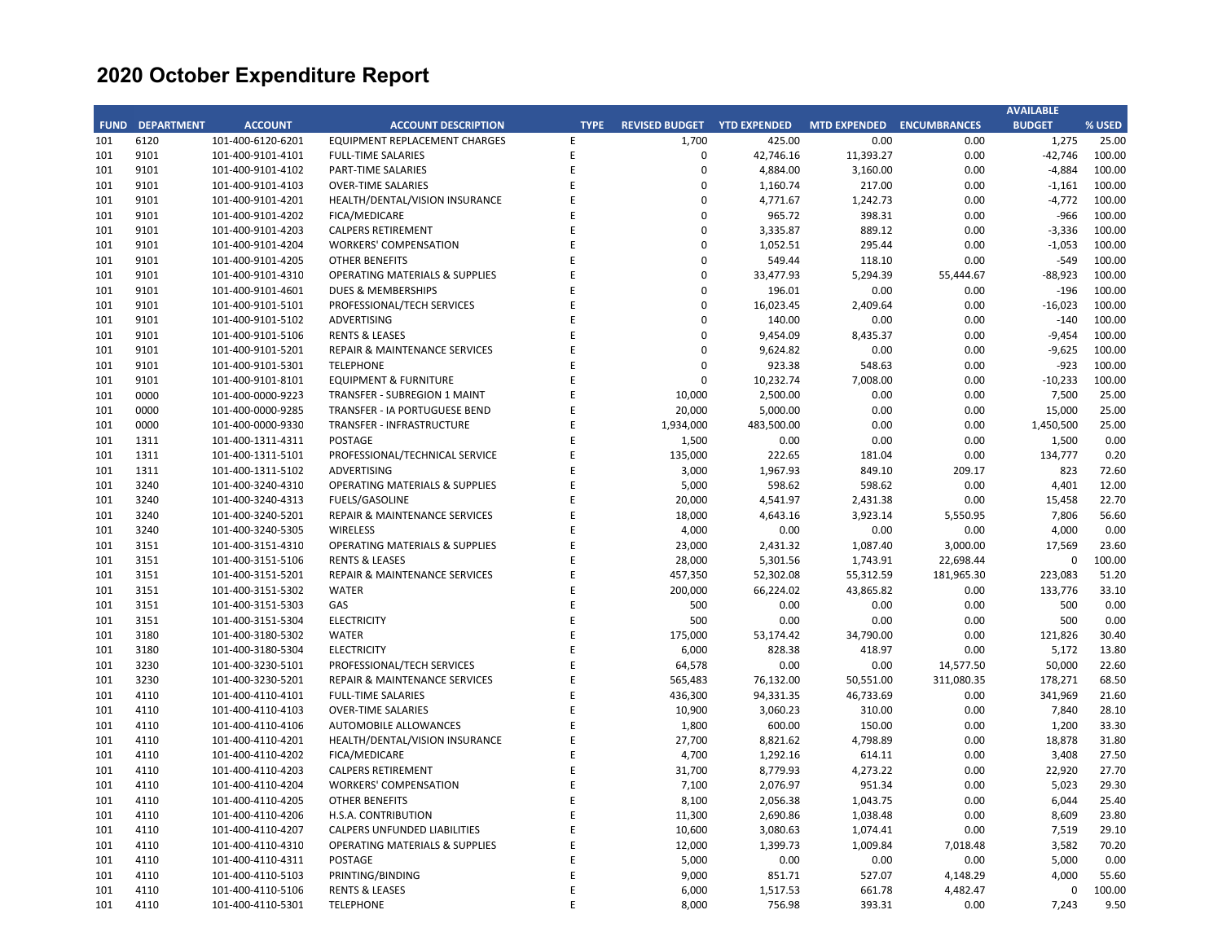# 2020 October Expenditure Report

| FUND | DEPARTMENT | ACCOUNT | ACCOUNT DESCRIPTION | TYPE | REVISED BUDGET | YTD EXPENDED | MTD EXPENDED | ENCUMBRANCES | AVAILABLE BUDGET | % USED |
|---|---|---|---|---|---|---|---|---|---|---|
| 101 | 6120 | 101-400-6120-6201 | EQUIPMENT REPLACEMENT CHARGES | E | 1,700 | 425.00 | 0.00 | 0.00 | 1,275 | 25.00 |
| 101 | 9101 | 101-400-9101-4101 | FULL-TIME SALARIES | E | 0 | 42,746.16 | 11,393.27 | 0.00 | -42,746 | 100.00 |
| 101 | 9101 | 101-400-9101-4102 | PART-TIME SALARIES | E | 0 | 4,884.00 | 3,160.00 | 0.00 | -4,884 | 100.00 |
| 101 | 9101 | 101-400-9101-4103 | OVER-TIME SALARIES | E | 0 | 1,160.74 | 217.00 | 0.00 | -1,161 | 100.00 |
| 101 | 9101 | 101-400-9101-4201 | HEALTH/DENTAL/VISION INSURANCE | E | 0 | 4,771.67 | 1,242.73 | 0.00 | -4,772 | 100.00 |
| 101 | 9101 | 101-400-9101-4202 | FICA/MEDICARE | E | 0 | 965.72 | 398.31 | 0.00 | -966 | 100.00 |
| 101 | 9101 | 101-400-9101-4203 | CALPERS RETIREMENT | E | 0 | 3,335.87 | 889.12 | 0.00 | -3,336 | 100.00 |
| 101 | 9101 | 101-400-9101-4204 | WORKERS' COMPENSATION | E | 0 | 1,052.51 | 295.44 | 0.00 | -1,053 | 100.00 |
| 101 | 9101 | 101-400-9101-4205 | OTHER BENEFITS | E | 0 | 549.44 | 118.10 | 0.00 | -549 | 100.00 |
| 101 | 9101 | 101-400-9101-4310 | OPERATING MATERIALS & SUPPLIES | E | 0 | 33,477.93 | 5,294.39 | 55,444.67 | -88,923 | 100.00 |
| 101 | 9101 | 101-400-9101-4601 | DUES & MEMBERSHIPS | E | 0 | 196.01 | 0.00 | 0.00 | -196 | 100.00 |
| 101 | 9101 | 101-400-9101-5101 | PROFESSIONAL/TECH SERVICES | E | 0 | 16,023.45 | 2,409.64 | 0.00 | -16,023 | 100.00 |
| 101 | 9101 | 101-400-9101-5102 | ADVERTISING | E | 0 | 140.00 | 0.00 | 0.00 | -140 | 100.00 |
| 101 | 9101 | 101-400-9101-5106 | RENTS & LEASES | E | 0 | 9,454.09 | 8,435.37 | 0.00 | -9,454 | 100.00 |
| 101 | 9101 | 101-400-9101-5201 | REPAIR & MAINTENANCE SERVICES | E | 0 | 9,624.82 | 0.00 | 0.00 | -9,625 | 100.00 |
| 101 | 9101 | 101-400-9101-5301 | TELEPHONE | E | 0 | 923.38 | 548.63 | 0.00 | -923 | 100.00 |
| 101 | 9101 | 101-400-9101-8101 | EQUIPMENT & FURNITURE | E | 0 | 10,232.74 | 7,008.00 | 0.00 | -10,233 | 100.00 |
| 101 | 0000 | 101-400-0000-9223 | TRANSFER - SUBREGION 1 MAINT | E | 10,000 | 2,500.00 | 0.00 | 0.00 | 7,500 | 25.00 |
| 101 | 0000 | 101-400-0000-9285 | TRANSFER - IA PORTUGUESE BEND | E | 20,000 | 5,000.00 | 0.00 | 0.00 | 15,000 | 25.00 |
| 101 | 0000 | 101-400-0000-9330 | TRANSFER - INFRASTRUCTURE | E | 1,934,000 | 483,500.00 | 0.00 | 0.00 | 1,450,500 | 25.00 |
| 101 | 1311 | 101-400-1311-4311 | POSTAGE | E | 1,500 | 0.00 | 0.00 | 0.00 | 1,500 | 0.00 |
| 101 | 1311 | 101-400-1311-5101 | PROFESSIONAL/TECHNICAL SERVICE | E | 135,000 | 222.65 | 181.04 | 0.00 | 134,777 | 0.20 |
| 101 | 1311 | 101-400-1311-5102 | ADVERTISING | E | 3,000 | 1,967.93 | 849.10 | 209.17 | 823 | 72.60 |
| 101 | 3240 | 101-400-3240-4310 | OPERATING MATERIALS & SUPPLIES | E | 5,000 | 598.62 | 598.62 | 0.00 | 4,401 | 12.00 |
| 101 | 3240 | 101-400-3240-4313 | FUELS/GASOLINE | E | 20,000 | 4,541.97 | 2,431.38 | 0.00 | 15,458 | 22.70 |
| 101 | 3240 | 101-400-3240-5201 | REPAIR & MAINTENANCE SERVICES | E | 18,000 | 4,643.16 | 3,923.14 | 5,550.95 | 7,806 | 56.60 |
| 101 | 3240 | 101-400-3240-5305 | WIRELESS | E | 4,000 | 0.00 | 0.00 | 0.00 | 4,000 | 0.00 |
| 101 | 3151 | 101-400-3151-4310 | OPERATING MATERIALS & SUPPLIES | E | 23,000 | 2,431.32 | 1,087.40 | 3,000.00 | 17,569 | 23.60 |
| 101 | 3151 | 101-400-3151-5106 | RENTS & LEASES | E | 28,000 | 5,301.56 | 1,743.91 | 22,698.44 | 0 | 100.00 |
| 101 | 3151 | 101-400-3151-5201 | REPAIR & MAINTENANCE SERVICES | E | 457,350 | 52,302.08 | 55,312.59 | 181,965.30 | 223,083 | 51.20 |
| 101 | 3151 | 101-400-3151-5302 | WATER | E | 200,000 | 66,224.02 | 43,865.82 | 0.00 | 133,776 | 33.10 |
| 101 | 3151 | 101-400-3151-5303 | GAS | E | 500 | 0.00 | 0.00 | 0.00 | 500 | 0.00 |
| 101 | 3151 | 101-400-3151-5304 | ELECTRICITY | E | 500 | 0.00 | 0.00 | 0.00 | 500 | 0.00 |
| 101 | 3180 | 101-400-3180-5302 | WATER | E | 175,000 | 53,174.42 | 34,790.00 | 0.00 | 121,826 | 30.40 |
| 101 | 3180 | 101-400-3180-5304 | ELECTRICITY | E | 6,000 | 828.38 | 418.97 | 0.00 | 5,172 | 13.80 |
| 101 | 3230 | 101-400-3230-5101 | PROFESSIONAL/TECH SERVICES | E | 64,578 | 0.00 | 0.00 | 14,577.50 | 50,000 | 22.60 |
| 101 | 3230 | 101-400-3230-5201 | REPAIR & MAINTENANCE SERVICES | E | 565,483 | 76,132.00 | 50,551.00 | 311,080.35 | 178,271 | 68.50 |
| 101 | 4110 | 101-400-4110-4101 | FULL-TIME SALARIES | E | 436,300 | 94,331.35 | 46,733.69 | 0.00 | 341,969 | 21.60 |
| 101 | 4110 | 101-400-4110-4103 | OVER-TIME SALARIES | E | 10,900 | 3,060.23 | 310.00 | 0.00 | 7,840 | 28.10 |
| 101 | 4110 | 101-400-4110-4106 | AUTOMOBILE ALLOWANCES | E | 1,800 | 600.00 | 150.00 | 0.00 | 1,200 | 33.30 |
| 101 | 4110 | 101-400-4110-4201 | HEALTH/DENTAL/VISION INSURANCE | E | 27,700 | 8,821.62 | 4,798.89 | 0.00 | 18,878 | 31.80 |
| 101 | 4110 | 101-400-4110-4202 | FICA/MEDICARE | E | 4,700 | 1,292.16 | 614.11 | 0.00 | 3,408 | 27.50 |
| 101 | 4110 | 101-400-4110-4203 | CALPERS RETIREMENT | E | 31,700 | 8,779.93 | 4,273.22 | 0.00 | 22,920 | 27.70 |
| 101 | 4110 | 101-400-4110-4204 | WORKERS' COMPENSATION | E | 7,100 | 2,076.97 | 951.34 | 0.00 | 5,023 | 29.30 |
| 101 | 4110 | 101-400-4110-4205 | OTHER BENEFITS | E | 8,100 | 2,056.38 | 1,043.75 | 0.00 | 6,044 | 25.40 |
| 101 | 4110 | 101-400-4110-4206 | H.S.A. CONTRIBUTION | E | 11,300 | 2,690.86 | 1,038.48 | 0.00 | 8,609 | 23.80 |
| 101 | 4110 | 101-400-4110-4207 | CALPERS UNFUNDED LIABILITIES | E | 10,600 | 3,080.63 | 1,074.41 | 0.00 | 7,519 | 29.10 |
| 101 | 4110 | 101-400-4110-4310 | OPERATING MATERIALS & SUPPLIES | E | 12,000 | 1,399.73 | 1,009.84 | 7,018.48 | 3,582 | 70.20 |
| 101 | 4110 | 101-400-4110-4311 | POSTAGE | E | 5,000 | 0.00 | 0.00 | 0.00 | 5,000 | 0.00 |
| 101 | 4110 | 101-400-4110-5103 | PRINTING/BINDING | E | 9,000 | 851.71 | 527.07 | 4,148.29 | 4,000 | 55.60 |
| 101 | 4110 | 101-400-4110-5106 | RENTS & LEASES | E | 6,000 | 1,517.53 | 661.78 | 4,482.47 | 0 | 100.00 |
| 101 | 4110 | 101-400-4110-5301 | TELEPHONE | E | 8,000 | 756.98 | 393.31 | 0.00 | 7,243 | 9.50 |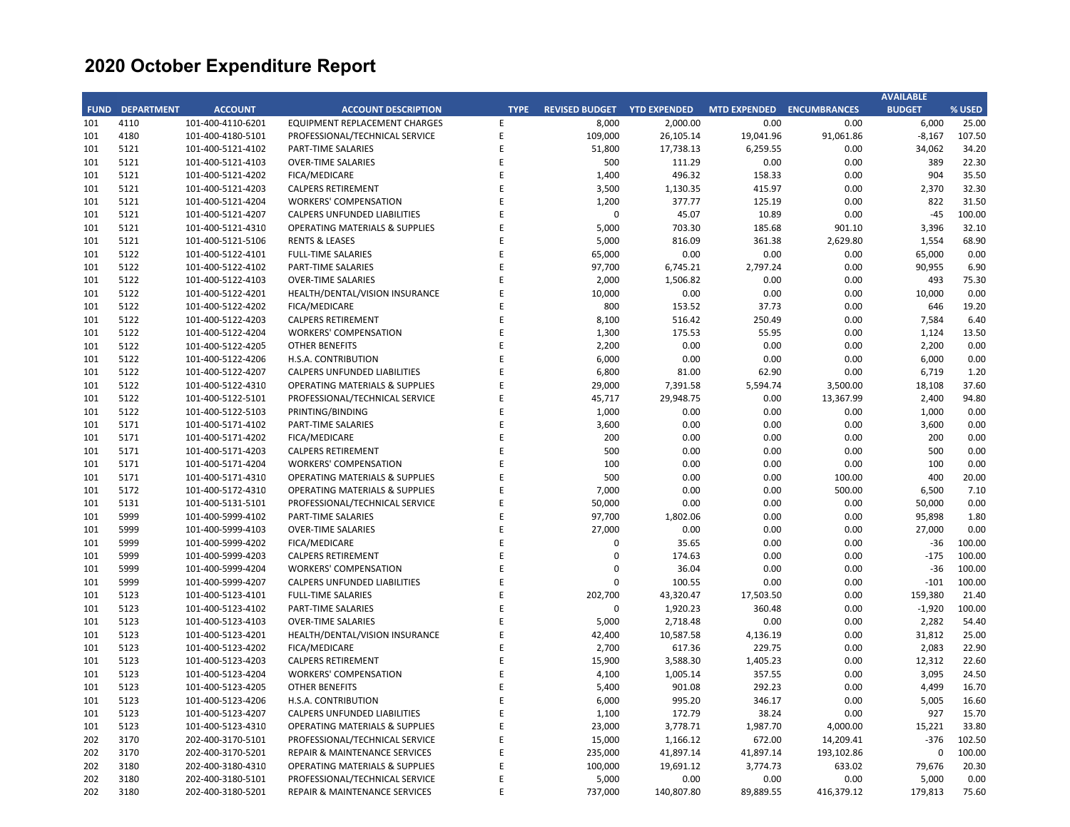# 2020 October Expenditure Report

| FUND | DEPARTMENT | ACCOUNT | ACCOUNT DESCRIPTION | TYPE | REVISED BUDGET | YTD EXPENDED | MTD EXPENDED | ENCUMBRANCES | AVAILABLE BUDGET | % USED |
|---|---|---|---|---|---|---|---|---|---|---|
| 101 | 4110 | 101-400-4110-6201 | EQUIPMENT REPLACEMENT CHARGES | E | 8,000 | 2,000.00 | 0.00 | 0.00 | 6,000 | 25.00 |
| 101 | 4180 | 101-400-4180-5101 | PROFESSIONAL/TECHNICAL SERVICE | E | 109,000 | 26,105.14 | 19,041.96 | 91,061.86 | -8,167 | 107.50 |
| 101 | 5121 | 101-400-5121-4102 | PART-TIME SALARIES | E | 51,800 | 17,738.13 | 6,259.55 | 0.00 | 34,062 | 34.20 |
| 101 | 5121 | 101-400-5121-4103 | OVER-TIME SALARIES | E | 500 | 111.29 | 0.00 | 0.00 | 389 | 22.30 |
| 101 | 5121 | 101-400-5121-4202 | FICA/MEDICARE | E | 1,400 | 496.32 | 158.33 | 0.00 | 904 | 35.50 |
| 101 | 5121 | 101-400-5121-4203 | CALPERS RETIREMENT | E | 3,500 | 1,130.35 | 415.97 | 0.00 | 2,370 | 32.30 |
| 101 | 5121 | 101-400-5121-4204 | WORKERS' COMPENSATION | E | 1,200 | 377.77 | 125.19 | 0.00 | 822 | 31.50 |
| 101 | 5121 | 101-400-5121-4207 | CALPERS UNFUNDED LIABILITIES | E | 0 | 45.07 | 10.89 | 0.00 | -45 | 100.00 |
| 101 | 5121 | 101-400-5121-4310 | OPERATING MATERIALS & SUPPLIES | E | 5,000 | 703.30 | 185.68 | 901.10 | 3,396 | 32.10 |
| 101 | 5121 | 101-400-5121-5106 | RENTS & LEASES | E | 5,000 | 816.09 | 361.38 | 2,629.80 | 1,554 | 68.90 |
| 101 | 5122 | 101-400-5122-4101 | FULL-TIME SALARIES | E | 65,000 | 0.00 | 0.00 | 0.00 | 65,000 | 0.00 |
| 101 | 5122 | 101-400-5122-4102 | PART-TIME SALARIES | E | 97,700 | 6,745.21 | 2,797.24 | 0.00 | 90,955 | 6.90 |
| 101 | 5122 | 101-400-5122-4103 | OVER-TIME SALARIES | E | 2,000 | 1,506.82 | 0.00 | 0.00 | 493 | 75.30 |
| 101 | 5122 | 101-400-5122-4201 | HEALTH/DENTAL/VISION INSURANCE | E | 10,000 | 0.00 | 0.00 | 0.00 | 10,000 | 0.00 |
| 101 | 5122 | 101-400-5122-4202 | FICA/MEDICARE | E | 800 | 153.52 | 37.73 | 0.00 | 646 | 19.20 |
| 101 | 5122 | 101-400-5122-4203 | CALPERS RETIREMENT | E | 8,100 | 516.42 | 250.49 | 0.00 | 7,584 | 6.40 |
| 101 | 5122 | 101-400-5122-4204 | WORKERS' COMPENSATION | E | 1,300 | 175.53 | 55.95 | 0.00 | 1,124 | 13.50 |
| 101 | 5122 | 101-400-5122-4205 | OTHER BENEFITS | E | 2,200 | 0.00 | 0.00 | 0.00 | 2,200 | 0.00 |
| 101 | 5122 | 101-400-5122-4206 | H.S.A. CONTRIBUTION | E | 6,000 | 0.00 | 0.00 | 0.00 | 6,000 | 0.00 |
| 101 | 5122 | 101-400-5122-4207 | CALPERS UNFUNDED LIABILITIES | E | 6,800 | 81.00 | 62.90 | 0.00 | 6,719 | 1.20 |
| 101 | 5122 | 101-400-5122-4310 | OPERATING MATERIALS & SUPPLIES | E | 29,000 | 7,391.58 | 5,594.74 | 3,500.00 | 18,108 | 37.60 |
| 101 | 5122 | 101-400-5122-5101 | PROFESSIONAL/TECHNICAL SERVICE | E | 45,717 | 29,948.75 | 0.00 | 13,367.99 | 2,400 | 94.80 |
| 101 | 5122 | 101-400-5122-5103 | PRINTING/BINDING | E | 1,000 | 0.00 | 0.00 | 0.00 | 1,000 | 0.00 |
| 101 | 5171 | 101-400-5171-4102 | PART-TIME SALARIES | E | 3,600 | 0.00 | 0.00 | 0.00 | 3,600 | 0.00 |
| 101 | 5171 | 101-400-5171-4202 | FICA/MEDICARE | E | 200 | 0.00 | 0.00 | 0.00 | 200 | 0.00 |
| 101 | 5171 | 101-400-5171-4203 | CALPERS RETIREMENT | E | 500 | 0.00 | 0.00 | 0.00 | 500 | 0.00 |
| 101 | 5171 | 101-400-5171-4204 | WORKERS' COMPENSATION | E | 100 | 0.00 | 0.00 | 0.00 | 100 | 0.00 |
| 101 | 5171 | 101-400-5171-4310 | OPERATING MATERIALS & SUPPLIES | E | 500 | 0.00 | 0.00 | 100.00 | 400 | 20.00 |
| 101 | 5172 | 101-400-5172-4310 | OPERATING MATERIALS & SUPPLIES | E | 7,000 | 0.00 | 0.00 | 500.00 | 6,500 | 7.10 |
| 101 | 5131 | 101-400-5131-5101 | PROFESSIONAL/TECHNICAL SERVICE | E | 50,000 | 0.00 | 0.00 | 0.00 | 50,000 | 0.00 |
| 101 | 5999 | 101-400-5999-4102 | PART-TIME SALARIES | E | 97,700 | 1,802.06 | 0.00 | 0.00 | 95,898 | 1.80 |
| 101 | 5999 | 101-400-5999-4103 | OVER-TIME SALARIES | E | 27,000 | 0.00 | 0.00 | 0.00 | 27,000 | 0.00 |
| 101 | 5999 | 101-400-5999-4202 | FICA/MEDICARE | E | 0 | 35.65 | 0.00 | 0.00 | -36 | 100.00 |
| 101 | 5999 | 101-400-5999-4203 | CALPERS RETIREMENT | E | 0 | 174.63 | 0.00 | 0.00 | -175 | 100.00 |
| 101 | 5999 | 101-400-5999-4204 | WORKERS' COMPENSATION | E | 0 | 36.04 | 0.00 | 0.00 | -36 | 100.00 |
| 101 | 5999 | 101-400-5999-4207 | CALPERS UNFUNDED LIABILITIES | E | 0 | 100.55 | 0.00 | 0.00 | -101 | 100.00 |
| 101 | 5123 | 101-400-5123-4101 | FULL-TIME SALARIES | E | 202,700 | 43,320.47 | 17,503.50 | 0.00 | 159,380 | 21.40 |
| 101 | 5123 | 101-400-5123-4102 | PART-TIME SALARIES | E | 0 | 1,920.23 | 360.48 | 0.00 | -1,920 | 100.00 |
| 101 | 5123 | 101-400-5123-4103 | OVER-TIME SALARIES | E | 5,000 | 2,718.48 | 0.00 | 0.00 | 2,282 | 54.40 |
| 101 | 5123 | 101-400-5123-4201 | HEALTH/DENTAL/VISION INSURANCE | E | 42,400 | 10,587.58 | 4,136.19 | 0.00 | 31,812 | 25.00 |
| 101 | 5123 | 101-400-5123-4202 | FICA/MEDICARE | E | 2,700 | 617.36 | 229.75 | 0.00 | 2,083 | 22.90 |
| 101 | 5123 | 101-400-5123-4203 | CALPERS RETIREMENT | E | 15,900 | 3,588.30 | 1,405.23 | 0.00 | 12,312 | 22.60 |
| 101 | 5123 | 101-400-5123-4204 | WORKERS' COMPENSATION | E | 4,100 | 1,005.14 | 357.55 | 0.00 | 3,095 | 24.50 |
| 101 | 5123 | 101-400-5123-4205 | OTHER BENEFITS | E | 5,400 | 901.08 | 292.23 | 0.00 | 4,499 | 16.70 |
| 101 | 5123 | 101-400-5123-4206 | H.S.A. CONTRIBUTION | E | 6,000 | 995.20 | 346.17 | 0.00 | 5,005 | 16.60 |
| 101 | 5123 | 101-400-5123-4207 | CALPERS UNFUNDED LIABILITIES | E | 1,100 | 172.79 | 38.24 | 0.00 | 927 | 15.70 |
| 101 | 5123 | 101-400-5123-4310 | OPERATING MATERIALS & SUPPLIES | E | 23,000 | 3,778.71 | 1,987.70 | 4,000.00 | 15,221 | 33.80 |
| 202 | 3170 | 202-400-3170-5101 | PROFESSIONAL/TECHNICAL SERVICE | E | 15,000 | 1,166.12 | 672.00 | 14,209.41 | -376 | 102.50 |
| 202 | 3170 | 202-400-3170-5201 | REPAIR & MAINTENANCE SERVICES | E | 235,000 | 41,897.14 | 41,897.14 | 193,102.86 | 0 | 100.00 |
| 202 | 3180 | 202-400-3180-4310 | OPERATING MATERIALS & SUPPLIES | E | 100,000 | 19,691.12 | 3,774.73 | 633.02 | 79,676 | 20.30 |
| 202 | 3180 | 202-400-3180-5101 | PROFESSIONAL/TECHNICAL SERVICE | E | 5,000 | 0.00 | 0.00 | 0.00 | 5,000 | 0.00 |
| 202 | 3180 | 202-400-3180-5201 | REPAIR & MAINTENANCE SERVICES | E | 737,000 | 140,807.80 | 89,889.55 | 416,379.12 | 179,813 | 75.60 |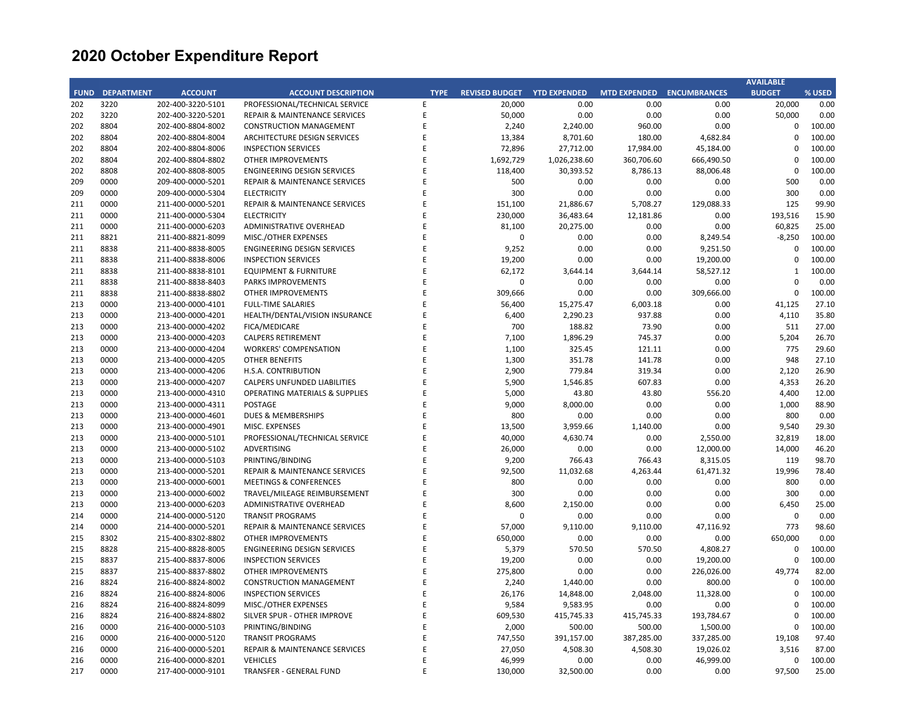# 2020 October Expenditure Report

| FUND | DEPARTMENT | ACCOUNT | ACCOUNT DESCRIPTION | TYPE | REVISED BUDGET | YTD EXPENDED | MTD EXPENDED | ENCUMBRANCES | AVAILABLE BUDGET | % USED |
|---|---|---|---|---|---|---|---|---|---|---|
| 202 | 3220 | 202-400-3220-5101 | PROFESSIONAL/TECHNICAL SERVICE | E | 20,000 | 0.00 | 0.00 | 0.00 | 20,000 | 0.00 |
| 202 | 3220 | 202-400-3220-5201 | REPAIR & MAINTENANCE SERVICES | E | 50,000 | 0.00 | 0.00 | 0.00 | 50,000 | 0.00 |
| 202 | 8804 | 202-400-8804-8002 | CONSTRUCTION MANAGEMENT | E | 2,240 | 2,240.00 | 960.00 | 0.00 | 0 | 100.00 |
| 202 | 8804 | 202-400-8804-8004 | ARCHITECTURE DESIGN SERVICES | E | 13,384 | 8,701.60 | 180.00 | 4,682.84 | 0 | 100.00 |
| 202 | 8804 | 202-400-8804-8006 | INSPECTION SERVICES | E | 72,896 | 27,712.00 | 17,984.00 | 45,184.00 | 0 | 100.00 |
| 202 | 8804 | 202-400-8804-8802 | OTHER IMPROVEMENTS | E | 1,692,729 | 1,026,238.60 | 360,706.60 | 666,490.50 | 0 | 100.00 |
| 202 | 8808 | 202-400-8808-8005 | ENGINEERING DESIGN SERVICES | E | 118,400 | 30,393.52 | 8,786.13 | 88,006.48 | 0 | 100.00 |
| 209 | 0000 | 209-400-0000-5201 | REPAIR & MAINTENANCE SERVICES | E | 500 | 0.00 | 0.00 | 0.00 | 500 | 0.00 |
| 209 | 0000 | 209-400-0000-5304 | ELECTRICITY | E | 300 | 0.00 | 0.00 | 0.00 | 300 | 0.00 |
| 211 | 0000 | 211-400-0000-5201 | REPAIR & MAINTENANCE SERVICES | E | 151,100 | 21,886.67 | 5,708.27 | 129,088.33 | 125 | 99.90 |
| 211 | 0000 | 211-400-0000-5304 | ELECTRICITY | E | 230,000 | 36,483.64 | 12,181.86 | 0.00 | 193,516 | 15.90 |
| 211 | 0000 | 211-400-0000-6203 | ADMINISTRATIVE OVERHEAD | E | 81,100 | 20,275.00 | 0.00 | 0.00 | 60,825 | 25.00 |
| 211 | 8821 | 211-400-8821-8099 | MISC./OTHER EXPENSES | E | 0 | 0.00 | 0.00 | 8,249.54 | -8,250 | 100.00 |
| 211 | 8838 | 211-400-8838-8005 | ENGINEERING DESIGN SERVICES | E | 9,252 | 0.00 | 0.00 | 9,251.50 | 0 | 100.00 |
| 211 | 8838 | 211-400-8838-8006 | INSPECTION SERVICES | E | 19,200 | 0.00 | 0.00 | 19,200.00 | 0 | 100.00 |
| 211 | 8838 | 211-400-8838-8101 | EQUIPMENT & FURNITURE | E | 62,172 | 3,644.14 | 3,644.14 | 58,527.12 | 1 | 100.00 |
| 211 | 8838 | 211-400-8838-8403 | PARKS IMPROVEMENTS | E | 0 | 0.00 | 0.00 | 0.00 | 0 | 0.00 |
| 211 | 8838 | 211-400-8838-8802 | OTHER IMPROVEMENTS | E | 309,666 | 0.00 | 0.00 | 309,666.00 | 0 | 100.00 |
| 213 | 0000 | 213-400-0000-4101 | FULL-TIME SALARIES | E | 56,400 | 15,275.47 | 6,003.18 | 0.00 | 41,125 | 27.10 |
| 213 | 0000 | 213-400-0000-4201 | HEALTH/DENTAL/VISION INSURANCE | E | 6,400 | 2,290.23 | 937.88 | 0.00 | 4,110 | 35.80 |
| 213 | 0000 | 213-400-0000-4202 | FICA/MEDICARE | E | 700 | 188.82 | 73.90 | 0.00 | 511 | 27.00 |
| 213 | 0000 | 213-400-0000-4203 | CALPERS RETIREMENT | E | 7,100 | 1,896.29 | 745.37 | 0.00 | 5,204 | 26.70 |
| 213 | 0000 | 213-400-0000-4204 | WORKERS' COMPENSATION | E | 1,100 | 325.45 | 121.11 | 0.00 | 775 | 29.60 |
| 213 | 0000 | 213-400-0000-4205 | OTHER BENEFITS | E | 1,300 | 351.78 | 141.78 | 0.00 | 948 | 27.10 |
| 213 | 0000 | 213-400-0000-4206 | H.S.A. CONTRIBUTION | E | 2,900 | 779.84 | 319.34 | 0.00 | 2,120 | 26.90 |
| 213 | 0000 | 213-400-0000-4207 | CALPERS UNFUNDED LIABILITIES | E | 5,900 | 1,546.85 | 607.83 | 0.00 | 4,353 | 26.20 |
| 213 | 0000 | 213-400-0000-4310 | OPERATING MATERIALS & SUPPLIES | E | 5,000 | 43.80 | 43.80 | 556.20 | 4,400 | 12.00 |
| 213 | 0000 | 213-400-0000-4311 | POSTAGE | E | 9,000 | 8,000.00 | 0.00 | 0.00 | 1,000 | 88.90 |
| 213 | 0000 | 213-400-0000-4601 | DUES & MEMBERSHIPS | E | 800 | 0.00 | 0.00 | 0.00 | 800 | 0.00 |
| 213 | 0000 | 213-400-0000-4901 | MISC. EXPENSES | E | 13,500 | 3,959.66 | 1,140.00 | 0.00 | 9,540 | 29.30 |
| 213 | 0000 | 213-400-0000-5101 | PROFESSIONAL/TECHNICAL SERVICE | E | 40,000 | 4,630.74 | 0.00 | 2,550.00 | 32,819 | 18.00 |
| 213 | 0000 | 213-400-0000-5102 | ADVERTISING | E | 26,000 | 0.00 | 0.00 | 12,000.00 | 14,000 | 46.20 |
| 213 | 0000 | 213-400-0000-5103 | PRINTING/BINDING | E | 9,200 | 766.43 | 766.43 | 8,315.05 | 119 | 98.70 |
| 213 | 0000 | 213-400-0000-5201 | REPAIR & MAINTENANCE SERVICES | E | 92,500 | 11,032.68 | 4,263.44 | 61,471.32 | 19,996 | 78.40 |
| 213 | 0000 | 213-400-0000-6001 | MEETINGS & CONFERENCES | E | 800 | 0.00 | 0.00 | 0.00 | 800 | 0.00 |
| 213 | 0000 | 213-400-0000-6002 | TRAVEL/MILEAGE REIMBURSEMENT | E | 300 | 0.00 | 0.00 | 0.00 | 300 | 0.00 |
| 213 | 0000 | 213-400-0000-6203 | ADMINISTRATIVE OVERHEAD | E | 8,600 | 2,150.00 | 0.00 | 0.00 | 6,450 | 25.00 |
| 214 | 0000 | 214-400-0000-5120 | TRANSIT PROGRAMS | E | 0 | 0.00 | 0.00 | 0.00 | 0 | 0.00 |
| 214 | 0000 | 214-400-0000-5201 | REPAIR & MAINTENANCE SERVICES | E | 57,000 | 9,110.00 | 9,110.00 | 47,116.92 | 773 | 98.60 |
| 215 | 8302 | 215-400-8302-8802 | OTHER IMPROVEMENTS | E | 650,000 | 0.00 | 0.00 | 0.00 | 650,000 | 0.00 |
| 215 | 8828 | 215-400-8828-8005 | ENGINEERING DESIGN SERVICES | E | 5,379 | 570.50 | 570.50 | 4,808.27 | 0 | 100.00 |
| 215 | 8837 | 215-400-8837-8006 | INSPECTION SERVICES | E | 19,200 | 0.00 | 0.00 | 19,200.00 | 0 | 100.00 |
| 215 | 8837 | 215-400-8837-8802 | OTHER IMPROVEMENTS | E | 275,800 | 0.00 | 0.00 | 226,026.00 | 49,774 | 82.00 |
| 216 | 8824 | 216-400-8824-8002 | CONSTRUCTION MANAGEMENT | E | 2,240 | 1,440.00 | 0.00 | 800.00 | 0 | 100.00 |
| 216 | 8824 | 216-400-8824-8006 | INSPECTION SERVICES | E | 26,176 | 14,848.00 | 2,048.00 | 11,328.00 | 0 | 100.00 |
| 216 | 8824 | 216-400-8824-8099 | MISC./OTHER EXPENSES | E | 9,584 | 9,583.95 | 0.00 | 0.00 | 0 | 100.00 |
| 216 | 8824 | 216-400-8824-8802 | SILVER SPUR - OTHER IMPROVE | E | 609,530 | 415,745.33 | 415,745.33 | 193,784.67 | 0 | 100.00 |
| 216 | 0000 | 216-400-0000-5103 | PRINTING/BINDING | E | 2,000 | 500.00 | 500.00 | 1,500.00 | 0 | 100.00 |
| 216 | 0000 | 216-400-0000-5120 | TRANSIT PROGRAMS | E | 747,550 | 391,157.00 | 387,285.00 | 337,285.00 | 19,108 | 97.40 |
| 216 | 0000 | 216-400-0000-5201 | REPAIR & MAINTENANCE SERVICES | E | 27,050 | 4,508.30 | 4,508.30 | 19,026.02 | 3,516 | 87.00 |
| 216 | 0000 | 216-400-0000-8201 | VEHICLES | E | 46,999 | 0.00 | 0.00 | 46,999.00 | 0 | 100.00 |
| 217 | 0000 | 217-400-0000-9101 | TRANSFER - GENERAL FUND | E | 130,000 | 32,500.00 | 0.00 | 0.00 | 97,500 | 25.00 |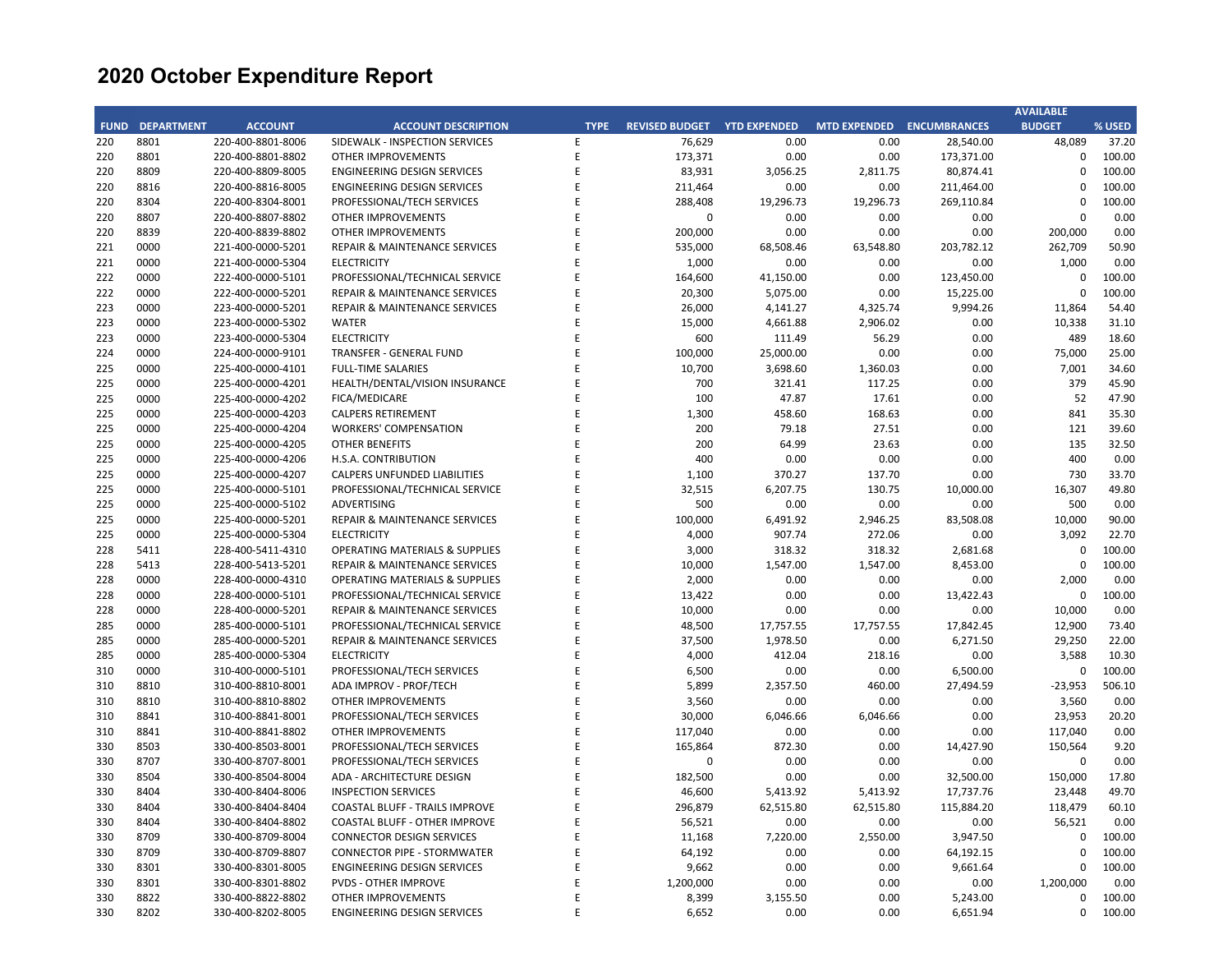# 2020 October Expenditure Report

| FUND | DEPARTMENT | ACCOUNT | ACCOUNT DESCRIPTION | TYPE | REVISED BUDGET | YTD EXPENDED | MTD EXPENDED | ENCUMBRANCES | AVAILABLE BUDGET | % USED |
|---|---|---|---|---|---|---|---|---|---|---|
| 220 | 8801 | 220-400-8801-8006 | SIDEWALK - INSPECTION SERVICES | E | 76,629 | 0.00 | 0.00 | 28,540.00 | 48,089 | 37.20 |
| 220 | 8801 | 220-400-8801-8802 | OTHER IMPROVEMENTS | E | 173,371 | 0.00 | 0.00 | 173,371.00 | 0 | 100.00 |
| 220 | 8809 | 220-400-8809-8005 | ENGINEERING DESIGN SERVICES | E | 83,931 | 3,056.25 | 2,811.75 | 80,874.41 | 0 | 100.00 |
| 220 | 8816 | 220-400-8816-8005 | ENGINEERING DESIGN SERVICES | E | 211,464 | 0.00 | 0.00 | 211,464.00 | 0 | 100.00 |
| 220 | 8304 | 220-400-8304-8001 | PROFESSIONAL/TECH SERVICES | E | 288,408 | 19,296.73 | 19,296.73 | 269,110.84 | 0 | 100.00 |
| 220 | 8807 | 220-400-8807-8802 | OTHER IMPROVEMENTS | E | 0 | 0.00 | 0.00 | 0.00 | 0 | 0.00 |
| 220 | 8839 | 220-400-8839-8802 | OTHER IMPROVEMENTS | E | 200,000 | 0.00 | 0.00 | 0.00 | 200,000 | 0.00 |
| 221 | 0000 | 221-400-0000-5201 | REPAIR & MAINTENANCE SERVICES | E | 535,000 | 68,508.46 | 63,548.80 | 203,782.12 | 262,709 | 50.90 |
| 221 | 0000 | 221-400-0000-5304 | ELECTRICITY | E | 1,000 | 0.00 | 0.00 | 0.00 | 1,000 | 0.00 |
| 222 | 0000 | 222-400-0000-5101 | PROFESSIONAL/TECHNICAL SERVICE | E | 164,600 | 41,150.00 | 0.00 | 123,450.00 | 0 | 100.00 |
| 222 | 0000 | 222-400-0000-5201 | REPAIR & MAINTENANCE SERVICES | E | 20,300 | 5,075.00 | 0.00 | 15,225.00 | 0 | 100.00 |
| 223 | 0000 | 223-400-0000-5201 | REPAIR & MAINTENANCE SERVICES | E | 26,000 | 4,141.27 | 4,325.74 | 9,994.26 | 11,864 | 54.40 |
| 223 | 0000 | 223-400-0000-5302 | WATER | E | 15,000 | 4,661.88 | 2,906.02 | 0.00 | 10,338 | 31.10 |
| 223 | 0000 | 223-400-0000-5304 | ELECTRICITY | E | 600 | 111.49 | 56.29 | 0.00 | 489 | 18.60 |
| 224 | 0000 | 224-400-0000-9101 | TRANSFER - GENERAL FUND | E | 100,000 | 25,000.00 | 0.00 | 0.00 | 75,000 | 25.00 |
| 225 | 0000 | 225-400-0000-4101 | FULL-TIME SALARIES | E | 10,700 | 3,698.60 | 1,360.03 | 0.00 | 7,001 | 34.60 |
| 225 | 0000 | 225-400-0000-4201 | HEALTH/DENTAL/VISION INSURANCE | E | 700 | 321.41 | 117.25 | 0.00 | 379 | 45.90 |
| 225 | 0000 | 225-400-0000-4202 | FICA/MEDICARE | E | 100 | 47.87 | 17.61 | 0.00 | 52 | 47.90 |
| 225 | 0000 | 225-400-0000-4203 | CALPERS RETIREMENT | E | 1,300 | 458.60 | 168.63 | 0.00 | 841 | 35.30 |
| 225 | 0000 | 225-400-0000-4204 | WORKERS' COMPENSATION | E | 200 | 79.18 | 27.51 | 0.00 | 121 | 39.60 |
| 225 | 0000 | 225-400-0000-4205 | OTHER BENEFITS | E | 200 | 64.99 | 23.63 | 0.00 | 135 | 32.50 |
| 225 | 0000 | 225-400-0000-4206 | H.S.A. CONTRIBUTION | E | 400 | 0.00 | 0.00 | 0.00 | 400 | 0.00 |
| 225 | 0000 | 225-400-0000-4207 | CALPERS UNFUNDED LIABILITIES | E | 1,100 | 370.27 | 137.70 | 0.00 | 730 | 33.70 |
| 225 | 0000 | 225-400-0000-5101 | PROFESSIONAL/TECHNICAL SERVICE | E | 32,515 | 6,207.75 | 130.75 | 10,000.00 | 16,307 | 49.80 |
| 225 | 0000 | 225-400-0000-5102 | ADVERTISING | E | 500 | 0.00 | 0.00 | 0.00 | 500 | 0.00 |
| 225 | 0000 | 225-400-0000-5201 | REPAIR & MAINTENANCE SERVICES | E | 100,000 | 6,491.92 | 2,946.25 | 83,508.08 | 10,000 | 90.00 |
| 225 | 0000 | 225-400-0000-5304 | ELECTRICITY | E | 4,000 | 907.74 | 272.06 | 0.00 | 3,092 | 22.70 |
| 228 | 5411 | 228-400-5411-4310 | OPERATING MATERIALS & SUPPLIES | E | 3,000 | 318.32 | 318.32 | 2,681.68 | 0 | 100.00 |
| 228 | 5413 | 228-400-5413-5201 | REPAIR & MAINTENANCE SERVICES | E | 10,000 | 1,547.00 | 1,547.00 | 8,453.00 | 0 | 100.00 |
| 228 | 0000 | 228-400-0000-4310 | OPERATING MATERIALS & SUPPLIES | E | 2,000 | 0.00 | 0.00 | 0.00 | 2,000 | 0.00 |
| 228 | 0000 | 228-400-0000-5101 | PROFESSIONAL/TECHNICAL SERVICE | E | 13,422 | 0.00 | 0.00 | 13,422.43 | 0 | 100.00 |
| 228 | 0000 | 228-400-0000-5201 | REPAIR & MAINTENANCE SERVICES | E | 10,000 | 0.00 | 0.00 | 0.00 | 10,000 | 0.00 |
| 285 | 0000 | 285-400-0000-5101 | PROFESSIONAL/TECHNICAL SERVICE | E | 48,500 | 17,757.55 | 17,757.55 | 17,842.45 | 12,900 | 73.40 |
| 285 | 0000 | 285-400-0000-5201 | REPAIR & MAINTENANCE SERVICES | E | 37,500 | 1,978.50 | 0.00 | 6,271.50 | 29,250 | 22.00 |
| 285 | 0000 | 285-400-0000-5304 | ELECTRICITY | E | 4,000 | 412.04 | 218.16 | 0.00 | 3,588 | 10.30 |
| 310 | 0000 | 310-400-0000-5101 | PROFESSIONAL/TECH SERVICES | E | 6,500 | 0.00 | 0.00 | 6,500.00 | 0 | 100.00 |
| 310 | 8810 | 310-400-8810-8001 | ADA IMPROV - PROF/TECH | E | 5,899 | 2,357.50 | 460.00 | 27,494.59 | -23,953 | 506.10 |
| 310 | 8810 | 310-400-8810-8802 | OTHER IMPROVEMENTS | E | 3,560 | 0.00 | 0.00 | 0.00 | 3,560 | 0.00 |
| 310 | 8841 | 310-400-8841-8001 | PROFESSIONAL/TECH SERVICES | E | 30,000 | 6,046.66 | 6,046.66 | 0.00 | 23,953 | 20.20 |
| 310 | 8841 | 310-400-8841-8802 | OTHER IMPROVEMENTS | E | 117,040 | 0.00 | 0.00 | 0.00 | 117,040 | 0.00 |
| 330 | 8503 | 330-400-8503-8001 | PROFESSIONAL/TECH SERVICES | E | 165,864 | 872.30 | 0.00 | 14,427.90 | 150,564 | 9.20 |
| 330 | 8707 | 330-400-8707-8001 | PROFESSIONAL/TECH SERVICES | E | 0 | 0.00 | 0.00 | 0.00 | 0 | 0.00 |
| 330 | 8504 | 330-400-8504-8004 | ADA - ARCHITECTURE DESIGN | E | 182,500 | 0.00 | 0.00 | 32,500.00 | 150,000 | 17.80 |
| 330 | 8404 | 330-400-8404-8006 | INSPECTION SERVICES | E | 46,600 | 5,413.92 | 5,413.92 | 17,737.76 | 23,448 | 49.70 |
| 330 | 8404 | 330-400-8404-8404 | COASTAL BLUFF - TRAILS IMPROVE | E | 296,879 | 62,515.80 | 62,515.80 | 115,884.20 | 118,479 | 60.10 |
| 330 | 8404 | 330-400-8404-8802 | COASTAL BLUFF - OTHER IMPROVE | E | 56,521 | 0.00 | 0.00 | 0.00 | 56,521 | 0.00 |
| 330 | 8709 | 330-400-8709-8004 | CONNECTOR DESIGN SERVICES | E | 11,168 | 7,220.00 | 2,550.00 | 3,947.50 | 0 | 100.00 |
| 330 | 8709 | 330-400-8709-8807 | CONNECTOR PIPE - STORMWATER | E | 64,192 | 0.00 | 0.00 | 64,192.15 | 0 | 100.00 |
| 330 | 8301 | 330-400-8301-8005 | ENGINEERING DESIGN SERVICES | E | 9,662 | 0.00 | 0.00 | 9,661.64 | 0 | 100.00 |
| 330 | 8301 | 330-400-8301-8802 | PVDS - OTHER IMPROVE | E | 1,200,000 | 0.00 | 0.00 | 0.00 | 1,200,000 | 0.00 |
| 330 | 8822 | 330-400-8822-8802 | OTHER IMPROVEMENTS | E | 8,399 | 3,155.50 | 0.00 | 5,243.00 | 0 | 100.00 |
| 330 | 8202 | 330-400-8202-8005 | ENGINEERING DESIGN SERVICES | E | 6,652 | 0.00 | 0.00 | 6,651.94 | 0 | 100.00 |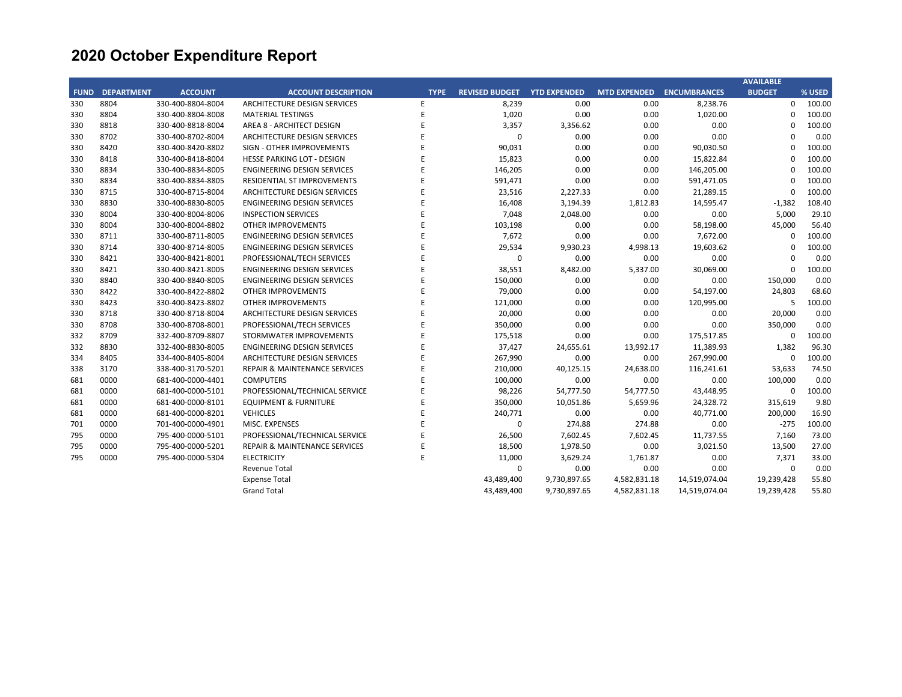# 2020 October Expenditure Report

| FUND | DEPARTMENT | ACCOUNT | ACCOUNT DESCRIPTION | TYPE | REVISED BUDGET | YTD EXPENDED | MTD EXPENDED | ENCUMBRANCES | AVAILABLE BUDGET | % USED |
|---|---|---|---|---|---|---|---|---|---|---|
| 330 | 8804 | 330-400-8804-8004 | ARCHITECTURE DESIGN SERVICES | E | 8,239 | 0.00 | 0.00 | 8,238.76 | 0 | 100.00 |
| 330 | 8804 | 330-400-8804-8008 | MATERIAL TESTINGS | E | 1,020 | 0.00 | 0.00 | 1,020.00 | 0 | 100.00 |
| 330 | 8818 | 330-400-8818-8004 | AREA 8 - ARCHITECT DESIGN | E | 3,357 | 3,356.62 | 0.00 | 0.00 | 0 | 100.00 |
| 330 | 8702 | 330-400-8702-8004 | ARCHITECTURE DESIGN SERVICES | E | 0 | 0.00 | 0.00 | 0.00 | 0 | 0.00 |
| 330 | 8420 | 330-400-8420-8802 | SIGN - OTHER IMPROVEMENTS | E | 90,031 | 0.00 | 0.00 | 90,030.50 | 0 | 100.00 |
| 330 | 8418 | 330-400-8418-8004 | HESSE PARKING LOT - DESIGN | E | 15,823 | 0.00 | 0.00 | 15,822.84 | 0 | 100.00 |
| 330 | 8834 | 330-400-8834-8005 | ENGINEERING DESIGN SERVICES | E | 146,205 | 0.00 | 0.00 | 146,205.00 | 0 | 100.00 |
| 330 | 8834 | 330-400-8834-8805 | RESIDENTIAL ST IMPROVEMENTS | E | 591,471 | 0.00 | 0.00 | 591,471.05 | 0 | 100.00 |
| 330 | 8715 | 330-400-8715-8004 | ARCHITECTURE DESIGN SERVICES | E | 23,516 | 2,227.33 | 0.00 | 21,289.15 | 0 | 100.00 |
| 330 | 8830 | 330-400-8830-8005 | ENGINEERING DESIGN SERVICES | E | 16,408 | 3,194.39 | 1,812.83 | 14,595.47 | -1,382 | 108.40 |
| 330 | 8004 | 330-400-8004-8006 | INSPECTION SERVICES | E | 7,048 | 2,048.00 | 0.00 | 0.00 | 5,000 | 29.10 |
| 330 | 8004 | 330-400-8004-8802 | OTHER IMPROVEMENTS | E | 103,198 | 0.00 | 0.00 | 58,198.00 | 45,000 | 56.40 |
| 330 | 8711 | 330-400-8711-8005 | ENGINEERING DESIGN SERVICES | E | 7,672 | 0.00 | 0.00 | 7,672.00 | 0 | 100.00 |
| 330 | 8714 | 330-400-8714-8005 | ENGINEERING DESIGN SERVICES | E | 29,534 | 9,930.23 | 4,998.13 | 19,603.62 | 0 | 100.00 |
| 330 | 8421 | 330-400-8421-8001 | PROFESSIONAL/TECH SERVICES | E | 0 | 0.00 | 0.00 | 0.00 | 0 | 0.00 |
| 330 | 8421 | 330-400-8421-8005 | ENGINEERING DESIGN SERVICES | E | 38,551 | 8,482.00 | 5,337.00 | 30,069.00 | 0 | 100.00 |
| 330 | 8840 | 330-400-8840-8005 | ENGINEERING DESIGN SERVICES | E | 150,000 | 0.00 | 0.00 | 0.00 | 150,000 | 0.00 |
| 330 | 8422 | 330-400-8422-8802 | OTHER IMPROVEMENTS | E | 79,000 | 0.00 | 0.00 | 54,197.00 | 24,803 | 68.60 |
| 330 | 8423 | 330-400-8423-8802 | OTHER IMPROVEMENTS | E | 121,000 | 0.00 | 0.00 | 120,995.00 | 5 | 100.00 |
| 330 | 8718 | 330-400-8718-8004 | ARCHITECTURE DESIGN SERVICES | E | 20,000 | 0.00 | 0.00 | 0.00 | 20,000 | 0.00 |
| 330 | 8708 | 330-400-8708-8001 | PROFESSIONAL/TECH SERVICES | E | 350,000 | 0.00 | 0.00 | 0.00 | 350,000 | 0.00 |
| 332 | 8709 | 332-400-8709-8807 | STORMWATER IMPROVEMENTS | E | 175,518 | 0.00 | 0.00 | 175,517.85 | 0 | 100.00 |
| 332 | 8830 | 332-400-8830-8005 | ENGINEERING DESIGN SERVICES | E | 37,427 | 24,655.61 | 13,992.17 | 11,389.93 | 1,382 | 96.30 |
| 334 | 8405 | 334-400-8405-8004 | ARCHITECTURE DESIGN SERVICES | E | 267,990 | 0.00 | 0.00 | 267,990.00 | 0 | 100.00 |
| 338 | 3170 | 338-400-3170-5201 | REPAIR & MAINTENANCE SERVICES | E | 210,000 | 40,125.15 | 24,638.00 | 116,241.61 | 53,633 | 74.50 |
| 681 | 0000 | 681-400-0000-4401 | COMPUTERS | E | 100,000 | 0.00 | 0.00 | 0.00 | 100,000 | 0.00 |
| 681 | 0000 | 681-400-0000-5101 | PROFESSIONAL/TECHNICAL SERVICE | E | 98,226 | 54,777.50 | 54,777.50 | 43,448.95 | 0 | 100.00 |
| 681 | 0000 | 681-400-0000-8101 | EQUIPMENT & FURNITURE | E | 350,000 | 10,051.86 | 5,659.96 | 24,328.72 | 315,619 | 9.80 |
| 681 | 0000 | 681-400-0000-8201 | VEHICLES | E | 240,771 | 0.00 | 0.00 | 40,771.00 | 200,000 | 16.90 |
| 701 | 0000 | 701-400-0000-4901 | MISC. EXPENSES | E | 0 | 274.88 | 274.88 | 0.00 | -275 | 100.00 |
| 795 | 0000 | 795-400-0000-5101 | PROFESSIONAL/TECHNICAL SERVICE | E | 26,500 | 7,602.45 | 7,602.45 | 11,737.55 | 7,160 | 73.00 |
| 795 | 0000 | 795-400-0000-5201 | REPAIR & MAINTENANCE SERVICES | E | 18,500 | 1,978.50 | 0.00 | 3,021.50 | 13,500 | 27.00 |
| 795 | 0000 | 795-400-0000-5304 | ELECTRICITY | E | 11,000 | 3,629.24 | 1,761.87 | 0.00 | 7,371 | 33.00 |
| | | | Revenue Total | | 0 | 0.00 | 0.00 | 0.00 | 0 | 0.00 |
| | | | Expense Total | | 43,489,400 | 9,730,897.65 | 4,582,831.18 | 14,519,074.04 | 19,239,428 | 55.80 |
| | | | Grand Total | | 43,489,400 | 9,730,897.65 | 4,582,831.18 | 14,519,074.04 | 19,239,428 | 55.80 |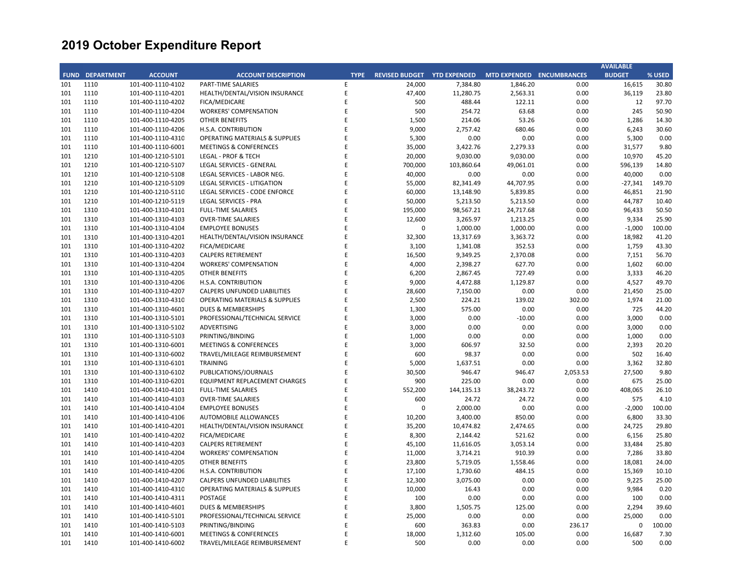# 2019 October Expenditure Report

| FUND | DEPARTMENT | ACCOUNT | ACCOUNT DESCRIPTION | TYPE | REVISED BUDGET | YTD EXPENDED | MTD EXPENDED | ENCUMBRANCES | AVAILABLE BUDGET | % USED |
|---|---|---|---|---|---|---|---|---|---|---|
| 101 | 1110 | 101-400-1110-4102 | PART-TIME SALARIES | E | 24,000 | 7,384.80 | 1,846.20 | 0.00 | 16,615 | 30.80 |
| 101 | 1110 | 101-400-1110-4201 | HEALTH/DENTAL/VISION INSURANCE | E | 47,400 | 11,280.75 | 2,563.31 | 0.00 | 36,119 | 23.80 |
| 101 | 1110 | 101-400-1110-4202 | FICA/MEDICARE | E | 500 | 488.44 | 122.11 | 0.00 | 12 | 97.70 |
| 101 | 1110 | 101-400-1110-4204 | WORKERS' COMPENSATION | E | 500 | 254.72 | 63.68 | 0.00 | 245 | 50.90 |
| 101 | 1110 | 101-400-1110-4205 | OTHER BENEFITS | E | 1,500 | 214.06 | 53.26 | 0.00 | 1,286 | 14.30 |
| 101 | 1110 | 101-400-1110-4206 | H.S.A. CONTRIBUTION | E | 9,000 | 2,757.42 | 680.46 | 0.00 | 6,243 | 30.60 |
| 101 | 1110 | 101-400-1110-4310 | OPERATING MATERIALS & SUPPLIES | E | 5,300 | 0.00 | 0.00 | 0.00 | 5,300 | 0.00 |
| 101 | 1110 | 101-400-1110-6001 | MEETINGS & CONFERENCES | E | 35,000 | 3,422.76 | 2,279.33 | 0.00 | 31,577 | 9.80 |
| 101 | 1210 | 101-400-1210-5101 | LEGAL - PROF & TECH | E | 20,000 | 9,030.00 | 9,030.00 | 0.00 | 10,970 | 45.20 |
| 101 | 1210 | 101-400-1210-5107 | LEGAL SERVICES - GENERAL | E | 700,000 | 103,860.64 | 49,061.01 | 0.00 | 596,139 | 14.80 |
| 101 | 1210 | 101-400-1210-5108 | LEGAL SERVICES - LABOR NEG. | E | 40,000 | 0.00 | 0.00 | 0.00 | 40,000 | 0.00 |
| 101 | 1210 | 101-400-1210-5109 | LEGAL SERVICES - LITIGATION | E | 55,000 | 82,341.49 | 44,707.95 | 0.00 | -27,341 | 149.70 |
| 101 | 1210 | 101-400-1210-5110 | LEGAL SERVICES - CODE ENFORCE | E | 60,000 | 13,148.90 | 5,839.85 | 0.00 | 46,851 | 21.90 |
| 101 | 1210 | 101-400-1210-5119 | LEGAL SERVICES - PRA | E | 50,000 | 5,213.50 | 5,213.50 | 0.00 | 44,787 | 10.40 |
| 101 | 1310 | 101-400-1310-4101 | FULL-TIME SALARIES | E | 195,000 | 98,567.21 | 24,717.68 | 0.00 | 96,433 | 50.50 |
| 101 | 1310 | 101-400-1310-4103 | OVER-TIME SALARIES | E | 12,600 | 3,265.97 | 1,213.25 | 0.00 | 9,334 | 25.90 |
| 101 | 1310 | 101-400-1310-4104 | EMPLOYEE BONUSES | E | 0 | 1,000.00 | 1,000.00 | 0.00 | -1,000 | 100.00 |
| 101 | 1310 | 101-400-1310-4201 | HEALTH/DENTAL/VISION INSURANCE | E | 32,300 | 13,317.69 | 3,363.72 | 0.00 | 18,982 | 41.20 |
| 101 | 1310 | 101-400-1310-4202 | FICA/MEDICARE | E | 3,100 | 1,341.08 | 352.53 | 0.00 | 1,759 | 43.30 |
| 101 | 1310 | 101-400-1310-4203 | CALPERS RETIREMENT | E | 16,500 | 9,349.25 | 2,370.08 | 0.00 | 7,151 | 56.70 |
| 101 | 1310 | 101-400-1310-4204 | WORKERS' COMPENSATION | E | 4,000 | 2,398.27 | 627.70 | 0.00 | 1,602 | 60.00 |
| 101 | 1310 | 101-400-1310-4205 | OTHER BENEFITS | E | 6,200 | 2,867.45 | 727.49 | 0.00 | 3,333 | 46.20 |
| 101 | 1310 | 101-400-1310-4206 | H.S.A. CONTRIBUTION | E | 9,000 | 4,472.88 | 1,129.87 | 0.00 | 4,527 | 49.70 |
| 101 | 1310 | 101-400-1310-4207 | CALPERS UNFUNDED LIABILITIES | E | 28,600 | 7,150.00 | 0.00 | 0.00 | 21,450 | 25.00 |
| 101 | 1310 | 101-400-1310-4310 | OPERATING MATERIALS & SUPPLIES | E | 2,500 | 224.21 | 139.02 | 302.00 | 1,974 | 21.00 |
| 101 | 1310 | 101-400-1310-4601 | DUES & MEMBERSHIPS | E | 1,300 | 575.00 | 0.00 | 0.00 | 725 | 44.20 |
| 101 | 1310 | 101-400-1310-5101 | PROFESSIONAL/TECHNICAL SERVICE | E | 3,000 | 0.00 | -10.00 | 0.00 | 3,000 | 0.00 |
| 101 | 1310 | 101-400-1310-5102 | ADVERTISING | E | 3,000 | 0.00 | 0.00 | 0.00 | 3,000 | 0.00 |
| 101 | 1310 | 101-400-1310-5103 | PRINTING/BINDING | E | 1,000 | 0.00 | 0.00 | 0.00 | 1,000 | 0.00 |
| 101 | 1310 | 101-400-1310-6001 | MEETINGS & CONFERENCES | E | 3,000 | 606.97 | 32.50 | 0.00 | 2,393 | 20.20 |
| 101 | 1310 | 101-400-1310-6002 | TRAVEL/MILEAGE REIMBURSEMENT | E | 600 | 98.37 | 0.00 | 0.00 | 502 | 16.40 |
| 101 | 1310 | 101-400-1310-6101 | TRAINING | E | 5,000 | 1,637.51 | 0.00 | 0.00 | 3,362 | 32.80 |
| 101 | 1310 | 101-400-1310-6102 | PUBLICATIONS/JOURNALS | E | 30,500 | 946.47 | 946.47 | 2,053.53 | 27,500 | 9.80 |
| 101 | 1310 | 101-400-1310-6201 | EQUIPMENT REPLACEMENT CHARGES | E | 900 | 225.00 | 0.00 | 0.00 | 675 | 25.00 |
| 101 | 1410 | 101-400-1410-4101 | FULL-TIME SALARIES | E | 552,200 | 144,135.13 | 38,243.72 | 0.00 | 408,065 | 26.10 |
| 101 | 1410 | 101-400-1410-4103 | OVER-TIME SALARIES | E | 600 | 24.72 | 24.72 | 0.00 | 575 | 4.10 |
| 101 | 1410 | 101-400-1410-4104 | EMPLOYEE BONUSES | E | 0 | 2,000.00 | 0.00 | 0.00 | -2,000 | 100.00 |
| 101 | 1410 | 101-400-1410-4106 | AUTOMOBILE ALLOWANCES | E | 10,200 | 3,400.00 | 850.00 | 0.00 | 6,800 | 33.30 |
| 101 | 1410 | 101-400-1410-4201 | HEALTH/DENTAL/VISION INSURANCE | E | 35,200 | 10,474.82 | 2,474.65 | 0.00 | 24,725 | 29.80 |
| 101 | 1410 | 101-400-1410-4202 | FICA/MEDICARE | E | 8,300 | 2,144.42 | 521.62 | 0.00 | 6,156 | 25.80 |
| 101 | 1410 | 101-400-1410-4203 | CALPERS RETIREMENT | E | 45,100 | 11,616.05 | 3,053.14 | 0.00 | 33,484 | 25.80 |
| 101 | 1410 | 101-400-1410-4204 | WORKERS' COMPENSATION | E | 11,000 | 3,714.21 | 910.39 | 0.00 | 7,286 | 33.80 |
| 101 | 1410 | 101-400-1410-4205 | OTHER BENEFITS | E | 23,800 | 5,719.05 | 1,558.46 | 0.00 | 18,081 | 24.00 |
| 101 | 1410 | 101-400-1410-4206 | H.S.A. CONTRIBUTION | E | 17,100 | 1,730.60 | 484.15 | 0.00 | 15,369 | 10.10 |
| 101 | 1410 | 101-400-1410-4207 | CALPERS UNFUNDED LIABILITIES | E | 12,300 | 3,075.00 | 0.00 | 0.00 | 9,225 | 25.00 |
| 101 | 1410 | 101-400-1410-4310 | OPERATING MATERIALS & SUPPLIES | E | 10,000 | 16.43 | 0.00 | 0.00 | 9,984 | 0.20 |
| 101 | 1410 | 101-400-1410-4311 | POSTAGE | E | 100 | 0.00 | 0.00 | 0.00 | 100 | 0.00 |
| 101 | 1410 | 101-400-1410-4601 | DUES & MEMBERSHIPS | E | 3,800 | 1,505.75 | 125.00 | 0.00 | 2,294 | 39.60 |
| 101 | 1410 | 101-400-1410-5101 | PROFESSIONAL/TECHNICAL SERVICE | E | 25,000 | 0.00 | 0.00 | 0.00 | 25,000 | 0.00 |
| 101 | 1410 | 101-400-1410-5103 | PRINTING/BINDING | E | 600 | 363.83 | 0.00 | 236.17 | 0 | 100.00 |
| 101 | 1410 | 101-400-1410-6001 | MEETINGS & CONFERENCES | E | 18,000 | 1,312.60 | 105.00 | 0.00 | 16,687 | 7.30 |
| 101 | 1410 | 101-400-1410-6002 | TRAVEL/MILEAGE REIMBURSEMENT | E | 500 | 0.00 | 0.00 | 0.00 | 500 | 0.00 |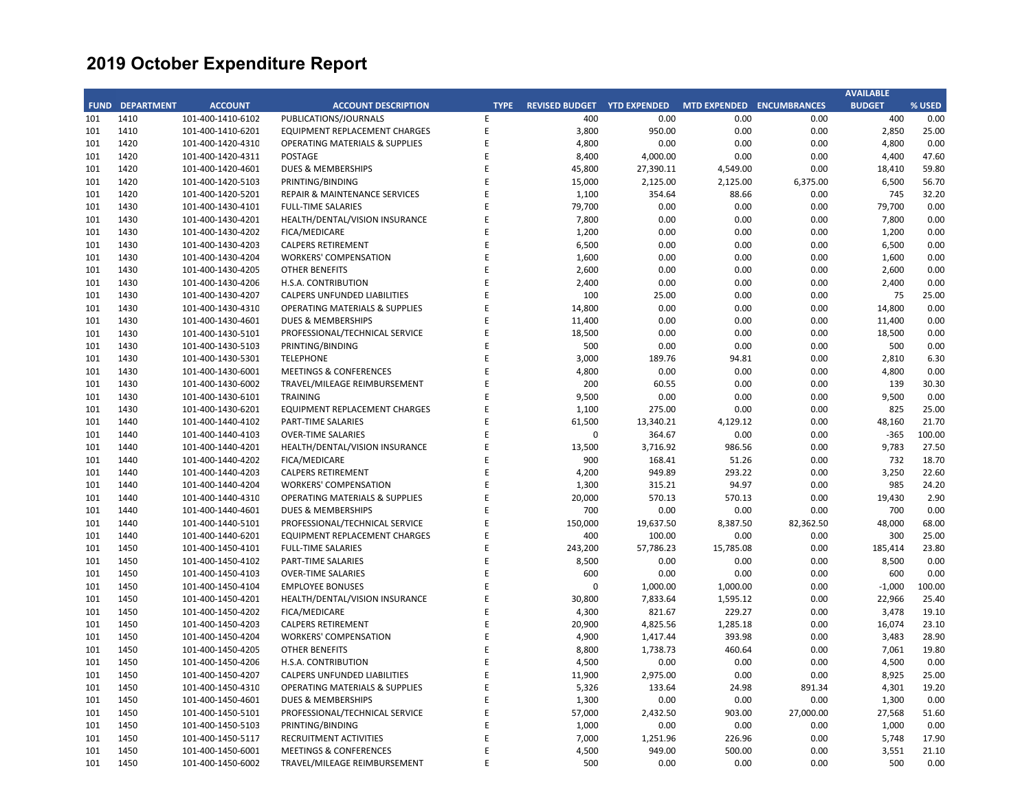# 2019 October Expenditure Report

| FUND | DEPARTMENT | ACCOUNT | ACCOUNT DESCRIPTION | TYPE | REVISED BUDGET | YTD EXPENDED | MTD EXPENDED | ENCUMBRANCES | AVAILABLE BUDGET | % USED |
|---|---|---|---|---|---|---|---|---|---|---|
| 101 | 1410 | 101-400-1410-6102 | PUBLICATIONS/JOURNALS | E | 400 | 0.00 | 0.00 | 0.00 | 400 | 0.00 |
| 101 | 1410 | 101-400-1410-6201 | EQUIPMENT REPLACEMENT CHARGES | E | 3,800 | 950.00 | 0.00 | 0.00 | 2,850 | 25.00 |
| 101 | 1420 | 101-400-1420-4310 | OPERATING MATERIALS & SUPPLIES | E | 4,800 | 0.00 | 0.00 | 0.00 | 4,800 | 0.00 |
| 101 | 1420 | 101-400-1420-4311 | POSTAGE | E | 8,400 | 4,000.00 | 0.00 | 0.00 | 4,400 | 47.60 |
| 101 | 1420 | 101-400-1420-4601 | DUES & MEMBERSHIPS | E | 45,800 | 27,390.11 | 4,549.00 | 0.00 | 18,410 | 59.80 |
| 101 | 1420 | 101-400-1420-5103 | PRINTING/BINDING | E | 15,000 | 2,125.00 | 2,125.00 | 6,375.00 | 6,500 | 56.70 |
| 101 | 1420 | 101-400-1420-5201 | REPAIR & MAINTENANCE SERVICES | E | 1,100 | 354.64 | 88.66 | 0.00 | 745 | 32.20 |
| 101 | 1430 | 101-400-1430-4101 | FULL-TIME SALARIES | E | 79,700 | 0.00 | 0.00 | 0.00 | 79,700 | 0.00 |
| 101 | 1430 | 101-400-1430-4201 | HEALTH/DENTAL/VISION INSURANCE | E | 7,800 | 0.00 | 0.00 | 0.00 | 7,800 | 0.00 |
| 101 | 1430 | 101-400-1430-4202 | FICA/MEDICARE | E | 1,200 | 0.00 | 0.00 | 0.00 | 1,200 | 0.00 |
| 101 | 1430 | 101-400-1430-4203 | CALPERS RETIREMENT | E | 6,500 | 0.00 | 0.00 | 0.00 | 6,500 | 0.00 |
| 101 | 1430 | 101-400-1430-4204 | WORKERS' COMPENSATION | E | 1,600 | 0.00 | 0.00 | 0.00 | 1,600 | 0.00 |
| 101 | 1430 | 101-400-1430-4205 | OTHER BENEFITS | E | 2,600 | 0.00 | 0.00 | 0.00 | 2,600 | 0.00 |
| 101 | 1430 | 101-400-1430-4206 | H.S.A. CONTRIBUTION | E | 2,400 | 0.00 | 0.00 | 0.00 | 2,400 | 0.00 |
| 101 | 1430 | 101-400-1430-4207 | CALPERS UNFUNDED LIABILITIES | E | 100 | 25.00 | 0.00 | 0.00 | 75 | 25.00 |
| 101 | 1430 | 101-400-1430-4310 | OPERATING MATERIALS & SUPPLIES | E | 14,800 | 0.00 | 0.00 | 0.00 | 14,800 | 0.00 |
| 101 | 1430 | 101-400-1430-4601 | DUES & MEMBERSHIPS | E | 11,400 | 0.00 | 0.00 | 0.00 | 11,400 | 0.00 |
| 101 | 1430 | 101-400-1430-5101 | PROFESSIONAL/TECHNICAL SERVICE | E | 18,500 | 0.00 | 0.00 | 0.00 | 18,500 | 0.00 |
| 101 | 1430 | 101-400-1430-5103 | PRINTING/BINDING | E | 500 | 0.00 | 0.00 | 0.00 | 500 | 0.00 |
| 101 | 1430 | 101-400-1430-5301 | TELEPHONE | E | 3,000 | 189.76 | 94.81 | 0.00 | 2,810 | 6.30 |
| 101 | 1430 | 101-400-1430-6001 | MEETINGS & CONFERENCES | E | 4,800 | 0.00 | 0.00 | 0.00 | 4,800 | 0.00 |
| 101 | 1430 | 101-400-1430-6002 | TRAVEL/MILEAGE REIMBURSEMENT | E | 200 | 60.55 | 0.00 | 0.00 | 139 | 30.30 |
| 101 | 1430 | 101-400-1430-6101 | TRAINING | E | 9,500 | 0.00 | 0.00 | 0.00 | 9,500 | 0.00 |
| 101 | 1430 | 101-400-1430-6201 | EQUIPMENT REPLACEMENT CHARGES | E | 1,100 | 275.00 | 0.00 | 0.00 | 825 | 25.00 |
| 101 | 1440 | 101-400-1440-4102 | PART-TIME SALARIES | E | 61,500 | 13,340.21 | 4,129.12 | 0.00 | 48,160 | 21.70 |
| 101 | 1440 | 101-400-1440-4103 | OVER-TIME SALARIES | E | 0 | 364.67 | 0.00 | 0.00 | -365 | 100.00 |
| 101 | 1440 | 101-400-1440-4201 | HEALTH/DENTAL/VISION INSURANCE | E | 13,500 | 3,716.92 | 986.56 | 0.00 | 9,783 | 27.50 |
| 101 | 1440 | 101-400-1440-4202 | FICA/MEDICARE | E | 900 | 168.41 | 51.26 | 0.00 | 732 | 18.70 |
| 101 | 1440 | 101-400-1440-4203 | CALPERS RETIREMENT | E | 4,200 | 949.89 | 293.22 | 0.00 | 3,250 | 22.60 |
| 101 | 1440 | 101-400-1440-4204 | WORKERS' COMPENSATION | E | 1,300 | 315.21 | 94.97 | 0.00 | 985 | 24.20 |
| 101 | 1440 | 101-400-1440-4310 | OPERATING MATERIALS & SUPPLIES | E | 20,000 | 570.13 | 570.13 | 0.00 | 19,430 | 2.90 |
| 101 | 1440 | 101-400-1440-4601 | DUES & MEMBERSHIPS | E | 700 | 0.00 | 0.00 | 0.00 | 700 | 0.00 |
| 101 | 1440 | 101-400-1440-5101 | PROFESSIONAL/TECHNICAL SERVICE | E | 150,000 | 19,637.50 | 8,387.50 | 82,362.50 | 48,000 | 68.00 |
| 101 | 1440 | 101-400-1440-6201 | EQUIPMENT REPLACEMENT CHARGES | E | 400 | 100.00 | 0.00 | 0.00 | 300 | 25.00 |
| 101 | 1450 | 101-400-1450-4101 | FULL-TIME SALARIES | E | 243,200 | 57,786.23 | 15,785.08 | 0.00 | 185,414 | 23.80 |
| 101 | 1450 | 101-400-1450-4102 | PART-TIME SALARIES | E | 8,500 | 0.00 | 0.00 | 0.00 | 8,500 | 0.00 |
| 101 | 1450 | 101-400-1450-4103 | OVER-TIME SALARIES | E | 600 | 0.00 | 0.00 | 0.00 | 600 | 0.00 |
| 101 | 1450 | 101-400-1450-4104 | EMPLOYEE BONUSES | E | 0 | 1,000.00 | 1,000.00 | 0.00 | -1,000 | 100.00 |
| 101 | 1450 | 101-400-1450-4201 | HEALTH/DENTAL/VISION INSURANCE | E | 30,800 | 7,833.64 | 1,595.12 | 0.00 | 22,966 | 25.40 |
| 101 | 1450 | 101-400-1450-4202 | FICA/MEDICARE | E | 4,300 | 821.67 | 229.27 | 0.00 | 3,478 | 19.10 |
| 101 | 1450 | 101-400-1450-4203 | CALPERS RETIREMENT | E | 20,900 | 4,825.56 | 1,285.18 | 0.00 | 16,074 | 23.10 |
| 101 | 1450 | 101-400-1450-4204 | WORKERS' COMPENSATION | E | 4,900 | 1,417.44 | 393.98 | 0.00 | 3,483 | 28.90 |
| 101 | 1450 | 101-400-1450-4205 | OTHER BENEFITS | E | 8,800 | 1,738.73 | 460.64 | 0.00 | 7,061 | 19.80 |
| 101 | 1450 | 101-400-1450-4206 | H.S.A. CONTRIBUTION | E | 4,500 | 0.00 | 0.00 | 0.00 | 4,500 | 0.00 |
| 101 | 1450 | 101-400-1450-4207 | CALPERS UNFUNDED LIABILITIES | E | 11,900 | 2,975.00 | 0.00 | 0.00 | 8,925 | 25.00 |
| 101 | 1450 | 101-400-1450-4310 | OPERATING MATERIALS & SUPPLIES | E | 5,326 | 133.64 | 24.98 | 891.34 | 4,301 | 19.20 |
| 101 | 1450 | 101-400-1450-4601 | DUES & MEMBERSHIPS | E | 1,300 | 0.00 | 0.00 | 0.00 | 1,300 | 0.00 |
| 101 | 1450 | 101-400-1450-5101 | PROFESSIONAL/TECHNICAL SERVICE | E | 57,000 | 2,432.50 | 903.00 | 27,000.00 | 27,568 | 51.60 |
| 101 | 1450 | 101-400-1450-5103 | PRINTING/BINDING | E | 1,000 | 0.00 | 0.00 | 0.00 | 1,000 | 0.00 |
| 101 | 1450 | 101-400-1450-5117 | RECRUITMENT ACTIVITIES | E | 7,000 | 1,251.96 | 226.96 | 0.00 | 5,748 | 17.90 |
| 101 | 1450 | 101-400-1450-6001 | MEETINGS & CONFERENCES | E | 4,500 | 949.00 | 500.00 | 0.00 | 3,551 | 21.10 |
| 101 | 1450 | 101-400-1450-6002 | TRAVEL/MILEAGE REIMBURSEMENT | E | 500 | 0.00 | 0.00 | 0.00 | 500 | 0.00 |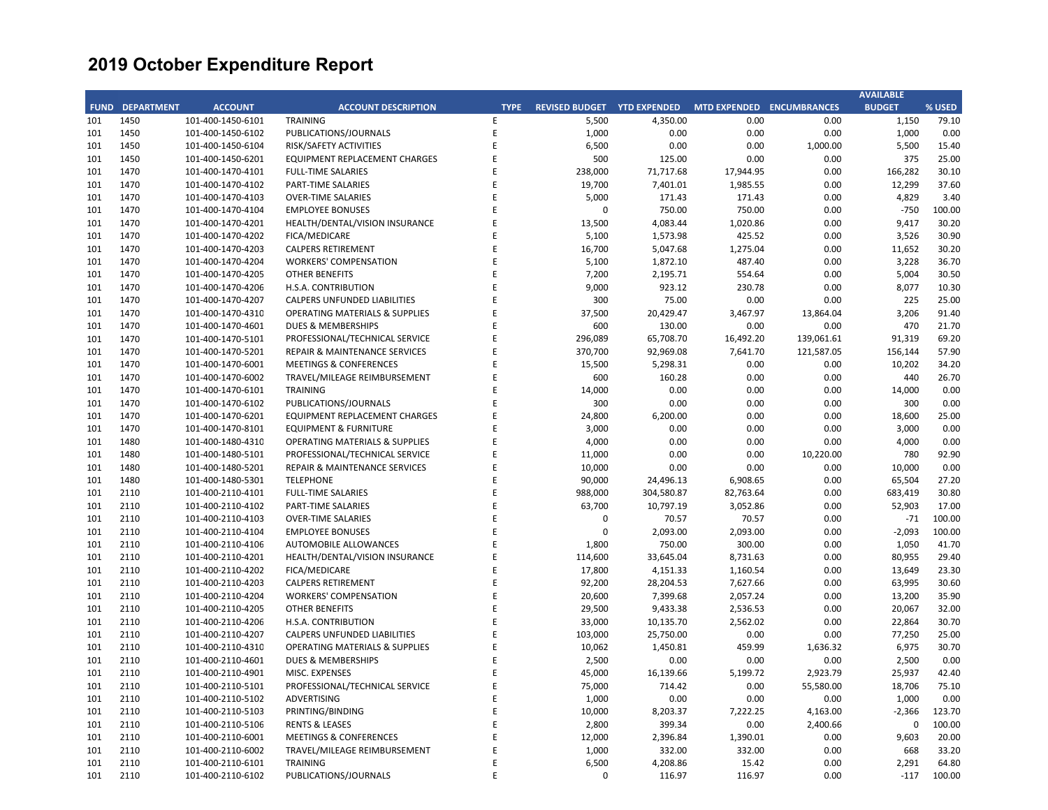# 2019 October Expenditure Report

| FUND | DEPARTMENT | ACCOUNT | ACCOUNT DESCRIPTION | TYPE | REVISED BUDGET | YTD EXPENDED | MTD EXPENDED | ENCUMBRANCES | AVAILABLE BUDGET | % USED |
|---|---|---|---|---|---|---|---|---|---|---|
| 101 | 1450 | 101-400-1450-6101 | TRAINING | E | 5,500 | 4,350.00 | 0.00 | 0.00 | 1,150 | 79.10 |
| 101 | 1450 | 101-400-1450-6102 | PUBLICATIONS/JOURNALS | E | 1,000 | 0.00 | 0.00 | 0.00 | 1,000 | 0.00 |
| 101 | 1450 | 101-400-1450-6104 | RISK/SAFETY ACTIVITIES | E | 6,500 | 0.00 | 0.00 | 1,000.00 | 5,500 | 15.40 |
| 101 | 1450 | 101-400-1450-6201 | EQUIPMENT REPLACEMENT CHARGES | E | 500 | 125.00 | 0.00 | 0.00 | 375 | 25.00 |
| 101 | 1470 | 101-400-1470-4101 | FULL-TIME SALARIES | E | 238,000 | 71,717.68 | 17,944.95 | 0.00 | 166,282 | 30.10 |
| 101 | 1470 | 101-400-1470-4102 | PART-TIME SALARIES | E | 19,700 | 7,401.01 | 1,985.55 | 0.00 | 12,299 | 37.60 |
| 101 | 1470 | 101-400-1470-4103 | OVER-TIME SALARIES | E | 5,000 | 171.43 | 171.43 | 0.00 | 4,829 | 3.40 |
| 101 | 1470 | 101-400-1470-4104 | EMPLOYEE BONUSES | E | 0 | 750.00 | 750.00 | 0.00 | -750 | 100.00 |
| 101 | 1470 | 101-400-1470-4201 | HEALTH/DENTAL/VISION INSURANCE | E | 13,500 | 4,083.44 | 1,020.86 | 0.00 | 9,417 | 30.20 |
| 101 | 1470 | 101-400-1470-4202 | FICA/MEDICARE | E | 5,100 | 1,573.98 | 425.52 | 0.00 | 3,526 | 30.90 |
| 101 | 1470 | 101-400-1470-4203 | CALPERS RETIREMENT | E | 16,700 | 5,047.68 | 1,275.04 | 0.00 | 11,652 | 30.20 |
| 101 | 1470 | 101-400-1470-4204 | WORKERS' COMPENSATION | E | 5,100 | 1,872.10 | 487.40 | 0.00 | 3,228 | 36.70 |
| 101 | 1470 | 101-400-1470-4205 | OTHER BENEFITS | E | 7,200 | 2,195.71 | 554.64 | 0.00 | 5,004 | 30.50 |
| 101 | 1470 | 101-400-1470-4206 | H.S.A. CONTRIBUTION | E | 9,000 | 923.12 | 230.78 | 0.00 | 8,077 | 10.30 |
| 101 | 1470 | 101-400-1470-4207 | CALPERS UNFUNDED LIABILITIES | E | 300 | 75.00 | 0.00 | 0.00 | 225 | 25.00 |
| 101 | 1470 | 101-400-1470-4310 | OPERATING MATERIALS & SUPPLIES | E | 37,500 | 20,429.47 | 3,467.97 | 13,864.04 | 3,206 | 91.40 |
| 101 | 1470 | 101-400-1470-4601 | DUES & MEMBERSHIPS | E | 600 | 130.00 | 0.00 | 0.00 | 470 | 21.70 |
| 101 | 1470 | 101-400-1470-5101 | PROFESSIONAL/TECHNICAL SERVICE | E | 296,089 | 65,708.70 | 16,492.20 | 139,061.61 | 91,319 | 69.20 |
| 101 | 1470 | 101-400-1470-5201 | REPAIR & MAINTENANCE SERVICES | E | 370,700 | 92,969.08 | 7,641.70 | 121,587.05 | 156,144 | 57.90 |
| 101 | 1470 | 101-400-1470-6001 | MEETINGS & CONFERENCES | E | 15,500 | 5,298.31 | 0.00 | 0.00 | 10,202 | 34.20 |
| 101 | 1470 | 101-400-1470-6002 | TRAVEL/MILEAGE REIMBURSEMENT | E | 600 | 160.28 | 0.00 | 0.00 | 440 | 26.70 |
| 101 | 1470 | 101-400-1470-6101 | TRAINING | E | 14,000 | 0.00 | 0.00 | 0.00 | 14,000 | 0.00 |
| 101 | 1470 | 101-400-1470-6102 | PUBLICATIONS/JOURNALS | E | 300 | 0.00 | 0.00 | 0.00 | 300 | 0.00 |
| 101 | 1470 | 101-400-1470-6201 | EQUIPMENT REPLACEMENT CHARGES | E | 24,800 | 6,200.00 | 0.00 | 0.00 | 18,600 | 25.00 |
| 101 | 1470 | 101-400-1470-8101 | EQUIPMENT & FURNITURE | E | 3,000 | 0.00 | 0.00 | 0.00 | 3,000 | 0.00 |
| 101 | 1480 | 101-400-1480-4310 | OPERATING MATERIALS & SUPPLIES | E | 4,000 | 0.00 | 0.00 | 0.00 | 4,000 | 0.00 |
| 101 | 1480 | 101-400-1480-5101 | PROFESSIONAL/TECHNICAL SERVICE | E | 11,000 | 0.00 | 0.00 | 10,220.00 | 780 | 92.90 |
| 101 | 1480 | 101-400-1480-5201 | REPAIR & MAINTENANCE SERVICES | E | 10,000 | 0.00 | 0.00 | 0.00 | 10,000 | 0.00 |
| 101 | 1480 | 101-400-1480-5301 | TELEPHONE | E | 90,000 | 24,496.13 | 6,908.65 | 0.00 | 65,504 | 27.20 |
| 101 | 2110 | 101-400-2110-4101 | FULL-TIME SALARIES | E | 988,000 | 304,580.87 | 82,763.64 | 0.00 | 683,419 | 30.80 |
| 101 | 2110 | 101-400-2110-4102 | PART-TIME SALARIES | E | 63,700 | 10,797.19 | 3,052.86 | 0.00 | 52,903 | 17.00 |
| 101 | 2110 | 101-400-2110-4103 | OVER-TIME SALARIES | E | 0 | 70.57 | 70.57 | 0.00 | -71 | 100.00 |
| 101 | 2110 | 101-400-2110-4104 | EMPLOYEE BONUSES | E | 0 | 2,093.00 | 2,093.00 | 0.00 | -2,093 | 100.00 |
| 101 | 2110 | 101-400-2110-4106 | AUTOMOBILE ALLOWANCES | E | 1,800 | 750.00 | 300.00 | 0.00 | 1,050 | 41.70 |
| 101 | 2110 | 101-400-2110-4201 | HEALTH/DENTAL/VISION INSURANCE | E | 114,600 | 33,645.04 | 8,731.63 | 0.00 | 80,955 | 29.40 |
| 101 | 2110 | 101-400-2110-4202 | FICA/MEDICARE | E | 17,800 | 4,151.33 | 1,160.54 | 0.00 | 13,649 | 23.30 |
| 101 | 2110 | 101-400-2110-4203 | CALPERS RETIREMENT | E | 92,200 | 28,204.53 | 7,627.66 | 0.00 | 63,995 | 30.60 |
| 101 | 2110 | 101-400-2110-4204 | WORKERS' COMPENSATION | E | 20,600 | 7,399.68 | 2,057.24 | 0.00 | 13,200 | 35.90 |
| 101 | 2110 | 101-400-2110-4205 | OTHER BENEFITS | E | 29,500 | 9,433.38 | 2,536.53 | 0.00 | 20,067 | 32.00 |
| 101 | 2110 | 101-400-2110-4206 | H.S.A. CONTRIBUTION | E | 33,000 | 10,135.70 | 2,562.02 | 0.00 | 22,864 | 30.70 |
| 101 | 2110 | 101-400-2110-4207 | CALPERS UNFUNDED LIABILITIES | E | 103,000 | 25,750.00 | 0.00 | 0.00 | 77,250 | 25.00 |
| 101 | 2110 | 101-400-2110-4310 | OPERATING MATERIALS & SUPPLIES | E | 10,062 | 1,450.81 | 459.99 | 1,636.32 | 6,975 | 30.70 |
| 101 | 2110 | 101-400-2110-4601 | DUES & MEMBERSHIPS | E | 2,500 | 0.00 | 0.00 | 0.00 | 2,500 | 0.00 |
| 101 | 2110 | 101-400-2110-4901 | MISC. EXPENSES | E | 45,000 | 16,139.66 | 5,199.72 | 2,923.79 | 25,937 | 42.40 |
| 101 | 2110 | 101-400-2110-5101 | PROFESSIONAL/TECHNICAL SERVICE | E | 75,000 | 714.42 | 0.00 | 55,580.00 | 18,706 | 75.10 |
| 101 | 2110 | 101-400-2110-5102 | ADVERTISING | E | 1,000 | 0.00 | 0.00 | 0.00 | 1,000 | 0.00 |
| 101 | 2110 | 101-400-2110-5103 | PRINTING/BINDING | E | 10,000 | 8,203.37 | 7,222.25 | 4,163.00 | -2,366 | 123.70 |
| 101 | 2110 | 101-400-2110-5106 | RENTS & LEASES | E | 2,800 | 399.34 | 0.00 | 2,400.66 | 0 | 100.00 |
| 101 | 2110 | 101-400-2110-6001 | MEETINGS & CONFERENCES | E | 12,000 | 2,396.84 | 1,390.01 | 0.00 | 9,603 | 20.00 |
| 101 | 2110 | 101-400-2110-6002 | TRAVEL/MILEAGE REIMBURSEMENT | E | 1,000 | 332.00 | 332.00 | 0.00 | 668 | 33.20 |
| 101 | 2110 | 101-400-2110-6101 | TRAINING | E | 6,500 | 4,208.86 | 15.42 | 0.00 | 2,291 | 64.80 |
| 101 | 2110 | 101-400-2110-6102 | PUBLICATIONS/JOURNALS | E | 0 | 116.97 | 116.97 | 0.00 | -117 | 100.00 |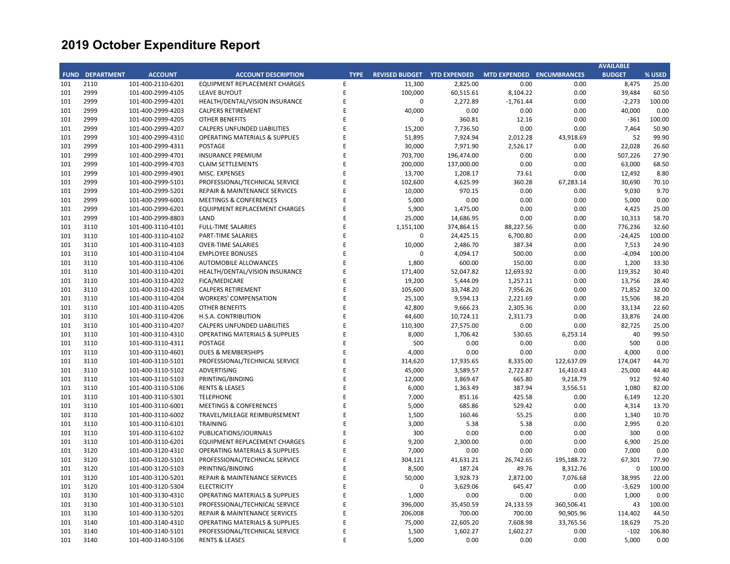# 2019 October Expenditure Report

| FUND | DEPARTMENT | ACCOUNT | ACCOUNT DESCRIPTION | TYPE | REVISED BUDGET | YTD EXPENDED | MTD EXPENDED | ENCUMBRANCES | AVAILABLE BUDGET | % USED |
|---|---|---|---|---|---|---|---|---|---|---|
| 101 | 2110 | 101-400-2110-6201 | EQUIPMENT REPLACEMENT CHARGES | E | 11,300 | 2,825.00 | 0.00 | 0.00 | 8,475 | 25.00 |
| 101 | 2999 | 101-400-2999-4105 | LEAVE BUYOUT | E | 100,000 | 60,515.61 | 8,104.22 | 0.00 | 39,484 | 60.50 |
| 101 | 2999 | 101-400-2999-4201 | HEALTH/DENTAL/VISION INSURANCE | E | 0 | 2,272.89 | -1,761.44 | 0.00 | -2,273 | 100.00 |
| 101 | 2999 | 101-400-2999-4203 | CALPERS RETIREMENT | E | 40,000 | 0.00 | 0.00 | 0.00 | 40,000 | 0.00 |
| 101 | 2999 | 101-400-2999-4205 | OTHER BENEFITS | E | 0 | 360.81 | 12.16 | 0.00 | -361 | 100.00 |
| 101 | 2999 | 101-400-2999-4207 | CALPERS UNFUNDED LIABILITIES | E | 15,200 | 7,736.50 | 0.00 | 0.00 | 7,464 | 50.90 |
| 101 | 2999 | 101-400-2999-4310 | OPERATING MATERIALS & SUPPLIES | E | 51,895 | 7,924.94 | 2,012.28 | 43,918.69 | 52 | 99.90 |
| 101 | 2999 | 101-400-2999-4311 | POSTAGE | E | 30,000 | 7,971.90 | 2,526.17 | 0.00 | 22,028 | 26.60 |
| 101 | 2999 | 101-400-2999-4701 | INSURANCE PREMIUM | E | 703,700 | 196,474.00 | 0.00 | 0.00 | 507,226 | 27.90 |
| 101 | 2999 | 101-400-2999-4703 | CLAIM SETTLEMENTS | E | 200,000 | 137,000.00 | 0.00 | 0.00 | 63,000 | 68.50 |
| 101 | 2999 | 101-400-2999-4901 | MISC. EXPENSES | E | 13,700 | 1,208.17 | 73.61 | 0.00 | 12,492 | 8.80 |
| 101 | 2999 | 101-400-2999-5101 | PROFESSIONAL/TECHNICAL SERVICE | E | 102,600 | 4,625.99 | 360.28 | 67,283.14 | 30,690 | 70.10 |
| 101 | 2999 | 101-400-2999-5201 | REPAIR & MAINTENANCE SERVICES | E | 10,000 | 970.15 | 0.00 | 0.00 | 9,030 | 9.70 |
| 101 | 2999 | 101-400-2999-6001 | MEETINGS & CONFERENCES | E | 5,000 | 0.00 | 0.00 | 0.00 | 5,000 | 0.00 |
| 101 | 2999 | 101-400-2999-6201 | EQUIPMENT REPLACEMENT CHARGES | E | 5,900 | 1,475.00 | 0.00 | 0.00 | 4,425 | 25.00 |
| 101 | 2999 | 101-400-2999-8803 | LAND | E | 25,000 | 14,686.95 | 0.00 | 0.00 | 10,313 | 58.70 |
| 101 | 3110 | 101-400-3110-4101 | FULL-TIME SALARIES | E | 1,151,100 | 374,864.15 | 88,227.56 | 0.00 | 776,236 | 32.60 |
| 101 | 3110 | 101-400-3110-4102 | PART-TIME SALARIES | E | 0 | 24,425.15 | 6,700.80 | 0.00 | -24,425 | 100.00 |
| 101 | 3110 | 101-400-3110-4103 | OVER-TIME SALARIES | E | 10,000 | 2,486.70 | 387.34 | 0.00 | 7,513 | 24.90 |
| 101 | 3110 | 101-400-3110-4104 | EMPLOYEE BONUSES | E | 0 | 4,094.17 | 500.00 | 0.00 | -4,094 | 100.00 |
| 101 | 3110 | 101-400-3110-4106 | AUTOMOBILE ALLOWANCES | E | 1,800 | 600.00 | 150.00 | 0.00 | 1,200 | 33.30 |
| 101 | 3110 | 101-400-3110-4201 | HEALTH/DENTAL/VISION INSURANCE | E | 171,400 | 52,047.82 | 12,693.92 | 0.00 | 119,352 | 30.40 |
| 101 | 3110 | 101-400-3110-4202 | FICA/MEDICARE | E | 19,200 | 5,444.09 | 1,257.11 | 0.00 | 13,756 | 28.40 |
| 101 | 3110 | 101-400-3110-4203 | CALPERS RETIREMENT | E | 105,600 | 33,748.20 | 7,956.26 | 0.00 | 71,852 | 32.00 |
| 101 | 3110 | 101-400-3110-4204 | WORKERS' COMPENSATION | E | 25,100 | 9,594.13 | 2,221.69 | 0.00 | 15,506 | 38.20 |
| 101 | 3110 | 101-400-3110-4205 | OTHER BENEFITS | E | 42,800 | 9,666.23 | 2,305.36 | 0.00 | 33,134 | 22.60 |
| 101 | 3110 | 101-400-3110-4206 | H.S.A. CONTRIBUTION | E | 44,600 | 10,724.11 | 2,311.73 | 0.00 | 33,876 | 24.00 |
| 101 | 3110 | 101-400-3110-4207 | CALPERS UNFUNDED LIABILITIES | E | 110,300 | 27,575.00 | 0.00 | 0.00 | 82,725 | 25.00 |
| 101 | 3110 | 101-400-3110-4310 | OPERATING MATERIALS & SUPPLIES | E | 8,000 | 1,706.42 | 530.65 | 6,253.14 | 40 | 99.50 |
| 101 | 3110 | 101-400-3110-4311 | POSTAGE | E | 500 | 0.00 | 0.00 | 0.00 | 500 | 0.00 |
| 101 | 3110 | 101-400-3110-4601 | DUES & MEMBERSHIPS | E | 4,000 | 0.00 | 0.00 | 0.00 | 4,000 | 0.00 |
| 101 | 3110 | 101-400-3110-5101 | PROFESSIONAL/TECHNICAL SERVICE | E | 314,620 | 17,935.65 | 8,335.00 | 122,637.09 | 174,047 | 44.70 |
| 101 | 3110 | 101-400-3110-5102 | ADVERTISING | E | 45,000 | 3,589.57 | 2,722.87 | 16,410.43 | 25,000 | 44.40 |
| 101 | 3110 | 101-400-3110-5103 | PRINTING/BINDING | E | 12,000 | 1,869.47 | 665.80 | 9,218.79 | 912 | 92.40 |
| 101 | 3110 | 101-400-3110-5106 | RENTS & LEASES | E | 6,000 | 1,363.49 | 387.94 | 3,556.51 | 1,080 | 82.00 |
| 101 | 3110 | 101-400-3110-5301 | TELEPHONE | E | 7,000 | 851.16 | 425.58 | 0.00 | 6,149 | 12.20 |
| 101 | 3110 | 101-400-3110-6001 | MEETINGS & CONFERENCES | E | 5,000 | 685.86 | 529.42 | 0.00 | 4,314 | 13.70 |
| 101 | 3110 | 101-400-3110-6002 | TRAVEL/MILEAGE REIMBURSEMENT | E | 1,500 | 160.46 | 55.25 | 0.00 | 1,340 | 10.70 |
| 101 | 3110 | 101-400-3110-6101 | TRAINING | E | 3,000 | 5.38 | 5.38 | 0.00 | 2,995 | 0.20 |
| 101 | 3110 | 101-400-3110-6102 | PUBLICATIONS/JOURNALS | E | 300 | 0.00 | 0.00 | 0.00 | 300 | 0.00 |
| 101 | 3110 | 101-400-3110-6201 | EQUIPMENT REPLACEMENT CHARGES | E | 9,200 | 2,300.00 | 0.00 | 0.00 | 6,900 | 25.00 |
| 101 | 3120 | 101-400-3120-4310 | OPERATING MATERIALS & SUPPLIES | E | 7,000 | 0.00 | 0.00 | 0.00 | 7,000 | 0.00 |
| 101 | 3120 | 101-400-3120-5101 | PROFESSIONAL/TECHNICAL SERVICE | E | 304,121 | 41,631.21 | 26,742.65 | 195,188.72 | 67,301 | 77.90 |
| 101 | 3120 | 101-400-3120-5103 | PRINTING/BINDING | E | 8,500 | 187.24 | 49.76 | 8,312.76 | 0 | 100.00 |
| 101 | 3120 | 101-400-3120-5201 | REPAIR & MAINTENANCE SERVICES | E | 50,000 | 3,928.73 | 2,872.00 | 7,076.68 | 38,995 | 22.00 |
| 101 | 3120 | 101-400-3120-5304 | ELECTRICITY | E | 0 | 3,629.06 | 645.47 | 0.00 | -3,629 | 100.00 |
| 101 | 3130 | 101-400-3130-4310 | OPERATING MATERIALS & SUPPLIES | E | 1,000 | 0.00 | 0.00 | 0.00 | 1,000 | 0.00 |
| 101 | 3130 | 101-400-3130-5101 | PROFESSIONAL/TECHNICAL SERVICE | E | 396,000 | 35,450.59 | 24,133.59 | 360,506.41 | 43 | 100.00 |
| 101 | 3130 | 101-400-3130-5201 | REPAIR & MAINTENANCE SERVICES | E | 206,008 | 700.00 | 700.00 | 90,905.96 | 114,402 | 44.50 |
| 101 | 3140 | 101-400-3140-4310 | OPERATING MATERIALS & SUPPLIES | E | 75,000 | 22,605.20 | 7,608.98 | 33,765.56 | 18,629 | 75.20 |
| 101 | 3140 | 101-400-3140-5101 | PROFESSIONAL/TECHNICAL SERVICE | E | 1,500 | 1,602.27 | 1,602.27 | 0.00 | -102 | 106.80 |
| 101 | 3140 | 101-400-3140-5106 | RENTS & LEASES | E | 5,000 | 0.00 | 0.00 | 0.00 | 5,000 | 0.00 |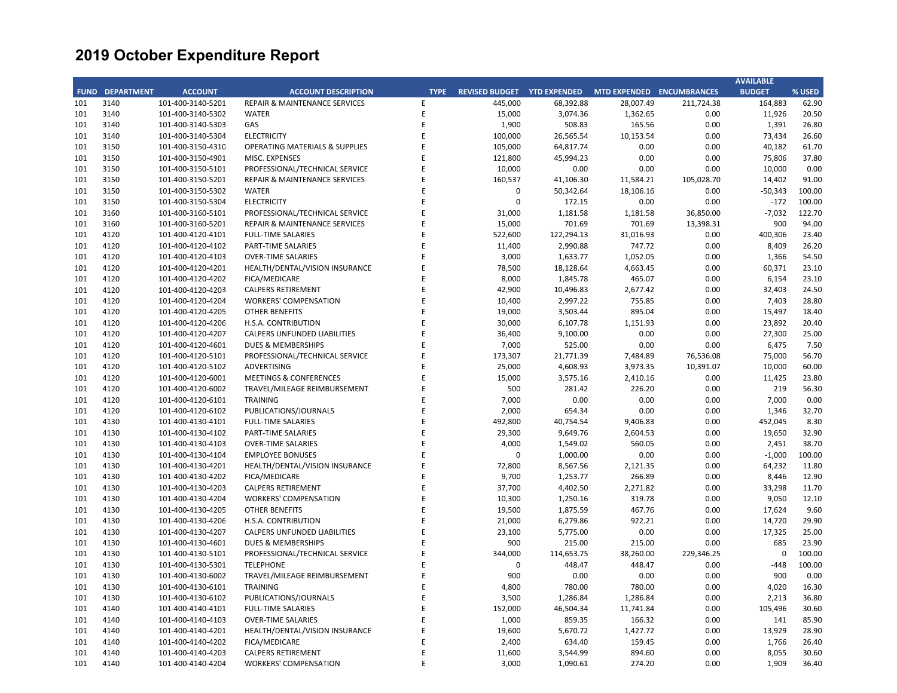# 2019 October Expenditure Report

| FUND | DEPARTMENT | ACCOUNT | ACCOUNT DESCRIPTION | TYPE | REVISED BUDGET | YTD EXPENDED | MTD EXPENDED | ENCUMBRANCES | AVAILABLE BUDGET | % USED |
|---|---|---|---|---|---|---|---|---|---|---|
| 101 | 3140 | 101-400-3140-5201 | REPAIR & MAINTENANCE SERVICES | E | 445,000 | 68,392.88 | 28,007.49 | 211,724.38 | 164,883 | 62.90 |
| 101 | 3140 | 101-400-3140-5302 | WATER | E | 15,000 | 3,074.36 | 1,362.65 | 0.00 | 11,926 | 20.50 |
| 101 | 3140 | 101-400-3140-5303 | GAS | E | 1,900 | 508.83 | 165.56 | 0.00 | 1,391 | 26.80 |
| 101 | 3140 | 101-400-3140-5304 | ELECTRICITY | E | 100,000 | 26,565.54 | 10,153.54 | 0.00 | 73,434 | 26.60 |
| 101 | 3150 | 101-400-3150-4310 | OPERATING MATERIALS & SUPPLIES | E | 105,000 | 64,817.74 | 0.00 | 0.00 | 40,182 | 61.70 |
| 101 | 3150 | 101-400-3150-4901 | MISC. EXPENSES | E | 121,800 | 45,994.23 | 0.00 | 0.00 | 75,806 | 37.80 |
| 101 | 3150 | 101-400-3150-5101 | PROFESSIONAL/TECHNICAL SERVICE | E | 10,000 | 0.00 | 0.00 | 0.00 | 10,000 | 0.00 |
| 101 | 3150 | 101-400-3150-5201 | REPAIR & MAINTENANCE SERVICES | E | 160,537 | 41,106.30 | 11,584.21 | 105,028.70 | 14,402 | 91.00 |
| 101 | 3150 | 101-400-3150-5302 | WATER | E | 0 | 50,342.64 | 18,106.16 | 0.00 | -50,343 | 100.00 |
| 101 | 3150 | 101-400-3150-5304 | ELECTRICITY | E | 0 | 172.15 | 0.00 | 0.00 | -172 | 100.00 |
| 101 | 3160 | 101-400-3160-5101 | PROFESSIONAL/TECHNICAL SERVICE | E | 31,000 | 1,181.58 | 1,181.58 | 36,850.00 | -7,032 | 122.70 |
| 101 | 3160 | 101-400-3160-5201 | REPAIR & MAINTENANCE SERVICES | E | 15,000 | 701.69 | 701.69 | 13,398.31 | 900 | 94.00 |
| 101 | 4120 | 101-400-4120-4101 | FULL-TIME SALARIES | E | 522,600 | 122,294.13 | 31,016.93 | 0.00 | 400,306 | 23.40 |
| 101 | 4120 | 101-400-4120-4102 | PART-TIME SALARIES | E | 11,400 | 2,990.88 | 747.72 | 0.00 | 8,409 | 26.20 |
| 101 | 4120 | 101-400-4120-4103 | OVER-TIME SALARIES | E | 3,000 | 1,633.77 | 1,052.05 | 0.00 | 1,366 | 54.50 |
| 101 | 4120 | 101-400-4120-4201 | HEALTH/DENTAL/VISION INSURANCE | E | 78,500 | 18,128.64 | 4,663.45 | 0.00 | 60,371 | 23.10 |
| 101 | 4120 | 101-400-4120-4202 | FICA/MEDICARE | E | 8,000 | 1,845.78 | 465.07 | 0.00 | 6,154 | 23.10 |
| 101 | 4120 | 101-400-4120-4203 | CALPERS RETIREMENT | E | 42,900 | 10,496.83 | 2,677.42 | 0.00 | 32,403 | 24.50 |
| 101 | 4120 | 101-400-4120-4204 | WORKERS' COMPENSATION | E | 10,400 | 2,997.22 | 755.85 | 0.00 | 7,403 | 28.80 |
| 101 | 4120 | 101-400-4120-4205 | OTHER BENEFITS | E | 19,000 | 3,503.44 | 895.04 | 0.00 | 15,497 | 18.40 |
| 101 | 4120 | 101-400-4120-4206 | H.S.A. CONTRIBUTION | E | 30,000 | 6,107.78 | 1,151.93 | 0.00 | 23,892 | 20.40 |
| 101 | 4120 | 101-400-4120-4207 | CALPERS UNFUNDED LIABILITIES | E | 36,400 | 9,100.00 | 0.00 | 0.00 | 27,300 | 25.00 |
| 101 | 4120 | 101-400-4120-4601 | DUES & MEMBERSHIPS | E | 7,000 | 525.00 | 0.00 | 0.00 | 6,475 | 7.50 |
| 101 | 4120 | 101-400-4120-5101 | PROFESSIONAL/TECHNICAL SERVICE | E | 173,307 | 21,771.39 | 7,484.89 | 76,536.08 | 75,000 | 56.70 |
| 101 | 4120 | 101-400-4120-5102 | ADVERTISING | E | 25,000 | 4,608.93 | 3,973.35 | 10,391.07 | 10,000 | 60.00 |
| 101 | 4120 | 101-400-4120-6001 | MEETINGS & CONFERENCES | E | 15,000 | 3,575.16 | 2,410.16 | 0.00 | 11,425 | 23.80 |
| 101 | 4120 | 101-400-4120-6002 | TRAVEL/MILEAGE REIMBURSEMENT | E | 500 | 281.42 | 226.20 | 0.00 | 219 | 56.30 |
| 101 | 4120 | 101-400-4120-6101 | TRAINING | E | 7,000 | 0.00 | 0.00 | 0.00 | 7,000 | 0.00 |
| 101 | 4120 | 101-400-4120-6102 | PUBLICATIONS/JOURNALS | E | 2,000 | 654.34 | 0.00 | 0.00 | 1,346 | 32.70 |
| 101 | 4130 | 101-400-4130-4101 | FULL-TIME SALARIES | E | 492,800 | 40,754.54 | 9,406.83 | 0.00 | 452,045 | 8.30 |
| 101 | 4130 | 101-400-4130-4102 | PART-TIME SALARIES | E | 29,300 | 9,649.76 | 2,604.53 | 0.00 | 19,650 | 32.90 |
| 101 | 4130 | 101-400-4130-4103 | OVER-TIME SALARIES | E | 4,000 | 1,549.02 | 560.05 | 0.00 | 2,451 | 38.70 |
| 101 | 4130 | 101-400-4130-4104 | EMPLOYEE BONUSES | E | 0 | 1,000.00 | 0.00 | 0.00 | -1,000 | 100.00 |
| 101 | 4130 | 101-400-4130-4201 | HEALTH/DENTAL/VISION INSURANCE | E | 72,800 | 8,567.56 | 2,121.35 | 0.00 | 64,232 | 11.80 |
| 101 | 4130 | 101-400-4130-4202 | FICA/MEDICARE | E | 9,700 | 1,253.77 | 266.89 | 0.00 | 8,446 | 12.90 |
| 101 | 4130 | 101-400-4130-4203 | CALPERS RETIREMENT | E | 37,700 | 4,402.50 | 2,271.82 | 0.00 | 33,298 | 11.70 |
| 101 | 4130 | 101-400-4130-4204 | WORKERS' COMPENSATION | E | 10,300 | 1,250.16 | 319.78 | 0.00 | 9,050 | 12.10 |
| 101 | 4130 | 101-400-4130-4205 | OTHER BENEFITS | E | 19,500 | 1,875.59 | 467.76 | 0.00 | 17,624 | 9.60 |
| 101 | 4130 | 101-400-4130-4206 | H.S.A. CONTRIBUTION | E | 21,000 | 6,279.86 | 922.21 | 0.00 | 14,720 | 29.90 |
| 101 | 4130 | 101-400-4130-4207 | CALPERS UNFUNDED LIABILITIES | E | 23,100 | 5,775.00 | 0.00 | 0.00 | 17,325 | 25.00 |
| 101 | 4130 | 101-400-4130-4601 | DUES & MEMBERSHIPS | E | 900 | 215.00 | 215.00 | 0.00 | 685 | 23.90 |
| 101 | 4130 | 101-400-4130-5101 | PROFESSIONAL/TECHNICAL SERVICE | E | 344,000 | 114,653.75 | 38,260.00 | 229,346.25 | 0 | 100.00 |
| 101 | 4130 | 101-400-4130-5301 | TELEPHONE | E | 0 | 448.47 | 448.47 | 0.00 | -448 | 100.00 |
| 101 | 4130 | 101-400-4130-6002 | TRAVEL/MILEAGE REIMBURSEMENT | E | 900 | 0.00 | 0.00 | 0.00 | 900 | 0.00 |
| 101 | 4130 | 101-400-4130-6101 | TRAINING | E | 4,800 | 780.00 | 780.00 | 0.00 | 4,020 | 16.30 |
| 101 | 4130 | 101-400-4130-6102 | PUBLICATIONS/JOURNALS | E | 3,500 | 1,286.84 | 1,286.84 | 0.00 | 2,213 | 36.80 |
| 101 | 4140 | 101-400-4140-4101 | FULL-TIME SALARIES | E | 152,000 | 46,504.34 | 11,741.84 | 0.00 | 105,496 | 30.60 |
| 101 | 4140 | 101-400-4140-4103 | OVER-TIME SALARIES | E | 1,000 | 859.35 | 166.32 | 0.00 | 141 | 85.90 |
| 101 | 4140 | 101-400-4140-4201 | HEALTH/DENTAL/VISION INSURANCE | E | 19,600 | 5,670.72 | 1,427.72 | 0.00 | 13,929 | 28.90 |
| 101 | 4140 | 101-400-4140-4202 | FICA/MEDICARE | E | 2,400 | 634.40 | 159.45 | 0.00 | 1,766 | 26.40 |
| 101 | 4140 | 101-400-4140-4203 | CALPERS RETIREMENT | E | 11,600 | 3,544.99 | 894.60 | 0.00 | 8,055 | 30.60 |
| 101 | 4140 | 101-400-4140-4204 | WORKERS' COMPENSATION | E | 3,000 | 1,090.61 | 274.20 | 0.00 | 1,909 | 36.40 |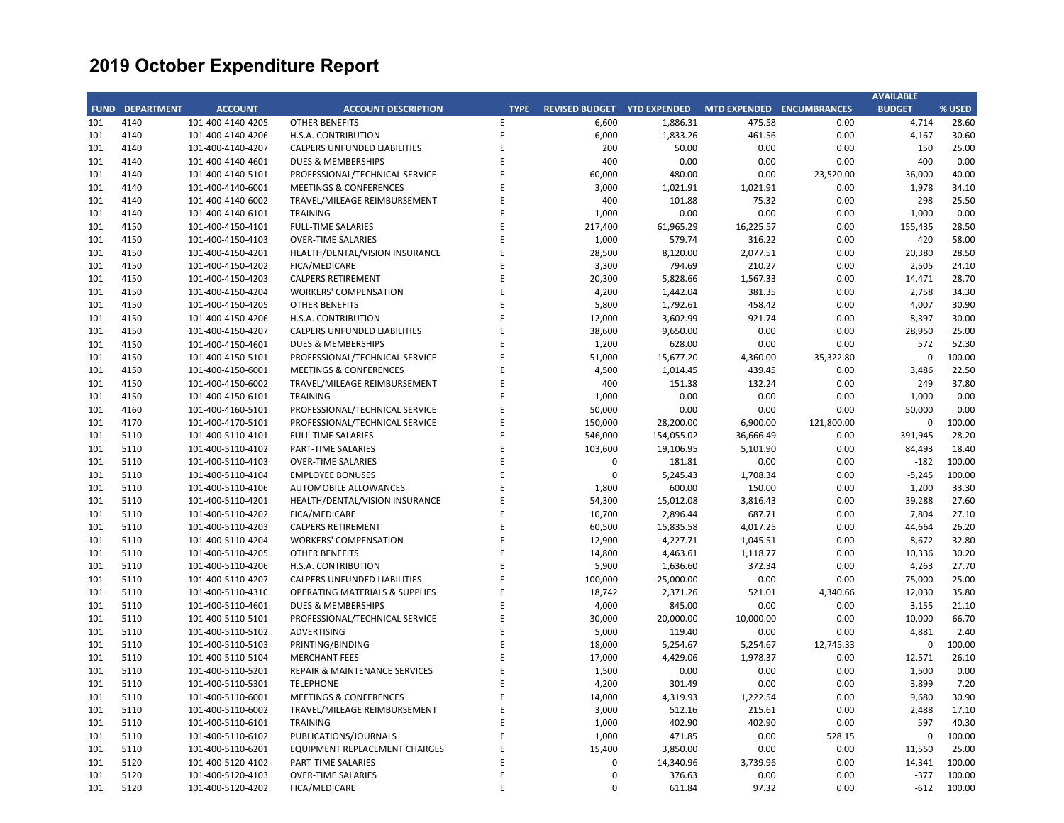# 2019 October Expenditure Report

| FUND | DEPARTMENT | ACCOUNT | ACCOUNT DESCRIPTION | TYPE | REVISED BUDGET | YTD EXPENDED | MTD EXPENDED | ENCUMBRANCES | AVAILABLE BUDGET | % USED |
|---|---|---|---|---|---|---|---|---|---|---|
| 101 | 4140 | 101-400-4140-4205 | OTHER BENEFITS | E | 6,600 | 1,886.31 | 475.58 | 0.00 | 4,714 | 28.60 |
| 101 | 4140 | 101-400-4140-4206 | H.S.A. CONTRIBUTION | E | 6,000 | 1,833.26 | 461.56 | 0.00 | 4,167 | 30.60 |
| 101 | 4140 | 101-400-4140-4207 | CALPERS UNFUNDED LIABILITIES | E | 200 | 50.00 | 0.00 | 0.00 | 150 | 25.00 |
| 101 | 4140 | 101-400-4140-4601 | DUES & MEMBERSHIPS | E | 400 | 0.00 | 0.00 | 0.00 | 400 | 0.00 |
| 101 | 4140 | 101-400-4140-5101 | PROFESSIONAL/TECHNICAL SERVICE | E | 60,000 | 480.00 | 0.00 | 23,520.00 | 36,000 | 40.00 |
| 101 | 4140 | 101-400-4140-6001 | MEETINGS & CONFERENCES | E | 3,000 | 1,021.91 | 1,021.91 | 0.00 | 1,978 | 34.10 |
| 101 | 4140 | 101-400-4140-6002 | TRAVEL/MILEAGE REIMBURSEMENT | E | 400 | 101.88 | 75.32 | 0.00 | 298 | 25.50 |
| 101 | 4140 | 101-400-4140-6101 | TRAINING | E | 1,000 | 0.00 | 0.00 | 0.00 | 1,000 | 0.00 |
| 101 | 4150 | 101-400-4150-4101 | FULL-TIME SALARIES | E | 217,400 | 61,965.29 | 16,225.57 | 0.00 | 155,435 | 28.50 |
| 101 | 4150 | 101-400-4150-4103 | OVER-TIME SALARIES | E | 1,000 | 579.74 | 316.22 | 0.00 | 420 | 58.00 |
| 101 | 4150 | 101-400-4150-4201 | HEALTH/DENTAL/VISION INSURANCE | E | 28,500 | 8,120.00 | 2,077.51 | 0.00 | 20,380 | 28.50 |
| 101 | 4150 | 101-400-4150-4202 | FICA/MEDICARE | E | 3,300 | 794.69 | 210.27 | 0.00 | 2,505 | 24.10 |
| 101 | 4150 | 101-400-4150-4203 | CALPERS RETIREMENT | E | 20,300 | 5,828.66 | 1,567.33 | 0.00 | 14,471 | 28.70 |
| 101 | 4150 | 101-400-4150-4204 | WORKERS' COMPENSATION | E | 4,200 | 1,442.04 | 381.35 | 0.00 | 2,758 | 34.30 |
| 101 | 4150 | 101-400-4150-4205 | OTHER BENEFITS | E | 5,800 | 1,792.61 | 458.42 | 0.00 | 4,007 | 30.90 |
| 101 | 4150 | 101-400-4150-4206 | H.S.A. CONTRIBUTION | E | 12,000 | 3,602.99 | 921.74 | 0.00 | 8,397 | 30.00 |
| 101 | 4150 | 101-400-4150-4207 | CALPERS UNFUNDED LIABILITIES | E | 38,600 | 9,650.00 | 0.00 | 0.00 | 28,950 | 25.00 |
| 101 | 4150 | 101-400-4150-4601 | DUES & MEMBERSHIPS | E | 1,200 | 628.00 | 0.00 | 0.00 | 572 | 52.30 |
| 101 | 4150 | 101-400-4150-5101 | PROFESSIONAL/TECHNICAL SERVICE | E | 51,000 | 15,677.20 | 4,360.00 | 35,322.80 | 0 | 100.00 |
| 101 | 4150 | 101-400-4150-6001 | MEETINGS & CONFERENCES | E | 4,500 | 1,014.45 | 439.45 | 0.00 | 3,486 | 22.50 |
| 101 | 4150 | 101-400-4150-6002 | TRAVEL/MILEAGE REIMBURSEMENT | E | 400 | 151.38 | 132.24 | 0.00 | 249 | 37.80 |
| 101 | 4150 | 101-400-4150-6101 | TRAINING | E | 1,000 | 0.00 | 0.00 | 0.00 | 1,000 | 0.00 |
| 101 | 4160 | 101-400-4160-5101 | PROFESSIONAL/TECHNICAL SERVICE | E | 50,000 | 0.00 | 0.00 | 0.00 | 50,000 | 0.00 |
| 101 | 4170 | 101-400-4170-5101 | PROFESSIONAL/TECHNICAL SERVICE | E | 150,000 | 28,200.00 | 6,900.00 | 121,800.00 | 0 | 100.00 |
| 101 | 5110 | 101-400-5110-4101 | FULL-TIME SALARIES | E | 546,000 | 154,055.02 | 36,666.49 | 0.00 | 391,945 | 28.20 |
| 101 | 5110 | 101-400-5110-4102 | PART-TIME SALARIES | E | 103,600 | 19,106.95 | 5,101.90 | 0.00 | 84,493 | 18.40 |
| 101 | 5110 | 101-400-5110-4103 | OVER-TIME SALARIES | E | 0 | 181.81 | 0.00 | 0.00 | -182 | 100.00 |
| 101 | 5110 | 101-400-5110-4104 | EMPLOYEE BONUSES | E | 0 | 5,245.43 | 1,708.34 | 0.00 | -5,245 | 100.00 |
| 101 | 5110 | 101-400-5110-4106 | AUTOMOBILE ALLOWANCES | E | 1,800 | 600.00 | 150.00 | 0.00 | 1,200 | 33.30 |
| 101 | 5110 | 101-400-5110-4201 | HEALTH/DENTAL/VISION INSURANCE | E | 54,300 | 15,012.08 | 3,816.43 | 0.00 | 39,288 | 27.60 |
| 101 | 5110 | 101-400-5110-4202 | FICA/MEDICARE | E | 10,700 | 2,896.44 | 687.71 | 0.00 | 7,804 | 27.10 |
| 101 | 5110 | 101-400-5110-4203 | CALPERS RETIREMENT | E | 60,500 | 15,835.58 | 4,017.25 | 0.00 | 44,664 | 26.20 |
| 101 | 5110 | 101-400-5110-4204 | WORKERS' COMPENSATION | E | 12,900 | 4,227.71 | 1,045.51 | 0.00 | 8,672 | 32.80 |
| 101 | 5110 | 101-400-5110-4205 | OTHER BENEFITS | E | 14,800 | 4,463.61 | 1,118.77 | 0.00 | 10,336 | 30.20 |
| 101 | 5110 | 101-400-5110-4206 | H.S.A. CONTRIBUTION | E | 5,900 | 1,636.60 | 372.34 | 0.00 | 4,263 | 27.70 |
| 101 | 5110 | 101-400-5110-4207 | CALPERS UNFUNDED LIABILITIES | E | 100,000 | 25,000.00 | 0.00 | 0.00 | 75,000 | 25.00 |
| 101 | 5110 | 101-400-5110-4310 | OPERATING MATERIALS & SUPPLIES | E | 18,742 | 2,371.26 | 521.01 | 4,340.66 | 12,030 | 35.80 |
| 101 | 5110 | 101-400-5110-4601 | DUES & MEMBERSHIPS | E | 4,000 | 845.00 | 0.00 | 0.00 | 3,155 | 21.10 |
| 101 | 5110 | 101-400-5110-5101 | PROFESSIONAL/TECHNICAL SERVICE | E | 30,000 | 20,000.00 | 10,000.00 | 0.00 | 10,000 | 66.70 |
| 101 | 5110 | 101-400-5110-5102 | ADVERTISING | E | 5,000 | 119.40 | 0.00 | 0.00 | 4,881 | 2.40 |
| 101 | 5110 | 101-400-5110-5103 | PRINTING/BINDING | E | 18,000 | 5,254.67 | 5,254.67 | 12,745.33 | 0 | 100.00 |
| 101 | 5110 | 101-400-5110-5104 | MERCHANT FEES | E | 17,000 | 4,429.06 | 1,978.37 | 0.00 | 12,571 | 26.10 |
| 101 | 5110 | 101-400-5110-5201 | REPAIR & MAINTENANCE SERVICES | E | 1,500 | 0.00 | 0.00 | 0.00 | 1,500 | 0.00 |
| 101 | 5110 | 101-400-5110-5301 | TELEPHONE | E | 4,200 | 301.49 | 0.00 | 0.00 | 3,899 | 7.20 |
| 101 | 5110 | 101-400-5110-6001 | MEETINGS & CONFERENCES | E | 14,000 | 4,319.93 | 1,222.54 | 0.00 | 9,680 | 30.90 |
| 101 | 5110 | 101-400-5110-6002 | TRAVEL/MILEAGE REIMBURSEMENT | E | 3,000 | 512.16 | 215.61 | 0.00 | 2,488 | 17.10 |
| 101 | 5110 | 101-400-5110-6101 | TRAINING | E | 1,000 | 402.90 | 402.90 | 0.00 | 597 | 40.30 |
| 101 | 5110 | 101-400-5110-6102 | PUBLICATIONS/JOURNALS | E | 1,000 | 471.85 | 0.00 | 528.15 | 0 | 100.00 |
| 101 | 5110 | 101-400-5110-6201 | EQUIPMENT REPLACEMENT CHARGES | E | 15,400 | 3,850.00 | 0.00 | 0.00 | 11,550 | 25.00 |
| 101 | 5120 | 101-400-5120-4102 | PART-TIME SALARIES | E | 0 | 14,340.96 | 3,739.96 | 0.00 | -14,341 | 100.00 |
| 101 | 5120 | 101-400-5120-4103 | OVER-TIME SALARIES | E | 0 | 376.63 | 0.00 | 0.00 | -377 | 100.00 |
| 101 | 5120 | 101-400-5120-4202 | FICA/MEDICARE | E | 0 | 611.84 | 97.32 | 0.00 | -612 | 100.00 |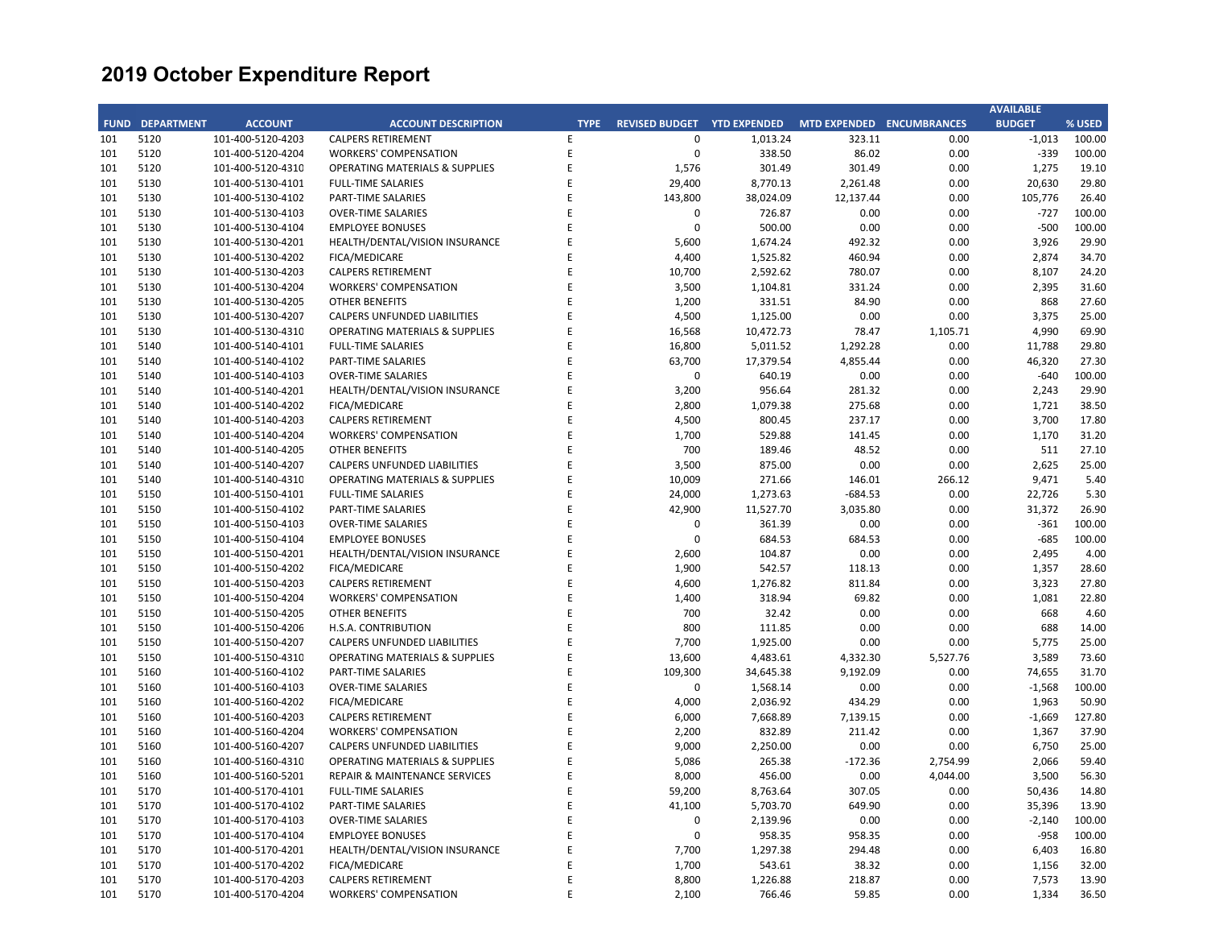# 2019 October Expenditure Report

| FUND | DEPARTMENT | ACCOUNT | ACCOUNT DESCRIPTION | TYPE | REVISED BUDGET | YTD EXPENDED | MTD EXPENDED | ENCUMBRANCES | AVAILABLE BUDGET | % USED |
|---|---|---|---|---|---|---|---|---|---|---|
| 101 | 5120 | 101-400-5120-4203 | CALPERS RETIREMENT | E | 0 | 1,013.24 | 323.11 | 0.00 | -1,013 | 100.00 |
| 101 | 5120 | 101-400-5120-4204 | WORKERS' COMPENSATION | E | 0 | 338.50 | 86.02 | 0.00 | -339 | 100.00 |
| 101 | 5120 | 101-400-5120-4310 | OPERATING MATERIALS & SUPPLIES | E | 1,576 | 301.49 | 301.49 | 0.00 | 1,275 | 19.10 |
| 101 | 5130 | 101-400-5130-4101 | FULL-TIME SALARIES | E | 29,400 | 8,770.13 | 2,261.48 | 0.00 | 20,630 | 29.80 |
| 101 | 5130 | 101-400-5130-4102 | PART-TIME SALARIES | E | 143,800 | 38,024.09 | 12,137.44 | 0.00 | 105,776 | 26.40 |
| 101 | 5130 | 101-400-5130-4103 | OVER-TIME SALARIES | E | 0 | 726.87 | 0.00 | 0.00 | -727 | 100.00 |
| 101 | 5130 | 101-400-5130-4104 | EMPLOYEE BONUSES | E | 0 | 500.00 | 0.00 | 0.00 | -500 | 100.00 |
| 101 | 5130 | 101-400-5130-4201 | HEALTH/DENTAL/VISION INSURANCE | E | 5,600 | 1,674.24 | 492.32 | 0.00 | 3,926 | 29.90 |
| 101 | 5130 | 101-400-5130-4202 | FICA/MEDICARE | E | 4,400 | 1,525.82 | 460.94 | 0.00 | 2,874 | 34.70 |
| 101 | 5130 | 101-400-5130-4203 | CALPERS RETIREMENT | E | 10,700 | 2,592.62 | 780.07 | 0.00 | 8,107 | 24.20 |
| 101 | 5130 | 101-400-5130-4204 | WORKERS' COMPENSATION | E | 3,500 | 1,104.81 | 331.24 | 0.00 | 2,395 | 31.60 |
| 101 | 5130 | 101-400-5130-4205 | OTHER BENEFITS | E | 1,200 | 331.51 | 84.90 | 0.00 | 868 | 27.60 |
| 101 | 5130 | 101-400-5130-4207 | CALPERS UNFUNDED LIABILITIES | E | 4,500 | 1,125.00 | 0.00 | 0.00 | 3,375 | 25.00 |
| 101 | 5130 | 101-400-5130-4310 | OPERATING MATERIALS & SUPPLIES | E | 16,568 | 10,472.73 | 78.47 | 1,105.71 | 4,990 | 69.90 |
| 101 | 5140 | 101-400-5140-4101 | FULL-TIME SALARIES | E | 16,800 | 5,011.52 | 1,292.28 | 0.00 | 11,788 | 29.80 |
| 101 | 5140 | 101-400-5140-4102 | PART-TIME SALARIES | E | 63,700 | 17,379.54 | 4,855.44 | 0.00 | 46,320 | 27.30 |
| 101 | 5140 | 101-400-5140-4103 | OVER-TIME SALARIES | E | 0 | 640.19 | 0.00 | 0.00 | -640 | 100.00 |
| 101 | 5140 | 101-400-5140-4201 | HEALTH/DENTAL/VISION INSURANCE | E | 3,200 | 956.64 | 281.32 | 0.00 | 2,243 | 29.90 |
| 101 | 5140 | 101-400-5140-4202 | FICA/MEDICARE | E | 2,800 | 1,079.38 | 275.68 | 0.00 | 1,721 | 38.50 |
| 101 | 5140 | 101-400-5140-4203 | CALPERS RETIREMENT | E | 4,500 | 800.45 | 237.17 | 0.00 | 3,700 | 17.80 |
| 101 | 5140 | 101-400-5140-4204 | WORKERS' COMPENSATION | E | 1,700 | 529.88 | 141.45 | 0.00 | 1,170 | 31.20 |
| 101 | 5140 | 101-400-5140-4205 | OTHER BENEFITS | E | 700 | 189.46 | 48.52 | 0.00 | 511 | 27.10 |
| 101 | 5140 | 101-400-5140-4207 | CALPERS UNFUNDED LIABILITIES | E | 3,500 | 875.00 | 0.00 | 0.00 | 2,625 | 25.00 |
| 101 | 5140 | 101-400-5140-4310 | OPERATING MATERIALS & SUPPLIES | E | 10,009 | 271.66 | 146.01 | 266.12 | 9,471 | 5.40 |
| 101 | 5150 | 101-400-5150-4101 | FULL-TIME SALARIES | E | 24,000 | 1,273.63 | -684.53 | 0.00 | 22,726 | 5.30 |
| 101 | 5150 | 101-400-5150-4102 | PART-TIME SALARIES | E | 42,900 | 11,527.70 | 3,035.80 | 0.00 | 31,372 | 26.90 |
| 101 | 5150 | 101-400-5150-4103 | OVER-TIME SALARIES | E | 0 | 361.39 | 0.00 | 0.00 | -361 | 100.00 |
| 101 | 5150 | 101-400-5150-4104 | EMPLOYEE BONUSES | E | 0 | 684.53 | 684.53 | 0.00 | -685 | 100.00 |
| 101 | 5150 | 101-400-5150-4201 | HEALTH/DENTAL/VISION INSURANCE | E | 2,600 | 104.87 | 0.00 | 0.00 | 2,495 | 4.00 |
| 101 | 5150 | 101-400-5150-4202 | FICA/MEDICARE | E | 1,900 | 542.57 | 118.13 | 0.00 | 1,357 | 28.60 |
| 101 | 5150 | 101-400-5150-4203 | CALPERS RETIREMENT | E | 4,600 | 1,276.82 | 811.84 | 0.00 | 3,323 | 27.80 |
| 101 | 5150 | 101-400-5150-4204 | WORKERS' COMPENSATION | E | 1,400 | 318.94 | 69.82 | 0.00 | 1,081 | 22.80 |
| 101 | 5150 | 101-400-5150-4205 | OTHER BENEFITS | E | 700 | 32.42 | 0.00 | 0.00 | 668 | 4.60 |
| 101 | 5150 | 101-400-5150-4206 | H.S.A. CONTRIBUTION | E | 800 | 111.85 | 0.00 | 0.00 | 688 | 14.00 |
| 101 | 5150 | 101-400-5150-4207 | CALPERS UNFUNDED LIABILITIES | E | 7,700 | 1,925.00 | 0.00 | 0.00 | 5,775 | 25.00 |
| 101 | 5150 | 101-400-5150-4310 | OPERATING MATERIALS & SUPPLIES | E | 13,600 | 4,483.61 | 4,332.30 | 5,527.76 | 3,589 | 73.60 |
| 101 | 5160 | 101-400-5160-4102 | PART-TIME SALARIES | E | 109,300 | 34,645.38 | 9,192.09 | 0.00 | 74,655 | 31.70 |
| 101 | 5160 | 101-400-5160-4103 | OVER-TIME SALARIES | E | 0 | 1,568.14 | 0.00 | 0.00 | -1,568 | 100.00 |
| 101 | 5160 | 101-400-5160-4202 | FICA/MEDICARE | E | 4,000 | 2,036.92 | 434.29 | 0.00 | 1,963 | 50.90 |
| 101 | 5160 | 101-400-5160-4203 | CALPERS RETIREMENT | E | 6,000 | 7,668.89 | 7,139.15 | 0.00 | -1,669 | 127.80 |
| 101 | 5160 | 101-400-5160-4204 | WORKERS' COMPENSATION | E | 2,200 | 832.89 | 211.42 | 0.00 | 1,367 | 37.90 |
| 101 | 5160 | 101-400-5160-4207 | CALPERS UNFUNDED LIABILITIES | E | 9,000 | 2,250.00 | 0.00 | 0.00 | 6,750 | 25.00 |
| 101 | 5160 | 101-400-5160-4310 | OPERATING MATERIALS & SUPPLIES | E | 5,086 | 265.38 | -172.36 | 2,754.99 | 2,066 | 59.40 |
| 101 | 5160 | 101-400-5160-5201 | REPAIR & MAINTENANCE SERVICES | E | 8,000 | 456.00 | 0.00 | 4,044.00 | 3,500 | 56.30 |
| 101 | 5170 | 101-400-5170-4101 | FULL-TIME SALARIES | E | 59,200 | 8,763.64 | 307.05 | 0.00 | 50,436 | 14.80 |
| 101 | 5170 | 101-400-5170-4102 | PART-TIME SALARIES | E | 41,100 | 5,703.70 | 649.90 | 0.00 | 35,396 | 13.90 |
| 101 | 5170 | 101-400-5170-4103 | OVER-TIME SALARIES | E | 0 | 2,139.96 | 0.00 | 0.00 | -2,140 | 100.00 |
| 101 | 5170 | 101-400-5170-4104 | EMPLOYEE BONUSES | E | 0 | 958.35 | 958.35 | 0.00 | -958 | 100.00 |
| 101 | 5170 | 101-400-5170-4201 | HEALTH/DENTAL/VISION INSURANCE | E | 7,700 | 1,297.38 | 294.48 | 0.00 | 6,403 | 16.80 |
| 101 | 5170 | 101-400-5170-4202 | FICA/MEDICARE | E | 1,700 | 543.61 | 38.32 | 0.00 | 1,156 | 32.00 |
| 101 | 5170 | 101-400-5170-4203 | CALPERS RETIREMENT | E | 8,800 | 1,226.88 | 218.87 | 0.00 | 7,573 | 13.90 |
| 101 | 5170 | 101-400-5170-4204 | WORKERS' COMPENSATION | E | 2,100 | 766.46 | 59.85 | 0.00 | 1,334 | 36.50 |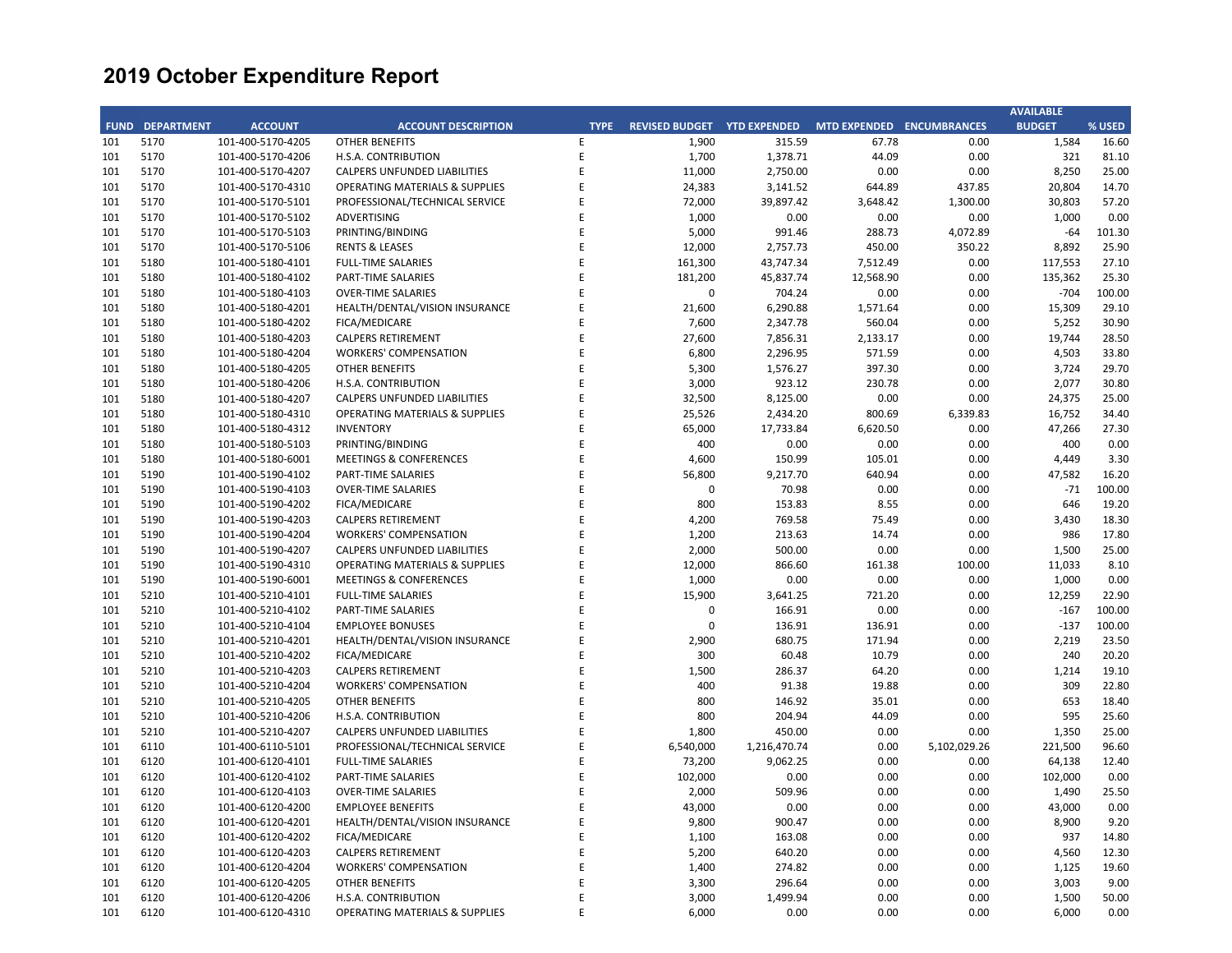# 2019 October Expenditure Report

| FUND | DEPARTMENT | ACCOUNT | ACCOUNT DESCRIPTION | TYPE | REVISED BUDGET | YTD EXPENDED | MTD EXPENDED | ENCUMBRANCES | AVAILABLE BUDGET | % USED |
|---|---|---|---|---|---|---|---|---|---|---|
| 101 | 5170 | 101-400-5170-4205 | OTHER BENEFITS | E | 1,900 | 315.59 | 67.78 | 0.00 | 1,584 | 16.60 |
| 101 | 5170 | 101-400-5170-4206 | H.S.A. CONTRIBUTION | E | 1,700 | 1,378.71 | 44.09 | 0.00 | 321 | 81.10 |
| 101 | 5170 | 101-400-5170-4207 | CALPERS UNFUNDED LIABILITIES | E | 11,000 | 2,750.00 | 0.00 | 0.00 | 8,250 | 25.00 |
| 101 | 5170 | 101-400-5170-4310 | OPERATING MATERIALS & SUPPLIES | E | 24,383 | 3,141.52 | 644.89 | 437.85 | 20,804 | 14.70 |
| 101 | 5170 | 101-400-5170-5101 | PROFESSIONAL/TECHNICAL SERVICE | E | 72,000 | 39,897.42 | 3,648.42 | 1,300.00 | 30,803 | 57.20 |
| 101 | 5170 | 101-400-5170-5102 | ADVERTISING | E | 1,000 | 0.00 | 0.00 | 0.00 | 1,000 | 0.00 |
| 101 | 5170 | 101-400-5170-5103 | PRINTING/BINDING | E | 5,000 | 991.46 | 288.73 | 4,072.89 | -64 | 101.30 |
| 101 | 5170 | 101-400-5170-5106 | RENTS & LEASES | E | 12,000 | 2,757.73 | 450.00 | 350.22 | 8,892 | 25.90 |
| 101 | 5180 | 101-400-5180-4101 | FULL-TIME SALARIES | E | 161,300 | 43,747.34 | 7,512.49 | 0.00 | 117,553 | 27.10 |
| 101 | 5180 | 101-400-5180-4102 | PART-TIME SALARIES | E | 181,200 | 45,837.74 | 12,568.90 | 0.00 | 135,362 | 25.30 |
| 101 | 5180 | 101-400-5180-4103 | OVER-TIME SALARIES | E | 0 | 704.24 | 0.00 | 0.00 | -704 | 100.00 |
| 101 | 5180 | 101-400-5180-4201 | HEALTH/DENTAL/VISION INSURANCE | E | 21,600 | 6,290.88 | 1,571.64 | 0.00 | 15,309 | 29.10 |
| 101 | 5180 | 101-400-5180-4202 | FICA/MEDICARE | E | 7,600 | 2,347.78 | 560.04 | 0.00 | 5,252 | 30.90 |
| 101 | 5180 | 101-400-5180-4203 | CALPERS RETIREMENT | E | 27,600 | 7,856.31 | 2,133.17 | 0.00 | 19,744 | 28.50 |
| 101 | 5180 | 101-400-5180-4204 | WORKERS' COMPENSATION | E | 6,800 | 2,296.95 | 571.59 | 0.00 | 4,503 | 33.80 |
| 101 | 5180 | 101-400-5180-4205 | OTHER BENEFITS | E | 5,300 | 1,576.27 | 397.30 | 0.00 | 3,724 | 29.70 |
| 101 | 5180 | 101-400-5180-4206 | H.S.A. CONTRIBUTION | E | 3,000 | 923.12 | 230.78 | 0.00 | 2,077 | 30.80 |
| 101 | 5180 | 101-400-5180-4207 | CALPERS UNFUNDED LIABILITIES | E | 32,500 | 8,125.00 | 0.00 | 0.00 | 24,375 | 25.00 |
| 101 | 5180 | 101-400-5180-4310 | OPERATING MATERIALS & SUPPLIES | E | 25,526 | 2,434.20 | 800.69 | 6,339.83 | 16,752 | 34.40 |
| 101 | 5180 | 101-400-5180-4312 | INVENTORY | E | 65,000 | 17,733.84 | 6,620.50 | 0.00 | 47,266 | 27.30 |
| 101 | 5180 | 101-400-5180-5103 | PRINTING/BINDING | E | 400 | 0.00 | 0.00 | 0.00 | 400 | 0.00 |
| 101 | 5180 | 101-400-5180-6001 | MEETINGS & CONFERENCES | E | 4,600 | 150.99 | 105.01 | 0.00 | 4,449 | 3.30 |
| 101 | 5190 | 101-400-5190-4102 | PART-TIME SALARIES | E | 56,800 | 9,217.70 | 640.94 | 0.00 | 47,582 | 16.20 |
| 101 | 5190 | 101-400-5190-4103 | OVER-TIME SALARIES | E | 0 | 70.98 | 0.00 | 0.00 | -71 | 100.00 |
| 101 | 5190 | 101-400-5190-4202 | FICA/MEDICARE | E | 800 | 153.83 | 8.55 | 0.00 | 646 | 19.20 |
| 101 | 5190 | 101-400-5190-4203 | CALPERS RETIREMENT | E | 4,200 | 769.58 | 75.49 | 0.00 | 3,430 | 18.30 |
| 101 | 5190 | 101-400-5190-4204 | WORKERS' COMPENSATION | E | 1,200 | 213.63 | 14.74 | 0.00 | 986 | 17.80 |
| 101 | 5190 | 101-400-5190-4207 | CALPERS UNFUNDED LIABILITIES | E | 2,000 | 500.00 | 0.00 | 0.00 | 1,500 | 25.00 |
| 101 | 5190 | 101-400-5190-4310 | OPERATING MATERIALS & SUPPLIES | E | 12,000 | 866.60 | 161.38 | 100.00 | 11,033 | 8.10 |
| 101 | 5190 | 101-400-5190-6001 | MEETINGS & CONFERENCES | E | 1,000 | 0.00 | 0.00 | 0.00 | 1,000 | 0.00 |
| 101 | 5210 | 101-400-5210-4101 | FULL-TIME SALARIES | E | 15,900 | 3,641.25 | 721.20 | 0.00 | 12,259 | 22.90 |
| 101 | 5210 | 101-400-5210-4102 | PART-TIME SALARIES | E | 0 | 166.91 | 0.00 | 0.00 | -167 | 100.00 |
| 101 | 5210 | 101-400-5210-4104 | EMPLOYEE BONUSES | E | 0 | 136.91 | 136.91 | 0.00 | -137 | 100.00 |
| 101 | 5210 | 101-400-5210-4201 | HEALTH/DENTAL/VISION INSURANCE | E | 2,900 | 680.75 | 171.94 | 0.00 | 2,219 | 23.50 |
| 101 | 5210 | 101-400-5210-4202 | FICA/MEDICARE | E | 300 | 60.48 | 10.79 | 0.00 | 240 | 20.20 |
| 101 | 5210 | 101-400-5210-4203 | CALPERS RETIREMENT | E | 1,500 | 286.37 | 64.20 | 0.00 | 1,214 | 19.10 |
| 101 | 5210 | 101-400-5210-4204 | WORKERS' COMPENSATION | E | 400 | 91.38 | 19.88 | 0.00 | 309 | 22.80 |
| 101 | 5210 | 101-400-5210-4205 | OTHER BENEFITS | E | 800 | 146.92 | 35.01 | 0.00 | 653 | 18.40 |
| 101 | 5210 | 101-400-5210-4206 | H.S.A. CONTRIBUTION | E | 800 | 204.94 | 44.09 | 0.00 | 595 | 25.60 |
| 101 | 5210 | 101-400-5210-4207 | CALPERS UNFUNDED LIABILITIES | E | 1,800 | 450.00 | 0.00 | 0.00 | 1,350 | 25.00 |
| 101 | 6110 | 101-400-6110-5101 | PROFESSIONAL/TECHNICAL SERVICE | E | 6,540,000 | 1,216,470.74 | 0.00 | 5,102,029.26 | 221,500 | 96.60 |
| 101 | 6120 | 101-400-6120-4101 | FULL-TIME SALARIES | E | 73,200 | 9,062.25 | 0.00 | 0.00 | 64,138 | 12.40 |
| 101 | 6120 | 101-400-6120-4102 | PART-TIME SALARIES | E | 102,000 | 0.00 | 0.00 | 0.00 | 102,000 | 0.00 |
| 101 | 6120 | 101-400-6120-4103 | OVER-TIME SALARIES | E | 2,000 | 509.96 | 0.00 | 0.00 | 1,490 | 25.50 |
| 101 | 6120 | 101-400-6120-4200 | EMPLOYEE BENEFITS | E | 43,000 | 0.00 | 0.00 | 0.00 | 43,000 | 0.00 |
| 101 | 6120 | 101-400-6120-4201 | HEALTH/DENTAL/VISION INSURANCE | E | 9,800 | 900.47 | 0.00 | 0.00 | 8,900 | 9.20 |
| 101 | 6120 | 101-400-6120-4202 | FICA/MEDICARE | E | 1,100 | 163.08 | 0.00 | 0.00 | 937 | 14.80 |
| 101 | 6120 | 101-400-6120-4203 | CALPERS RETIREMENT | E | 5,200 | 640.20 | 0.00 | 0.00 | 4,560 | 12.30 |
| 101 | 6120 | 101-400-6120-4204 | WORKERS' COMPENSATION | E | 1,400 | 274.82 | 0.00 | 0.00 | 1,125 | 19.60 |
| 101 | 6120 | 101-400-6120-4205 | OTHER BENEFITS | E | 3,300 | 296.64 | 0.00 | 0.00 | 3,003 | 9.00 |
| 101 | 6120 | 101-400-6120-4206 | H.S.A. CONTRIBUTION | E | 3,000 | 1,499.94 | 0.00 | 0.00 | 1,500 | 50.00 |
| 101 | 6120 | 101-400-6120-4310 | OPERATING MATERIALS & SUPPLIES | E | 6,000 | 0.00 | 0.00 | 0.00 | 6,000 | 0.00 |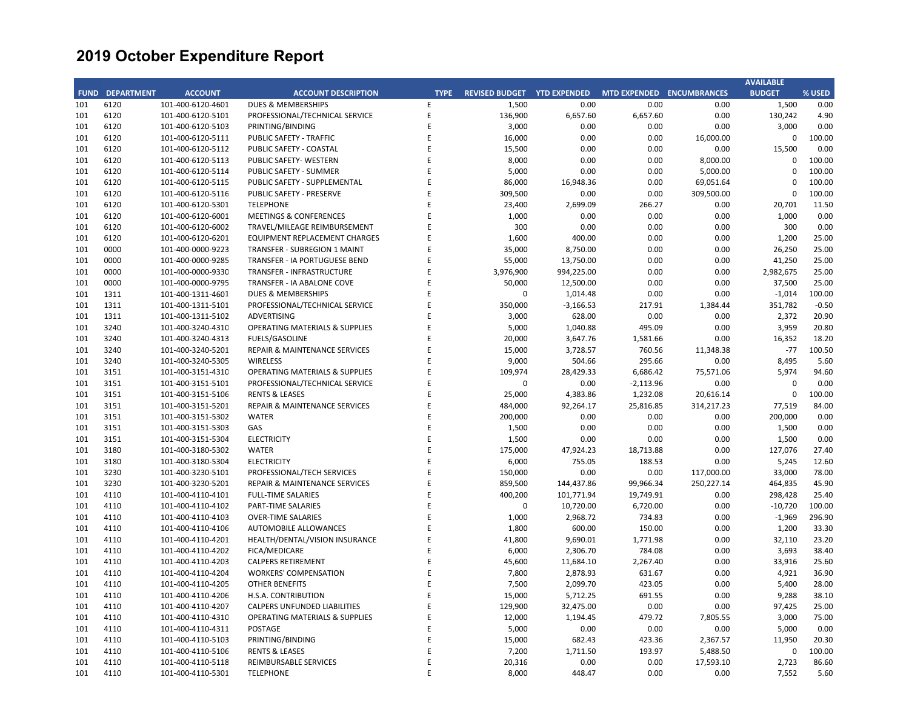# 2019 October Expenditure Report

| FUND | DEPARTMENT | ACCOUNT | ACCOUNT DESCRIPTION | TYPE | REVISED BUDGET | YTD EXPENDED | MTD EXPENDED | ENCUMBRANCES | AVAILABLE BUDGET | % USED |
|---|---|---|---|---|---|---|---|---|---|---|
| 101 | 6120 | 101-400-6120-4601 | DUES & MEMBERSHIPS | E | 1,500 | 0.00 | 0.00 | 0.00 | 1,500 | 0.00 |
| 101 | 6120 | 101-400-6120-5101 | PROFESSIONAL/TECHNICAL SERVICE | E | 136,900 | 6,657.60 | 6,657.60 | 0.00 | 130,242 | 4.90 |
| 101 | 6120 | 101-400-6120-5103 | PRINTING/BINDING | E | 3,000 | 0.00 | 0.00 | 0.00 | 3,000 | 0.00 |
| 101 | 6120 | 101-400-6120-5111 | PUBLIC SAFETY - TRAFFIC | E | 16,000 | 0.00 | 0.00 | 16,000.00 | 0 | 100.00 |
| 101 | 6120 | 101-400-6120-5112 | PUBLIC SAFETY - COASTAL | E | 15,500 | 0.00 | 0.00 | 0.00 | 15,500 | 0.00 |
| 101 | 6120 | 101-400-6120-5113 | PUBLIC SAFETY- WESTERN | E | 8,000 | 0.00 | 0.00 | 8,000.00 | 0 | 100.00 |
| 101 | 6120 | 101-400-6120-5114 | PUBLIC SAFETY - SUMMER | E | 5,000 | 0.00 | 0.00 | 5,000.00 | 0 | 100.00 |
| 101 | 6120 | 101-400-6120-5115 | PUBLIC SAFETY - SUPPLEMENTAL | E | 86,000 | 16,948.36 | 0.00 | 69,051.64 | 0 | 100.00 |
| 101 | 6120 | 101-400-6120-5116 | PUBLIC SAFETY - PRESERVE | E | 309,500 | 0.00 | 0.00 | 309,500.00 | 0 | 100.00 |
| 101 | 6120 | 101-400-6120-5301 | TELEPHONE | E | 23,400 | 2,699.09 | 266.27 | 0.00 | 20,701 | 11.50 |
| 101 | 6120 | 101-400-6120-6001 | MEETINGS & CONFERENCES | E | 1,000 | 0.00 | 0.00 | 0.00 | 1,000 | 0.00 |
| 101 | 6120 | 101-400-6120-6002 | TRAVEL/MILEAGE REIMBURSEMENT | E | 300 | 0.00 | 0.00 | 0.00 | 300 | 0.00 |
| 101 | 6120 | 101-400-6120-6201 | EQUIPMENT REPLACEMENT CHARGES | E | 1,600 | 400.00 | 0.00 | 0.00 | 1,200 | 25.00 |
| 101 | 0000 | 101-400-0000-9223 | TRANSFER - SUBREGION 1 MAINT | E | 35,000 | 8,750.00 | 0.00 | 0.00 | 26,250 | 25.00 |
| 101 | 0000 | 101-400-0000-9285 | TRANSFER - IA PORTUGUESE BEND | E | 55,000 | 13,750.00 | 0.00 | 0.00 | 41,250 | 25.00 |
| 101 | 0000 | 101-400-0000-9330 | TRANSFER - INFRASTRUCTURE | E | 3,976,900 | 994,225.00 | 0.00 | 0.00 | 2,982,675 | 25.00 |
| 101 | 0000 | 101-400-0000-9795 | TRANSFER - IA ABALONE COVE | E | 50,000 | 12,500.00 | 0.00 | 0.00 | 37,500 | 25.00 |
| 101 | 1311 | 101-400-1311-4601 | DUES & MEMBERSHIPS | E | 0 | 1,014.48 | 0.00 | 0.00 | -1,014 | 100.00 |
| 101 | 1311 | 101-400-1311-5101 | PROFESSIONAL/TECHNICAL SERVICE | E | 350,000 | -3,166.53 | 217.91 | 1,384.44 | 351,782 | -0.50 |
| 101 | 1311 | 101-400-1311-5102 | ADVERTISING | E | 3,000 | 628.00 | 0.00 | 0.00 | 2,372 | 20.90 |
| 101 | 3240 | 101-400-3240-4310 | OPERATING MATERIALS & SUPPLIES | E | 5,000 | 1,040.88 | 495.09 | 0.00 | 3,959 | 20.80 |
| 101 | 3240 | 101-400-3240-4313 | FUELS/GASOLINE | E | 20,000 | 3,647.76 | 1,581.66 | 0.00 | 16,352 | 18.20 |
| 101 | 3240 | 101-400-3240-5201 | REPAIR & MAINTENANCE SERVICES | E | 15,000 | 3,728.57 | 760.56 | 11,348.38 | -77 | 100.50 |
| 101 | 3240 | 101-400-3240-5305 | WIRELESS | E | 9,000 | 504.66 | 295.66 | 0.00 | 8,495 | 5.60 |
| 101 | 3151 | 101-400-3151-4310 | OPERATING MATERIALS & SUPPLIES | E | 109,974 | 28,429.33 | 6,686.42 | 75,571.06 | 5,974 | 94.60 |
| 101 | 3151 | 101-400-3151-5101 | PROFESSIONAL/TECHNICAL SERVICE | E | 0 | 0.00 | -2,113.96 | 0.00 | 0 | 0.00 |
| 101 | 3151 | 101-400-3151-5106 | RENTS & LEASES | E | 25,000 | 4,383.86 | 1,232.08 | 20,616.14 | 0 | 100.00 |
| 101 | 3151 | 101-400-3151-5201 | REPAIR & MAINTENANCE SERVICES | E | 484,000 | 92,264.17 | 25,816.85 | 314,217.23 | 77,519 | 84.00 |
| 101 | 3151 | 101-400-3151-5302 | WATER | E | 200,000 | 0.00 | 0.00 | 0.00 | 200,000 | 0.00 |
| 101 | 3151 | 101-400-3151-5303 | GAS | E | 1,500 | 0.00 | 0.00 | 0.00 | 1,500 | 0.00 |
| 101 | 3151 | 101-400-3151-5304 | ELECTRICITY | E | 1,500 | 0.00 | 0.00 | 0.00 | 1,500 | 0.00 |
| 101 | 3180 | 101-400-3180-5302 | WATER | E | 175,000 | 47,924.23 | 18,713.88 | 0.00 | 127,076 | 27.40 |
| 101 | 3180 | 101-400-3180-5304 | ELECTRICITY | E | 6,000 | 755.05 | 188.53 | 0.00 | 5,245 | 12.60 |
| 101 | 3230 | 101-400-3230-5101 | PROFESSIONAL/TECH SERVICES | E | 150,000 | 0.00 | 0.00 | 117,000.00 | 33,000 | 78.00 |
| 101 | 3230 | 101-400-3230-5201 | REPAIR & MAINTENANCE SERVICES | E | 859,500 | 144,437.86 | 99,966.34 | 250,227.14 | 464,835 | 45.90 |
| 101 | 4110 | 101-400-4110-4101 | FULL-TIME SALARIES | E | 400,200 | 101,771.94 | 19,749.91 | 0.00 | 298,428 | 25.40 |
| 101 | 4110 | 101-400-4110-4102 | PART-TIME SALARIES | E | 0 | 10,720.00 | 6,720.00 | 0.00 | -10,720 | 100.00 |
| 101 | 4110 | 101-400-4110-4103 | OVER-TIME SALARIES | E | 1,000 | 2,968.72 | 734.83 | 0.00 | -1,969 | 296.90 |
| 101 | 4110 | 101-400-4110-4106 | AUTOMOBILE ALLOWANCES | E | 1,800 | 600.00 | 150.00 | 0.00 | 1,200 | 33.30 |
| 101 | 4110 | 101-400-4110-4201 | HEALTH/DENTAL/VISION INSURANCE | E | 41,800 | 9,690.01 | 1,771.98 | 0.00 | 32,110 | 23.20 |
| 101 | 4110 | 101-400-4110-4202 | FICA/MEDICARE | E | 6,000 | 2,306.70 | 784.08 | 0.00 | 3,693 | 38.40 |
| 101 | 4110 | 101-400-4110-4203 | CALPERS RETIREMENT | E | 45,600 | 11,684.10 | 2,267.40 | 0.00 | 33,916 | 25.60 |
| 101 | 4110 | 101-400-4110-4204 | WORKERS' COMPENSATION | E | 7,800 | 2,878.93 | 631.67 | 0.00 | 4,921 | 36.90 |
| 101 | 4110 | 101-400-4110-4205 | OTHER BENEFITS | E | 7,500 | 2,099.70 | 423.05 | 0.00 | 5,400 | 28.00 |
| 101 | 4110 | 101-400-4110-4206 | H.S.A. CONTRIBUTION | E | 15,000 | 5,712.25 | 691.55 | 0.00 | 9,288 | 38.10 |
| 101 | 4110 | 101-400-4110-4207 | CALPERS UNFUNDED LIABILITIES | E | 129,900 | 32,475.00 | 0.00 | 0.00 | 97,425 | 25.00 |
| 101 | 4110 | 101-400-4110-4310 | OPERATING MATERIALS & SUPPLIES | E | 12,000 | 1,194.45 | 479.72 | 7,805.55 | 3,000 | 75.00 |
| 101 | 4110 | 101-400-4110-4311 | POSTAGE | E | 5,000 | 0.00 | 0.00 | 0.00 | 5,000 | 0.00 |
| 101 | 4110 | 101-400-4110-5103 | PRINTING/BINDING | E | 15,000 | 682.43 | 423.36 | 2,367.57 | 11,950 | 20.30 |
| 101 | 4110 | 101-400-4110-5106 | RENTS & LEASES | E | 7,200 | 1,711.50 | 193.97 | 5,488.50 | 0 | 100.00 |
| 101 | 4110 | 101-400-4110-5118 | REIMBURSABLE SERVICES | E | 20,316 | 0.00 | 0.00 | 17,593.10 | 2,723 | 86.60 |
| 101 | 4110 | 101-400-4110-5301 | TELEPHONE | E | 8,000 | 448.47 | 0.00 | 0.00 | 7,552 | 5.60 |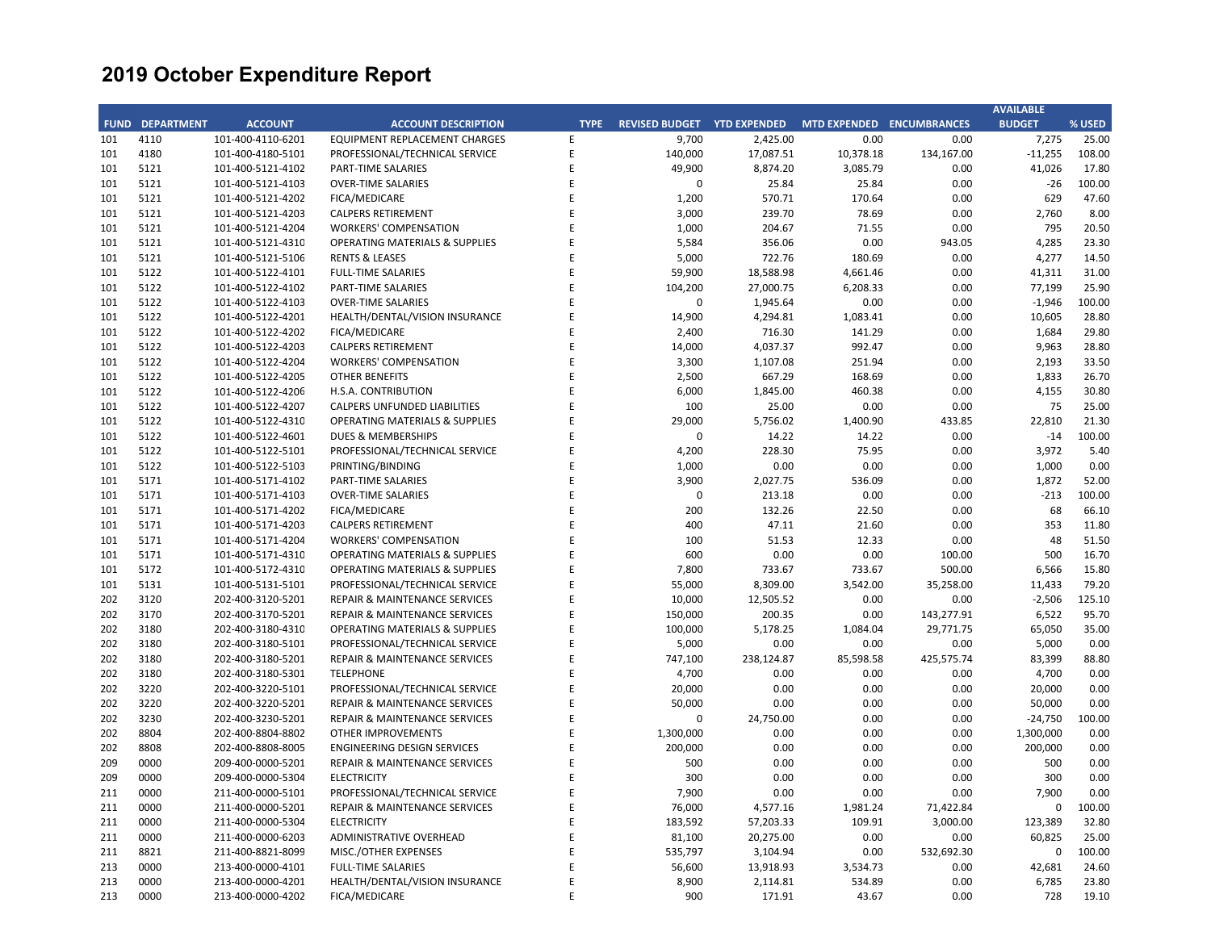# 2019 October Expenditure Report

| FUND | DEPARTMENT | ACCOUNT | ACCOUNT DESCRIPTION | TYPE | REVISED BUDGET | YTD EXPENDED | MTD EXPENDED | ENCUMBRANCES | AVAILABLE BUDGET | % USED |
|---|---|---|---|---|---|---|---|---|---|---|
| 101 | 4110 | 101-400-4110-6201 | EQUIPMENT REPLACEMENT CHARGES | E | 9,700 | 2,425.00 | 0.00 | 0.00 | 7,275 | 25.00 |
| 101 | 4180 | 101-400-4180-5101 | PROFESSIONAL/TECHNICAL SERVICE | E | 140,000 | 17,087.51 | 10,378.18 | 134,167.00 | -11,255 | 108.00 |
| 101 | 5121 | 101-400-5121-4102 | PART-TIME SALARIES | E | 49,900 | 8,874.20 | 3,085.79 | 0.00 | 41,026 | 17.80 |
| 101 | 5121 | 101-400-5121-4103 | OVER-TIME SALARIES | E | 0 | 25.84 | 25.84 | 0.00 | -26 | 100.00 |
| 101 | 5121 | 101-400-5121-4202 | FICA/MEDICARE | E | 1,200 | 570.71 | 170.64 | 0.00 | 629 | 47.60 |
| 101 | 5121 | 101-400-5121-4203 | CALPERS RETIREMENT | E | 3,000 | 239.70 | 78.69 | 0.00 | 2,760 | 8.00 |
| 101 | 5121 | 101-400-5121-4204 | WORKERS' COMPENSATION | E | 1,000 | 204.67 | 71.55 | 0.00 | 795 | 20.50 |
| 101 | 5121 | 101-400-5121-4310 | OPERATING MATERIALS & SUPPLIES | E | 5,584 | 356.06 | 0.00 | 943.05 | 4,285 | 23.30 |
| 101 | 5121 | 101-400-5121-5106 | RENTS & LEASES | E | 5,000 | 722.76 | 180.69 | 0.00 | 4,277 | 14.50 |
| 101 | 5122 | 101-400-5122-4101 | FULL-TIME SALARIES | E | 59,900 | 18,588.98 | 4,661.46 | 0.00 | 41,311 | 31.00 |
| 101 | 5122 | 101-400-5122-4102 | PART-TIME SALARIES | E | 104,200 | 27,000.75 | 6,208.33 | 0.00 | 77,199 | 25.90 |
| 101 | 5122 | 101-400-5122-4103 | OVER-TIME SALARIES | E | 0 | 1,945.64 | 0.00 | 0.00 | -1,946 | 100.00 |
| 101 | 5122 | 101-400-5122-4201 | HEALTH/DENTAL/VISION INSURANCE | E | 14,900 | 4,294.81 | 1,083.41 | 0.00 | 10,605 | 28.80 |
| 101 | 5122 | 101-400-5122-4202 | FICA/MEDICARE | E | 2,400 | 716.30 | 141.29 | 0.00 | 1,684 | 29.80 |
| 101 | 5122 | 101-400-5122-4203 | CALPERS RETIREMENT | E | 14,000 | 4,037.37 | 992.47 | 0.00 | 9,963 | 28.80 |
| 101 | 5122 | 101-400-5122-4204 | WORKERS' COMPENSATION | E | 3,300 | 1,107.08 | 251.94 | 0.00 | 2,193 | 33.50 |
| 101 | 5122 | 101-400-5122-4205 | OTHER BENEFITS | E | 2,500 | 667.29 | 168.69 | 0.00 | 1,833 | 26.70 |
| 101 | 5122 | 101-400-5122-4206 | H.S.A. CONTRIBUTION | E | 6,000 | 1,845.00 | 460.38 | 0.00 | 4,155 | 30.80 |
| 101 | 5122 | 101-400-5122-4207 | CALPERS UNFUNDED LIABILITIES | E | 100 | 25.00 | 0.00 | 0.00 | 75 | 25.00 |
| 101 | 5122 | 101-400-5122-4310 | OPERATING MATERIALS & SUPPLIES | E | 29,000 | 5,756.02 | 1,400.90 | 433.85 | 22,810 | 21.30 |
| 101 | 5122 | 101-400-5122-4601 | DUES & MEMBERSHIPS | E | 0 | 14.22 | 14.22 | 0.00 | -14 | 100.00 |
| 101 | 5122 | 101-400-5122-5101 | PROFESSIONAL/TECHNICAL SERVICE | E | 4,200 | 228.30 | 75.95 | 0.00 | 3,972 | 5.40 |
| 101 | 5122 | 101-400-5122-5103 | PRINTING/BINDING | E | 1,000 | 0.00 | 0.00 | 0.00 | 1,000 | 0.00 |
| 101 | 5171 | 101-400-5171-4102 | PART-TIME SALARIES | E | 3,900 | 2,027.75 | 536.09 | 0.00 | 1,872 | 52.00 |
| 101 | 5171 | 101-400-5171-4103 | OVER-TIME SALARIES | E | 0 | 213.18 | 0.00 | 0.00 | -213 | 100.00 |
| 101 | 5171 | 101-400-5171-4202 | FICA/MEDICARE | E | 200 | 132.26 | 22.50 | 0.00 | 68 | 66.10 |
| 101 | 5171 | 101-400-5171-4203 | CALPERS RETIREMENT | E | 400 | 47.11 | 21.60 | 0.00 | 353 | 11.80 |
| 101 | 5171 | 101-400-5171-4204 | WORKERS' COMPENSATION | E | 100 | 51.53 | 12.33 | 0.00 | 48 | 51.50 |
| 101 | 5171 | 101-400-5171-4310 | OPERATING MATERIALS & SUPPLIES | E | 600 | 0.00 | 0.00 | 100.00 | 500 | 16.70 |
| 101 | 5172 | 101-400-5172-4310 | OPERATING MATERIALS & SUPPLIES | E | 7,800 | 733.67 | 733.67 | 500.00 | 6,566 | 15.80 |
| 101 | 5131 | 101-400-5131-5101 | PROFESSIONAL/TECHNICAL SERVICE | E | 55,000 | 8,309.00 | 3,542.00 | 35,258.00 | 11,433 | 79.20 |
| 202 | 3120 | 202-400-3120-5201 | REPAIR & MAINTENANCE SERVICES | E | 10,000 | 12,505.52 | 0.00 | 0.00 | -2,506 | 125.10 |
| 202 | 3170 | 202-400-3170-5201 | REPAIR & MAINTENANCE SERVICES | E | 150,000 | 200.35 | 0.00 | 143,277.91 | 6,522 | 95.70 |
| 202 | 3180 | 202-400-3180-4310 | OPERATING MATERIALS & SUPPLIES | E | 100,000 | 5,178.25 | 1,084.04 | 29,771.75 | 65,050 | 35.00 |
| 202 | 3180 | 202-400-3180-5101 | PROFESSIONAL/TECHNICAL SERVICE | E | 5,000 | 0.00 | 0.00 | 0.00 | 5,000 | 0.00 |
| 202 | 3180 | 202-400-3180-5201 | REPAIR & MAINTENANCE SERVICES | E | 747,100 | 238,124.87 | 85,598.58 | 425,575.74 | 83,399 | 88.80 |
| 202 | 3180 | 202-400-3180-5301 | TELEPHONE | E | 4,700 | 0.00 | 0.00 | 0.00 | 4,700 | 0.00 |
| 202 | 3220 | 202-400-3220-5101 | PROFESSIONAL/TECHNICAL SERVICE | E | 20,000 | 0.00 | 0.00 | 0.00 | 20,000 | 0.00 |
| 202 | 3220 | 202-400-3220-5201 | REPAIR & MAINTENANCE SERVICES | E | 50,000 | 0.00 | 0.00 | 0.00 | 50,000 | 0.00 |
| 202 | 3230 | 202-400-3230-5201 | REPAIR & MAINTENANCE SERVICES | E | 0 | 24,750.00 | 0.00 | 0.00 | -24,750 | 100.00 |
| 202 | 8804 | 202-400-8804-8802 | OTHER IMPROVEMENTS | E | 1,300,000 | 0.00 | 0.00 | 0.00 | 1,300,000 | 0.00 |
| 202 | 8808 | 202-400-8808-8005 | ENGINEERING DESIGN SERVICES | E | 200,000 | 0.00 | 0.00 | 0.00 | 200,000 | 0.00 |
| 209 | 0000 | 209-400-0000-5201 | REPAIR & MAINTENANCE SERVICES | E | 500 | 0.00 | 0.00 | 0.00 | 500 | 0.00 |
| 209 | 0000 | 209-400-0000-5304 | ELECTRICITY | E | 300 | 0.00 | 0.00 | 0.00 | 300 | 0.00 |
| 211 | 0000 | 211-400-0000-5101 | PROFESSIONAL/TECHNICAL SERVICE | E | 7,900 | 0.00 | 0.00 | 0.00 | 7,900 | 0.00 |
| 211 | 0000 | 211-400-0000-5201 | REPAIR & MAINTENANCE SERVICES | E | 76,000 | 4,577.16 | 1,981.24 | 71,422.84 | 0 | 100.00 |
| 211 | 0000 | 211-400-0000-5304 | ELECTRICITY | E | 183,592 | 57,203.33 | 109.91 | 3,000.00 | 123,389 | 32.80 |
| 211 | 0000 | 211-400-0000-6203 | ADMINISTRATIVE OVERHEAD | E | 81,100 | 20,275.00 | 0.00 | 0.00 | 60,825 | 25.00 |
| 211 | 8821 | 211-400-8821-8099 | MISC./OTHER EXPENSES | E | 535,797 | 3,104.94 | 0.00 | 532,692.30 | 0 | 100.00 |
| 213 | 0000 | 213-400-0000-4101 | FULL-TIME SALARIES | E | 56,600 | 13,918.93 | 3,534.73 | 0.00 | 42,681 | 24.60 |
| 213 | 0000 | 213-400-0000-4201 | HEALTH/DENTAL/VISION INSURANCE | E | 8,900 | 2,114.81 | 534.89 | 0.00 | 6,785 | 23.80 |
| 213 | 0000 | 213-400-0000-4202 | FICA/MEDICARE | E | 900 | 171.91 | 43.67 | 0.00 | 728 | 19.10 |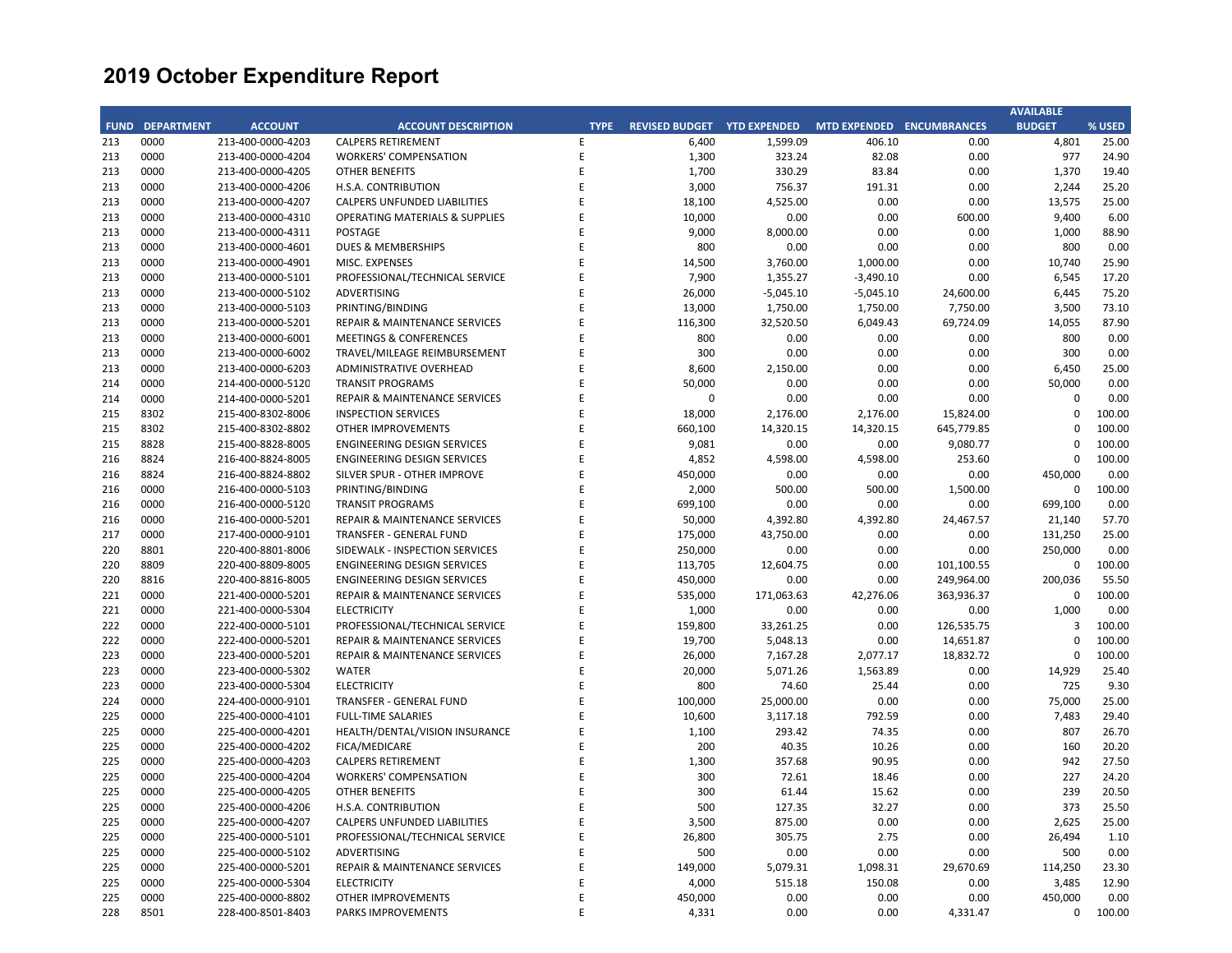# 2019 October Expenditure Report

| FUND | DEPARTMENT | ACCOUNT | ACCOUNT DESCRIPTION | TYPE | REVISED BUDGET | YTD EXPENDED | MTD EXPENDED | ENCUMBRANCES | AVAILABLE BUDGET | % USED |
|---|---|---|---|---|---|---|---|---|---|---|
| 213 | 0000 | 213-400-0000-4203 | CALPERS RETIREMENT | E | 6,400 | 1,599.09 | 406.10 | 0.00 | 4,801 | 25.00 |
| 213 | 0000 | 213-400-0000-4204 | WORKERS' COMPENSATION | E | 1,300 | 323.24 | 82.08 | 0.00 | 977 | 24.90 |
| 213 | 0000 | 213-400-0000-4205 | OTHER BENEFITS | E | 1,700 | 330.29 | 83.84 | 0.00 | 1,370 | 19.40 |
| 213 | 0000 | 213-400-0000-4206 | H.S.A. CONTRIBUTION | E | 3,000 | 756.37 | 191.31 | 0.00 | 2,244 | 25.20 |
| 213 | 0000 | 213-400-0000-4207 | CALPERS UNFUNDED LIABILITIES | E | 18,100 | 4,525.00 | 0.00 | 0.00 | 13,575 | 25.00 |
| 213 | 0000 | 213-400-0000-4310 | OPERATING MATERIALS & SUPPLIES | E | 10,000 | 0.00 | 0.00 | 600.00 | 9,400 | 6.00 |
| 213 | 0000 | 213-400-0000-4311 | POSTAGE | E | 9,000 | 8,000.00 | 0.00 | 0.00 | 1,000 | 88.90 |
| 213 | 0000 | 213-400-0000-4601 | DUES & MEMBERSHIPS | E | 800 | 0.00 | 0.00 | 0.00 | 800 | 0.00 |
| 213 | 0000 | 213-400-0000-4901 | MISC. EXPENSES | E | 14,500 | 3,760.00 | 1,000.00 | 0.00 | 10,740 | 25.90 |
| 213 | 0000 | 213-400-0000-5101 | PROFESSIONAL/TECHNICAL SERVICE | E | 7,900 | 1,355.27 | -3,490.10 | 0.00 | 6,545 | 17.20 |
| 213 | 0000 | 213-400-0000-5102 | ADVERTISING | E | 26,000 | -5,045.10 | -5,045.10 | 24,600.00 | 6,445 | 75.20 |
| 213 | 0000 | 213-400-0000-5103 | PRINTING/BINDING | E | 13,000 | 1,750.00 | 1,750.00 | 7,750.00 | 3,500 | 73.10 |
| 213 | 0000 | 213-400-0000-5201 | REPAIR & MAINTENANCE SERVICES | E | 116,300 | 32,520.50 | 6,049.43 | 69,724.09 | 14,055 | 87.90 |
| 213 | 0000 | 213-400-0000-6001 | MEETINGS & CONFERENCES | E | 800 | 0.00 | 0.00 | 0.00 | 800 | 0.00 |
| 213 | 0000 | 213-400-0000-6002 | TRAVEL/MILEAGE REIMBURSEMENT | E | 300 | 0.00 | 0.00 | 0.00 | 300 | 0.00 |
| 213 | 0000 | 213-400-0000-6203 | ADMINISTRATIVE OVERHEAD | E | 8,600 | 2,150.00 | 0.00 | 0.00 | 6,450 | 25.00 |
| 214 | 0000 | 214-400-0000-5120 | TRANSIT PROGRAMS | E | 50,000 | 0.00 | 0.00 | 0.00 | 50,000 | 0.00 |
| 214 | 0000 | 214-400-0000-5201 | REPAIR & MAINTENANCE SERVICES | E | 0 | 0.00 | 0.00 | 0.00 | 0 | 0.00 |
| 215 | 8302 | 215-400-8302-8006 | INSPECTION SERVICES | E | 18,000 | 2,176.00 | 2,176.00 | 15,824.00 | 0 | 100.00 |
| 215 | 8302 | 215-400-8302-8802 | OTHER IMPROVEMENTS | E | 660,100 | 14,320.15 | 14,320.15 | 645,779.85 | 0 | 100.00 |
| 215 | 8828 | 215-400-8828-8005 | ENGINEERING DESIGN SERVICES | E | 9,081 | 0.00 | 0.00 | 9,080.77 | 0 | 100.00 |
| 216 | 8824 | 216-400-8824-8005 | ENGINEERING DESIGN SERVICES | E | 4,852 | 4,598.00 | 4,598.00 | 253.60 | 0 | 100.00 |
| 216 | 8824 | 216-400-8824-8802 | SILVER SPUR - OTHER IMPROVE | E | 450,000 | 0.00 | 0.00 | 0.00 | 450,000 | 0.00 |
| 216 | 0000 | 216-400-0000-5103 | PRINTING/BINDING | E | 2,000 | 500.00 | 500.00 | 1,500.00 | 0 | 100.00 |
| 216 | 0000 | 216-400-0000-5120 | TRANSIT PROGRAMS | E | 699,100 | 0.00 | 0.00 | 0.00 | 699,100 | 0.00 |
| 216 | 0000 | 216-400-0000-5201 | REPAIR & MAINTENANCE SERVICES | E | 50,000 | 4,392.80 | 4,392.80 | 24,467.57 | 21,140 | 57.70 |
| 217 | 0000 | 217-400-0000-9101 | TRANSFER - GENERAL FUND | E | 175,000 | 43,750.00 | 0.00 | 0.00 | 131,250 | 25.00 |
| 220 | 8801 | 220-400-8801-8006 | SIDEWALK - INSPECTION SERVICES | E | 250,000 | 0.00 | 0.00 | 0.00 | 250,000 | 0.00 |
| 220 | 8809 | 220-400-8809-8005 | ENGINEERING DESIGN SERVICES | E | 113,705 | 12,604.75 | 0.00 | 101,100.55 | 0 | 100.00 |
| 220 | 8816 | 220-400-8816-8005 | ENGINEERING DESIGN SERVICES | E | 450,000 | 0.00 | 0.00 | 249,964.00 | 200,036 | 55.50 |
| 221 | 0000 | 221-400-0000-5201 | REPAIR & MAINTENANCE SERVICES | E | 535,000 | 171,063.63 | 42,276.06 | 363,936.37 | 0 | 100.00 |
| 221 | 0000 | 221-400-0000-5304 | ELECTRICITY | E | 1,000 | 0.00 | 0.00 | 0.00 | 1,000 | 0.00 |
| 222 | 0000 | 222-400-0000-5101 | PROFESSIONAL/TECHNICAL SERVICE | E | 159,800 | 33,261.25 | 0.00 | 126,535.75 | 3 | 100.00 |
| 222 | 0000 | 222-400-0000-5201 | REPAIR & MAINTENANCE SERVICES | E | 19,700 | 5,048.13 | 0.00 | 14,651.87 | 0 | 100.00 |
| 223 | 0000 | 223-400-0000-5201 | REPAIR & MAINTENANCE SERVICES | E | 26,000 | 7,167.28 | 2,077.17 | 18,832.72 | 0 | 100.00 |
| 223 | 0000 | 223-400-0000-5302 | WATER | E | 20,000 | 5,071.26 | 1,563.89 | 0.00 | 14,929 | 25.40 |
| 223 | 0000 | 223-400-0000-5304 | ELECTRICITY | E | 800 | 74.60 | 25.44 | 0.00 | 725 | 9.30 |
| 224 | 0000 | 224-400-0000-9101 | TRANSFER - GENERAL FUND | E | 100,000 | 25,000.00 | 0.00 | 0.00 | 75,000 | 25.00 |
| 225 | 0000 | 225-400-0000-4101 | FULL-TIME SALARIES | E | 10,600 | 3,117.18 | 792.59 | 0.00 | 7,483 | 29.40 |
| 225 | 0000 | 225-400-0000-4201 | HEALTH/DENTAL/VISION INSURANCE | E | 1,100 | 293.42 | 74.35 | 0.00 | 807 | 26.70 |
| 225 | 0000 | 225-400-0000-4202 | FICA/MEDICARE | E | 200 | 40.35 | 10.26 | 0.00 | 160 | 20.20 |
| 225 | 0000 | 225-400-0000-4203 | CALPERS RETIREMENT | E | 1,300 | 357.68 | 90.95 | 0.00 | 942 | 27.50 |
| 225 | 0000 | 225-400-0000-4204 | WORKERS' COMPENSATION | E | 300 | 72.61 | 18.46 | 0.00 | 227 | 24.20 |
| 225 | 0000 | 225-400-0000-4205 | OTHER BENEFITS | E | 300 | 61.44 | 15.62 | 0.00 | 239 | 20.50 |
| 225 | 0000 | 225-400-0000-4206 | H.S.A. CONTRIBUTION | E | 500 | 127.35 | 32.27 | 0.00 | 373 | 25.50 |
| 225 | 0000 | 225-400-0000-4207 | CALPERS UNFUNDED LIABILITIES | E | 3,500 | 875.00 | 0.00 | 0.00 | 2,625 | 25.00 |
| 225 | 0000 | 225-400-0000-5101 | PROFESSIONAL/TECHNICAL SERVICE | E | 26,800 | 305.75 | 2.75 | 0.00 | 26,494 | 1.10 |
| 225 | 0000 | 225-400-0000-5102 | ADVERTISING | E | 500 | 0.00 | 0.00 | 0.00 | 500 | 0.00 |
| 225 | 0000 | 225-400-0000-5201 | REPAIR & MAINTENANCE SERVICES | E | 149,000 | 5,079.31 | 1,098.31 | 29,670.69 | 114,250 | 23.30 |
| 225 | 0000 | 225-400-0000-5304 | ELECTRICITY | E | 4,000 | 515.18 | 150.08 | 0.00 | 3,485 | 12.90 |
| 225 | 0000 | 225-400-0000-8802 | OTHER IMPROVEMENTS | E | 450,000 | 0.00 | 0.00 | 0.00 | 450,000 | 0.00 |
| 228 | 8501 | 228-400-8501-8403 | PARKS IMPROVEMENTS | E | 4,331 | 0.00 | 0.00 | 4,331.47 | 0 | 100.00 |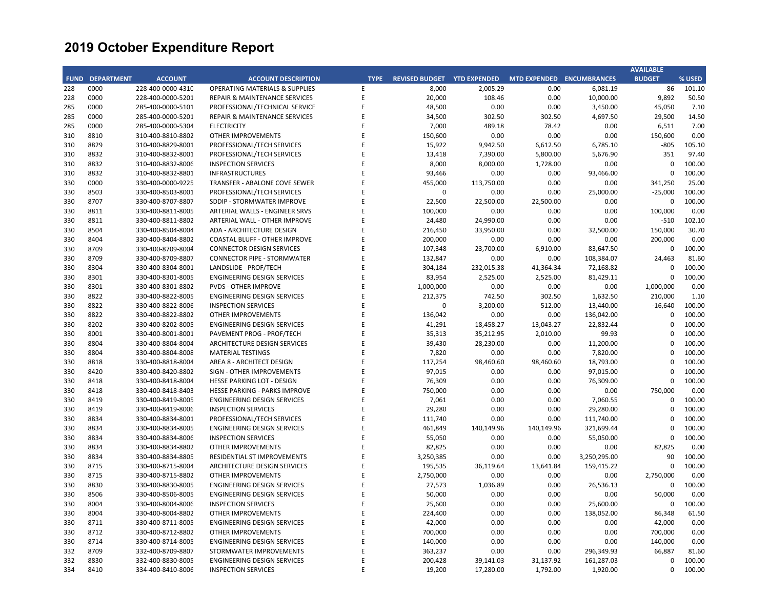# 2019 October Expenditure Report

| FUND | DEPARTMENT | ACCOUNT | ACCOUNT DESCRIPTION | TYPE | REVISED BUDGET | YTD EXPENDED | MTD EXPENDED | ENCUMBRANCES | AVAILABLE BUDGET | % USED |
|---|---|---|---|---|---|---|---|---|---|---|
| 228 | 0000 | 228-400-0000-4310 | OPERATING MATERIALS & SUPPLIES | E | 8,000 | 2,005.29 | 0.00 | 6,081.19 | -86 | 101.10 |
| 228 | 0000 | 228-400-0000-5201 | REPAIR & MAINTENANCE SERVICES | E | 20,000 | 108.46 | 0.00 | 10,000.00 | 9,892 | 50.50 |
| 285 | 0000 | 285-400-0000-5101 | PROFESSIONAL/TECHNICAL SERVICE | E | 48,500 | 0.00 | 0.00 | 3,450.00 | 45,050 | 7.10 |
| 285 | 0000 | 285-400-0000-5201 | REPAIR & MAINTENANCE SERVICES | E | 34,500 | 302.50 | 302.50 | 4,697.50 | 29,500 | 14.50 |
| 285 | 0000 | 285-400-0000-5304 | ELECTRICITY | E | 7,000 | 489.18 | 78.42 | 0.00 | 6,511 | 7.00 |
| 310 | 8810 | 310-400-8810-8802 | OTHER IMPROVEMENTS | E | 150,600 | 0.00 | 0.00 | 0.00 | 150,600 | 0.00 |
| 310 | 8829 | 310-400-8829-8001 | PROFESSIONAL/TECH SERVICES | E | 15,922 | 9,942.50 | 6,612.50 | 6,785.10 | -805 | 105.10 |
| 310 | 8832 | 310-400-8832-8001 | PROFESSIONAL/TECH SERVICES | E | 13,418 | 7,390.00 | 5,800.00 | 5,676.90 | 351 | 97.40 |
| 310 | 8832 | 310-400-8832-8006 | INSPECTION SERVICES | E | 8,000 | 8,000.00 | 1,728.00 | 0.00 | 0 | 100.00 |
| 310 | 8832 | 310-400-8832-8801 | INFRASTRUCTURES | E | 93,466 | 0.00 | 0.00 | 93,466.00 | 0 | 100.00 |
| 330 | 0000 | 330-400-0000-9225 | TRANSFER - ABALONE COVE SEWER | E | 455,000 | 113,750.00 | 0.00 | 0.00 | 341,250 | 25.00 |
| 330 | 8503 | 330-400-8503-8001 | PROFESSIONAL/TECH SERVICES | E | 0 | 0.00 | 0.00 | 25,000.00 | -25,000 | 100.00 |
| 330 | 8707 | 330-400-8707-8807 | SDDIP - STORMWATER IMPROVE | E | 22,500 | 22,500.00 | 22,500.00 | 0.00 | 0 | 100.00 |
| 330 | 8811 | 330-400-8811-8005 | ARTERIAL WALLS - ENGINEER SRVS | E | 100,000 | 0.00 | 0.00 | 0.00 | 100,000 | 0.00 |
| 330 | 8811 | 330-400-8811-8802 | ARTERIAL WALL - OTHER IMPROVE | E | 24,480 | 24,990.00 | 0.00 | 0.00 | -510 | 102.10 |
| 330 | 8504 | 330-400-8504-8004 | ADA - ARCHITECTURE DESIGN | E | 216,450 | 33,950.00 | 0.00 | 32,500.00 | 150,000 | 30.70 |
| 330 | 8404 | 330-400-8404-8802 | COASTAL BLUFF - OTHER IMPROVE | E | 200,000 | 0.00 | 0.00 | 0.00 | 200,000 | 0.00 |
| 330 | 8709 | 330-400-8709-8004 | CONNECTOR DESIGN SERVICES | E | 107,348 | 23,700.00 | 6,910.00 | 83,647.50 | 0 | 100.00 |
| 330 | 8709 | 330-400-8709-8807 | CONNECTOR PIPE - STORMWATER | E | 132,847 | 0.00 | 0.00 | 108,384.07 | 24,463 | 81.60 |
| 330 | 8304 | 330-400-8304-8001 | LANDSLIDE - PROF/TECH | E | 304,184 | 232,015.38 | 41,364.34 | 72,168.82 | 0 | 100.00 |
| 330 | 8301 | 330-400-8301-8005 | ENGINEERING DESIGN SERVICES | E | 83,954 | 2,525.00 | 2,525.00 | 81,429.11 | 0 | 100.00 |
| 330 | 8301 | 330-400-8301-8802 | PVDS - OTHER IMPROVE | E | 1,000,000 | 0.00 | 0.00 | 0.00 | 1,000,000 | 0.00 |
| 330 | 8822 | 330-400-8822-8005 | ENGINEERING DESIGN SERVICES | E | 212,375 | 742.50 | 302.50 | 1,632.50 | 210,000 | 1.10 |
| 330 | 8822 | 330-400-8822-8006 | INSPECTION SERVICES | E | 0 | 3,200.00 | 512.00 | 13,440.00 | -16,640 | 100.00 |
| 330 | 8822 | 330-400-8822-8802 | OTHER IMPROVEMENTS | E | 136,042 | 0.00 | 0.00 | 136,042.00 | 0 | 100.00 |
| 330 | 8202 | 330-400-8202-8005 | ENGINEERING DESIGN SERVICES | E | 41,291 | 18,458.27 | 13,043.27 | 22,832.44 | 0 | 100.00 |
| 330 | 8001 | 330-400-8001-8001 | PAVEMENT PROG - PROF/TECH | E | 35,313 | 35,212.95 | 2,010.00 | 99.93 | 0 | 100.00 |
| 330 | 8804 | 330-400-8804-8004 | ARCHITECTURE DESIGN SERVICES | E | 39,430 | 28,230.00 | 0.00 | 11,200.00 | 0 | 100.00 |
| 330 | 8804 | 330-400-8804-8008 | MATERIAL TESTINGS | E | 7,820 | 0.00 | 0.00 | 7,820.00 | 0 | 100.00 |
| 330 | 8818 | 330-400-8818-8004 | AREA 8 - ARCHITECT DESIGN | E | 117,254 | 98,460.60 | 98,460.60 | 18,793.00 | 0 | 100.00 |
| 330 | 8420 | 330-400-8420-8802 | SIGN - OTHER IMPROVEMENTS | E | 97,015 | 0.00 | 0.00 | 97,015.00 | 0 | 100.00 |
| 330 | 8418 | 330-400-8418-8004 | HESSE PARKING LOT - DESIGN | E | 76,309 | 0.00 | 0.00 | 76,309.00 | 0 | 100.00 |
| 330 | 8418 | 330-400-8418-8403 | HESSE PARKING - PARKS IMPROVE | E | 750,000 | 0.00 | 0.00 | 0.00 | 750,000 | 0.00 |
| 330 | 8419 | 330-400-8419-8005 | ENGINEERING DESIGN SERVICES | E | 7,061 | 0.00 | 0.00 | 7,060.55 | 0 | 100.00 |
| 330 | 8419 | 330-400-8419-8006 | INSPECTION SERVICES | E | 29,280 | 0.00 | 0.00 | 29,280.00 | 0 | 100.00 |
| 330 | 8834 | 330-400-8834-8001 | PROFESSIONAL/TECH SERVICES | E | 111,740 | 0.00 | 0.00 | 111,740.00 | 0 | 100.00 |
| 330 | 8834 | 330-400-8834-8005 | ENGINEERING DESIGN SERVICES | E | 461,849 | 140,149.96 | 140,149.96 | 321,699.44 | 0 | 100.00 |
| 330 | 8834 | 330-400-8834-8006 | INSPECTION SERVICES | E | 55,050 | 0.00 | 0.00 | 55,050.00 | 0 | 100.00 |
| 330 | 8834 | 330-400-8834-8802 | OTHER IMPROVEMENTS | E | 82,825 | 0.00 | 0.00 | 0.00 | 82,825 | 0.00 |
| 330 | 8834 | 330-400-8834-8805 | RESIDENTIAL ST IMPROVEMENTS | E | 3,250,385 | 0.00 | 0.00 | 3,250,295.00 | 90 | 100.00 |
| 330 | 8715 | 330-400-8715-8004 | ARCHITECTURE DESIGN SERVICES | E | 195,535 | 36,119.64 | 13,641.84 | 159,415.22 | 0 | 100.00 |
| 330 | 8715 | 330-400-8715-8802 | OTHER IMPROVEMENTS | E | 2,750,000 | 0.00 | 0.00 | 0.00 | 2,750,000 | 0.00 |
| 330 | 8830 | 330-400-8830-8005 | ENGINEERING DESIGN SERVICES | E | 27,573 | 1,036.89 | 0.00 | 26,536.13 | 0 | 100.00 |
| 330 | 8506 | 330-400-8506-8005 | ENGINEERING DESIGN SERVICES | E | 50,000 | 0.00 | 0.00 | 0.00 | 50,000 | 0.00 |
| 330 | 8004 | 330-400-8004-8006 | INSPECTION SERVICES | E | 25,600 | 0.00 | 0.00 | 25,600.00 | 0 | 100.00 |
| 330 | 8004 | 330-400-8004-8802 | OTHER IMPROVEMENTS | E | 224,400 | 0.00 | 0.00 | 138,052.00 | 86,348 | 61.50 |
| 330 | 8711 | 330-400-8711-8005 | ENGINEERING DESIGN SERVICES | E | 42,000 | 0.00 | 0.00 | 0.00 | 42,000 | 0.00 |
| 330 | 8712 | 330-400-8712-8802 | OTHER IMPROVEMENTS | E | 700,000 | 0.00 | 0.00 | 0.00 | 700,000 | 0.00 |
| 330 | 8714 | 330-400-8714-8005 | ENGINEERING DESIGN SERVICES | E | 140,000 | 0.00 | 0.00 | 0.00 | 140,000 | 0.00 |
| 332 | 8709 | 332-400-8709-8807 | STORMWATER IMPROVEMENTS | E | 363,237 | 0.00 | 0.00 | 296,349.93 | 66,887 | 81.60 |
| 332 | 8830 | 332-400-8830-8005 | ENGINEERING DESIGN SERVICES | E | 200,428 | 39,141.03 | 31,137.92 | 161,287.03 | 0 | 100.00 |
| 334 | 8410 | 334-400-8410-8006 | INSPECTION SERVICES | E | 19,200 | 17,280.00 | 1,792.00 | 1,920.00 | 0 | 100.00 |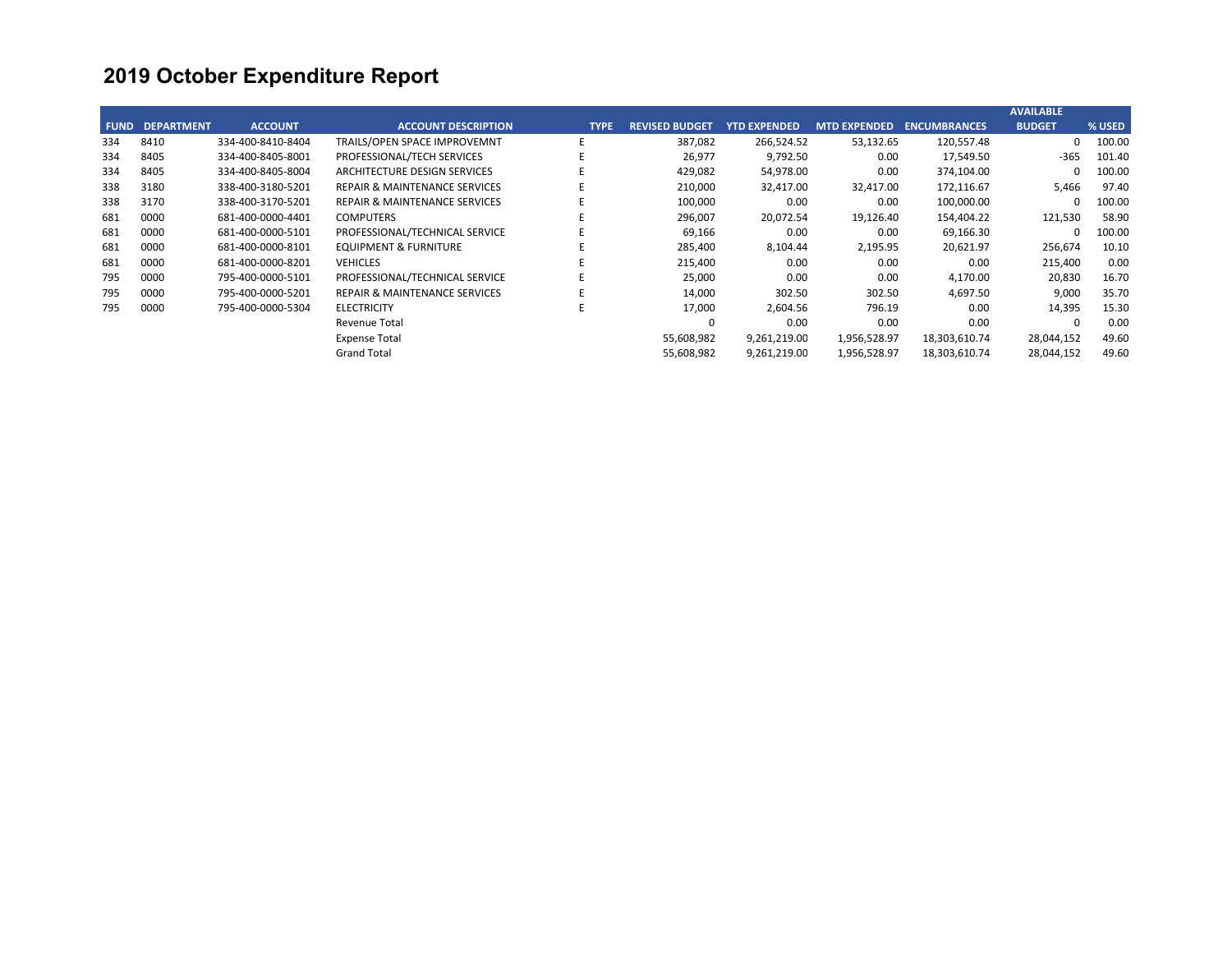# 2019 October Expenditure Report

| FUND | DEPARTMENT | ACCOUNT | ACCOUNT DESCRIPTION | TYPE | REVISED BUDGET | YTD EXPENDED | MTD EXPENDED | ENCUMBRANCES | AVAILABLE BUDGET | % USED |
|---|---|---|---|---|---|---|---|---|---|---|
| 334 | 8410 | 334-400-8410-8404 | TRAILS/OPEN SPACE IMPROVEMNT | E | 387,082 | 266,524.52 | 53,132.65 | 120,557.48 | 0 | 100.00 |
| 334 | 8405 | 334-400-8405-8001 | PROFESSIONAL/TECH SERVICES | E | 26,977 | 9,792.50 | 0.00 | 17,549.50 | -365 | 101.40 |
| 334 | 8405 | 334-400-8405-8004 | ARCHITECTURE DESIGN SERVICES | E | 429,082 | 54,978.00 | 0.00 | 374,104.00 | 0 | 100.00 |
| 338 | 3180 | 338-400-3180-5201 | REPAIR & MAINTENANCE SERVICES | E | 210,000 | 32,417.00 | 32,417.00 | 172,116.67 | 5,466 | 97.40 |
| 338 | 3170 | 338-400-3170-5201 | REPAIR & MAINTENANCE SERVICES | E | 100,000 | 0.00 | 0.00 | 100,000.00 | 0 | 100.00 |
| 681 | 0000 | 681-400-0000-4401 | COMPUTERS | E | 296,007 | 20,072.54 | 19,126.40 | 154,404.22 | 121,530 | 58.90 |
| 681 | 0000 | 681-400-0000-5101 | PROFESSIONAL/TECHNICAL SERVICE | E | 69,166 | 0.00 | 0.00 | 69,166.30 | 0 | 100.00 |
| 681 | 0000 | 681-400-0000-8101 | EQUIPMENT & FURNITURE | E | 285,400 | 8,104.44 | 2,195.95 | 20,621.97 | 256,674 | 10.10 |
| 681 | 0000 | 681-400-0000-8201 | VEHICLES | E | 215,400 | 0.00 | 0.00 | 0.00 | 215,400 | 0.00 |
| 795 | 0000 | 795-400-0000-5101 | PROFESSIONAL/TECHNICAL SERVICE | E | 25,000 | 0.00 | 0.00 | 4,170.00 | 20,830 | 16.70 |
| 795 | 0000 | 795-400-0000-5201 | REPAIR & MAINTENANCE SERVICES | E | 14,000 | 302.50 | 302.50 | 4,697.50 | 9,000 | 35.70 |
| 795 | 0000 | 795-400-0000-5304 | ELECTRICITY | E | 17,000 | 2,604.56 | 796.19 | 0.00 | 14,395 | 15.30 |
| | | | Revenue Total | | 0 | 0.00 | 0.00 | 0.00 | 0 | 0.00 |
| | | | Expense Total | | 55,608,982 | 9,261,219.00 | 1,956,528.97 | 18,303,610.74 | 28,044,152 | 49.60 |
| | | | Grand Total | | 55,608,982 | 9,261,219.00 | 1,956,528.97 | 18,303,610.74 | 28,044,152 | 49.60 |